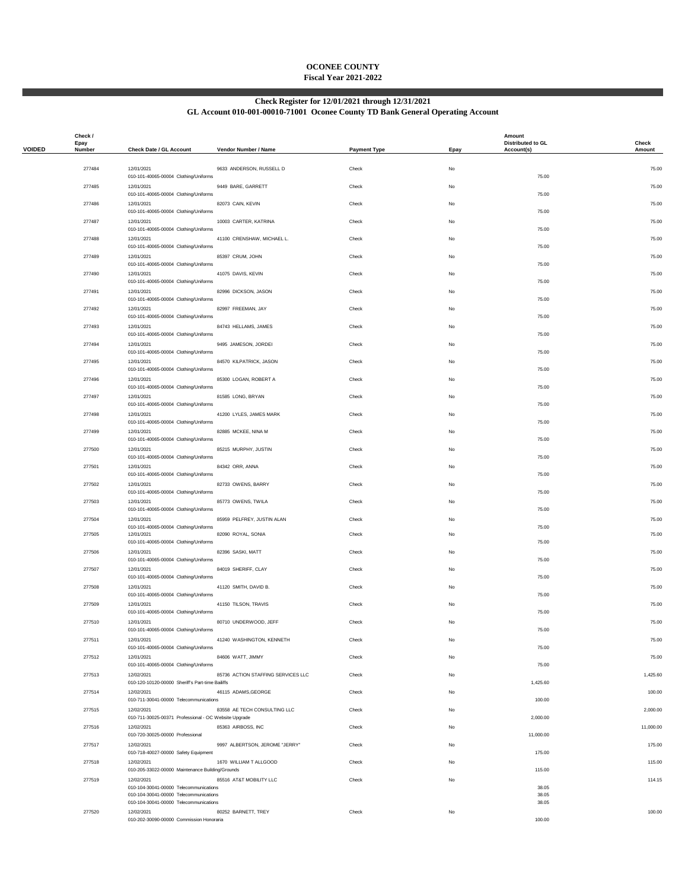# OCONEE COUNTY
## Fiscal Year 2021-2022

## Check Register for 12/01/2021 through 12/31/2021
## GL Account 010-001-00010-71001 Oconee County TD Bank General Operating Account

| VOIDED | Check / Epay Number | Check Date / GL Account | Vendor Number / Name | Payment Type | Epay | Amount Distributed to GL Account(s) | Check Amount |
|---|---|---|---|---|---|---|---|
| | 277484 | 12/01/2021 | 9633 ANDERSON, RUSSELL D | Check | No | | 75.00 |
| | | 010-101-40065-00004 Clothing/Uniforms | | | | 75.00 | |
| | 277485 | 12/01/2021 | 9449 BARE, GARRETT | Check | No | | 75.00 |
| | | 010-101-40065-00004 Clothing/Uniforms | | | | 75.00 | |
| | 277486 | 12/01/2021 | 82073 CAIN, KEVIN | Check | No | | 75.00 |
| | | 010-101-40065-00004 Clothing/Uniforms | | | | 75.00 | |
| | 277487 | 12/01/2021 | 10003 CARTER, KATRINA | Check | No | | 75.00 |
| | | 010-101-40065-00004 Clothing/Uniforms | | | | 75.00 | |
| | 277488 | 12/01/2021 | 41100 CRENSHAW, MICHAEL L. | Check | No | | 75.00 |
| | | 010-101-40065-00004 Clothing/Uniforms | | | | 75.00 | |
| | 277489 | 12/01/2021 | 85397 CRUM, JOHN | Check | No | | 75.00 |
| | | 010-101-40065-00004 Clothing/Uniforms | | | | 75.00 | |
| | 277490 | 12/01/2021 | 41075 DAVIS, KEVIN | Check | No | | 75.00 |
| | | 010-101-40065-00004 Clothing/Uniforms | | | | 75.00 | |
| | 277491 | 12/01/2021 | 82996 DICKSON, JASON | Check | No | | 75.00 |
| | | 010-101-40065-00004 Clothing/Uniforms | | | | 75.00 | |
| | 277492 | 12/01/2021 | 82997 FREEMAN, JAY | Check | No | | 75.00 |
| | | 010-101-40065-00004 Clothing/Uniforms | | | | 75.00 | |
| | 277493 | 12/01/2021 | 84743 HELLAMS, JAMES | Check | No | | 75.00 |
| | | 010-101-40065-00004 Clothing/Uniforms | | | | 75.00 | |
| | 277494 | 12/01/2021 | 9495 JAMESON, JORDEI | Check | No | | 75.00 |
| | | 010-101-40065-00004 Clothing/Uniforms | | | | 75.00 | |
| | 277495 | 12/01/2021 | 84570 KILPATRICK, JASON | Check | No | | 75.00 |
| | | 010-101-40065-00004 Clothing/Uniforms | | | | 75.00 | |
| | 277496 | 12/01/2021 | 85300 LOGAN, ROBERT A | Check | No | | 75.00 |
| | | 010-101-40065-00004 Clothing/Uniforms | | | | 75.00 | |
| | 277497 | 12/01/2021 | 81585 LONG, BRYAN | Check | No | | 75.00 |
| | | 010-101-40065-00004 Clothing/Uniforms | | | | 75.00 | |
| | 277498 | 12/01/2021 | 41200 LYLES, JAMES MARK | Check | No | | 75.00 |
| | | 010-101-40065-00004 Clothing/Uniforms | | | | 75.00 | |
| | 277499 | 12/01/2021 | 82885 MCKEE, NINA M | Check | No | | 75.00 |
| | | 010-101-40065-00004 Clothing/Uniforms | | | | 75.00 | |
| | 277500 | 12/01/2021 | 85215 MURPHY, JUSTIN | Check | No | | 75.00 |
| | | 010-101-40065-00004 Clothing/Uniforms | | | | 75.00 | |
| | 277501 | 12/01/2021 | 84342 ORR, ANNA | Check | No | | 75.00 |
| | | 010-101-40065-00004 Clothing/Uniforms | | | | 75.00 | |
| | 277502 | 12/01/2021 | 82733 OWENS, BARRY | Check | No | | 75.00 |
| | | 010-101-40065-00004 Clothing/Uniforms | | | | 75.00 | |
| | 277503 | 12/01/2021 | 85773 OWENS, TWILA | Check | No | | 75.00 |
| | | 010-101-40065-00004 Clothing/Uniforms | | | | 75.00 | |
| | 277504 | 12/01/2021 | 85959 PELFREY, JUSTIN ALAN | Check | No | | 75.00 |
| | | 010-101-40065-00004 Clothing/Uniforms | | | | 75.00 | |
| | 277505 | 12/01/2021 | 82090 ROYAL, SONIA | Check | No | | 75.00 |
| | | 010-101-40065-00004 Clothing/Uniforms | | | | 75.00 | |
| | 277506 | 12/01/2021 | 82396 SASKI, MATT | Check | No | | 75.00 |
| | | 010-101-40065-00004 Clothing/Uniforms | | | | 75.00 | |
| | 277507 | 12/01/2021 | 84019 SHERIFF, CLAY | Check | No | | 75.00 |
| | | 010-101-40065-00004 Clothing/Uniforms | | | | 75.00 | |
| | 277508 | 12/01/2021 | 41120 SMITH, DAVID B. | Check | No | | 75.00 |
| | | 010-101-40065-00004 Clothing/Uniforms | | | | 75.00 | |
| | 277509 | 12/01/2021 | 41150 TILSON, TRAVIS | Check | No | | 75.00 |
| | | 010-101-40065-00004 Clothing/Uniforms | | | | 75.00 | |
| | 277510 | 12/01/2021 | 80710 UNDERWOOD, JEFF | Check | No | | 75.00 |
| | | 010-101-40065-00004 Clothing/Uniforms | | | | 75.00 | |
| | 277511 | 12/01/2021 | 41240 WASHINGTON, KENNETH | Check | No | | 75.00 |
| | | 010-101-40065-00004 Clothing/Uniforms | | | | 75.00 | |
| | 277512 | 12/01/2021 | 84606 WATT, JIMMY | Check | No | | 75.00 |
| | | 010-101-40065-00004 Clothing/Uniforms | | | | 75.00 | |
| | 277513 | 12/02/2021 | 85736 ACTION STAFFING SERVICES LLC | Check | No | | 1,425.60 |
| | | 010-120-10120-00000 Sheriff's Part-time Bailiffs | | | | 1,425.60 | |
| | 277514 | 12/02/2021 | 46115 ADAMS,GEORGE | Check | No | | 100.00 |
| | | 010-711-30041-00000 Telecommunications | | | | 100.00 | |
| | 277515 | 12/02/2021 | 83558 AE TECH CONSULTING LLC | Check | No | | 2,000.00 |
| | | 010-711-30025-00371 Professional - OC Website Upgrade | | | | 2,000.00 | |
| | 277516 | 12/02/2021 | 85363 AIRBOSS, INC | Check | No | | 11,000.00 |
| | | 010-720-30025-00000 Professional | | | | 11,000.00 | |
| | 277517 | 12/02/2021 | 9997 ALBERTSON, JEROME "JERRY" | Check | No | | 175.00 |
| | | 010-718-40027-00000 Safety Equipment | | | | 175.00 | |
| | 277518 | 12/02/2021 | 1670 WILLIAM T ALLGOOD | Check | No | | 115.00 |
| | | 010-205-33022-00000 Maintenance Building/Grounds | | | | 115.00 | |
| | 277519 | 12/02/2021 | 85516 AT&T MOBILITY LLC | Check | No | | 114.15 |
| | | 010-104-30041-00000 Telecommunications | | | | 38.05 | |
| | | 010-104-30041-00000 Telecommunications | | | | 38.05 | |
| | | 010-104-30041-00000 Telecommunications | | | | 38.05 | |
| | 277520 | 12/02/2021 | 80252 BARNETT, TREY | Check | No | | 100.00 |
| | | 010-202-30090-00000 Commission Honoraria | | | | 100.00 | |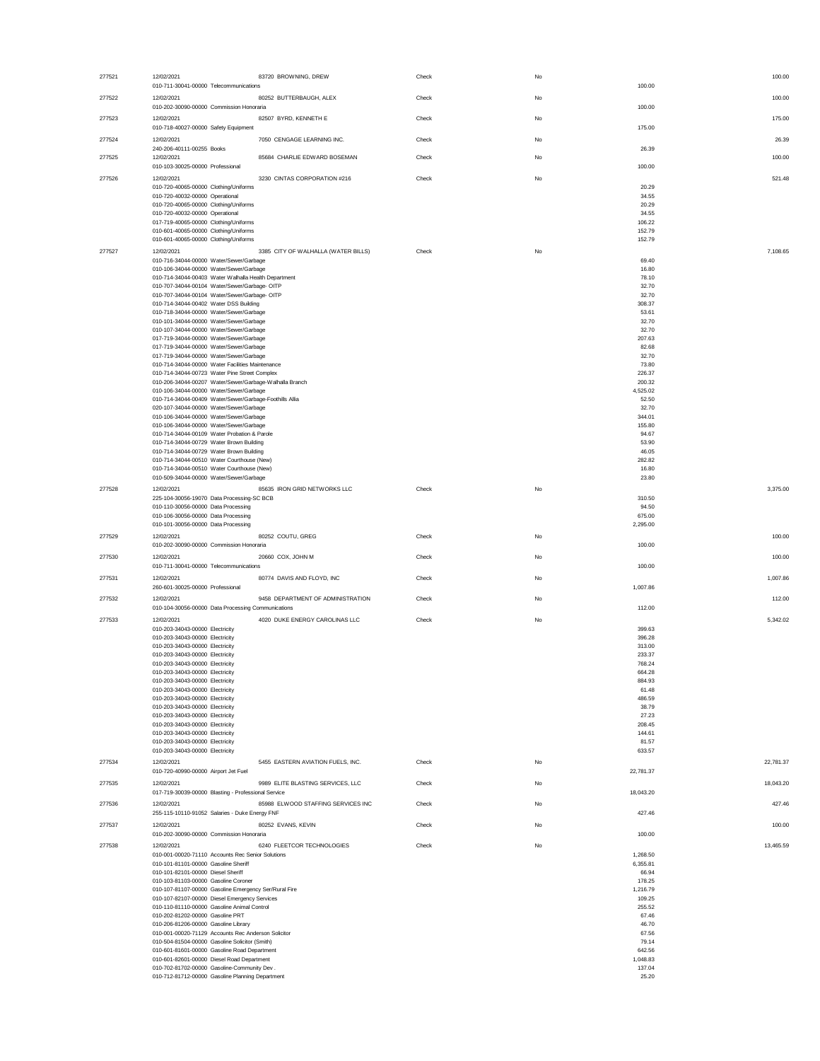| | | | | | | |
|---|---|---|---|---|---|---|
| 277521 | 12/02/2021 | 83720 BROWNING, DREW | Check | No | | 100.00 |
| | 010-711-30041-00000 Telecommunications | | | | 100.00 | |
| 277522 | 12/02/2021 | 80252 BUTTERBAUGH, ALEX | Check | No | | 100.00 |
| | 010-202-30090-00000 Commission Honoraria | | | | 100.00 | |
| 277523 | 12/02/2021 | 82507 BYRD, KENNETH E | Check | No | | 175.00 |
| | 010-718-40027-00000 Safety Equipment | | | | 175.00 | |
| 277524 | 12/02/2021 | 7050 CENGAGE LEARNING INC. | Check | No | | 26.39 |
| | 240-206-40111-00255 Books | | | | 26.39 | |
| 277525 | 12/02/2021 | 85684 CHARLIE EDWARD BOSEMAN | Check | No | | 100.00 |
| | 010-103-30025-00000 Professional | | | | 100.00 | |
| 277526 | 12/02/2021 | 3230 CINTAS CORPORATION #216 | Check | No | | 521.48 |
| | 010-720-40065-00000 Clothing/Uniforms | | | | 20.29 | |
| | 010-720-40032-00000 Operational | | | | 34.55 | |
| | 010-720-40065-00000 Clothing/Uniforms | | | | 20.29 | |
| | 010-720-40032-00000 Operational | | | | 34.55 | |
| | 017-719-40065-00000 Clothing/Uniforms | | | | 106.22 | |
| | 010-601-40065-00000 Clothing/Uniforms | | | | 152.79 | |
| | 010-601-40065-00000 Clothing/Uniforms | | | | 152.79 | |
| 277527 | 12/02/2021 | 3385 CITY OF WALHALLA (WATER BILLS) | Check | No | | 7,108.65 |
| | 010-716-34044-00000 Water/Sewer/Garbage | | | | 69.40 | |
| | 010-106-34044-00000 Water/Sewer/Garbage | | | | 16.80 | |
| | 010-714-34044-00403 Water Walhalla Health Department | | | | 78.10 | |
| | 010-707-34044-00104 Water/Sewer/Garbage- OITP | | | | 32.70 | |
| | 010-707-34044-00104 Water/Sewer/Garbage- OITP | | | | 32.70 | |
| | 010-714-34044-00402 Water DSS Building | | | | 308.37 | |
| | 010-718-34044-00000 Water/Sewer/Garbage | | | | 53.61 | |
| | 010-101-34044-00000 Water/Sewer/Garbage | | | | 32.70 | |
| | 010-107-34044-00000 Water/Sewer/Garbage | | | | 32.70 | |
| | 017-719-34044-00000 Water/Sewer/Garbage | | | | 207.63 | |
| | 017-719-34044-00000 Water/Sewer/Garbage | | | | 82.68 | |
| | 017-719-34044-00000 Water/Sewer/Garbage | | | | 32.70 | |
| | 010-714-34044-00000 Water Facilities Maintenance | | | | 73.80 | |
| | 010-714-34044-00723 Water Pine Street Complex | | | | 226.37 | |
| | 010-206-34044-00207 Water/Sewer/Garbage-Walhalla Branch | | | | 200.32 | |
| | 010-106-34044-00000 Water/Sewer/Garbage | | | | 4,525.02 | |
| | 010-714-34044-00409 Water/Sewer/Garbage-Foothills Allia | | | | 52.50 | |
| | 020-107-34044-00000 Water/Sewer/Garbage | | | | 32.70 | |
| | 010-106-34044-00000 Water/Sewer/Garbage | | | | 344.01 | |
| | 010-106-34044-00000 Water/Sewer/Garbage | | | | 155.80 | |
| | 010-714-34044-00109 Water Probation & Parole | | | | 94.67 | |
| | 010-714-34044-00729 Water Brown Building | | | | 53.90 | |
| | 010-714-34044-00729 Water Brown Building | | | | 46.05 | |
| | 010-714-34044-00510 Water Courthouse (New) | | | | 282.82 | |
| | 010-714-34044-00510 Water Courthouse (New) | | | | 16.80 | |
| | 010-509-34044-00000 Water/Sewer/Garbage | | | | 23.80 | |
| 277528 | 12/02/2021 | 85635 IRON GRID NETWORKS LLC | Check | No | | 3,375.00 |
| | 225-104-30056-19070 Data Processing-SC BCB | | | | 310.50 | |
| | 010-110-30056-00000 Data Processing | | | | 94.50 | |
| | 010-106-30056-00000 Data Processing | | | | 675.00 | |
| | 010-101-30056-00000 Data Processing | | | | 2,295.00 | |
| 277529 | 12/02/2021 | 80252 COUTU, GREG | Check | No | | 100.00 |
| | 010-202-30090-00000 Commission Honoraria | | | | 100.00 | |
| 277530 | 12/02/2021 | 20660 COX, JOHN M | Check | No | | 100.00 |
| | 010-711-30041-00000 Telecommunications | | | | 100.00 | |
| 277531 | 12/02/2021 | 80774 DAVIS AND FLOYD, INC | Check | No | | 1,007.86 |
| | 260-601-30025-00000 Professional | | | | 1,007.86 | |
| 277532 | 12/02/2021 | 9458 DEPARTMENT OF ADMINISTRATION | Check | No | | 112.00 |
| | 010-104-30056-00000 Data Processing Communications | | | | 112.00 | |
| 277533 | 12/02/2021 | 4020 DUKE ENERGY CAROLINAS LLC | Check | No | | 5,342.02 |
| | 010-203-34043-00000 Electricity | | | | 399.63 | |
| | 010-203-34043-00000 Electricity | | | | 396.28 | |
| | 010-203-34043-00000 Electricity | | | | 313.00 | |
| | 010-203-34043-00000 Electricity | | | | 233.37 | |
| | 010-203-34043-00000 Electricity | | | | 768.24 | |
| | 010-203-34043-00000 Electricity | | | | 664.28 | |
| | 010-203-34043-00000 Electricity | | | | 884.93 | |
| | 010-203-34043-00000 Electricity | | | | 61.48 | |
| | 010-203-34043-00000 Electricity | | | | 486.59 | |
| | 010-203-34043-00000 Electricity | | | | 38.79 | |
| | 010-203-34043-00000 Electricity | | | | 27.23 | |
| | 010-203-34043-00000 Electricity | | | | 208.45 | |
| | 010-203-34043-00000 Electricity | | | | 144.61 | |
| | 010-203-34043-00000 Electricity | | | | 81.57 | |
| | 010-203-34043-00000 Electricity | | | | 633.57 | |
| 277534 | 12/02/2021 | 5455 EASTERN AVIATION FUELS, INC. | Check | No | | 22,781.37 |
| | 010-720-40990-00000 Airport Jet Fuel | | | | 22,781.37 | |
| 277535 | 12/02/2021 | 9989 ELITE BLASTING SERVICES, LLC | Check | No | | 18,043.20 |
| | 017-719-30039-00000 Blasting - Professional Service | | | | 18,043.20 | |
| 277536 | 12/02/2021 | 85988 ELWOOD STAFFING SERVICES INC | Check | No | | 427.46 |
| | 255-115-10110-91052 Salaries - Duke Energy FNF | | | | 427.46 | |
| 277537 | 12/02/2021 | 80252 EVANS, KEVIN | Check | No | | 100.00 |
| | 010-202-30090-00000 Commission Honoraria | | | | 100.00 | |
| 277538 | 12/02/2021 | 6240 FLEETCOR TECHNOLOGIES | Check | No | | 13,465.59 |
| | 010-001-00020-71110 Accounts Rec Senior Solutions | | | | 1,268.50 | |
| | 010-101-81101-00000 Gasoline Sheriff | | | | 6,355.81 | |
| | 010-101-82101-00000 Diesel Sheriff | | | | 66.94 | |
| | 010-103-81103-00000 Gasoline Coroner | | | | 178.25 | |
| | 010-107-81107-00000 Gasoline Emergency Ser/Rural Fire | | | | 1,216.79 | |
| | 010-107-82107-00000 Diesel Emergency Services | | | | 109.25 | |
| | 010-110-81110-00000 Gasoline Animal Control | | | | 255.52 | |
| | 010-202-81202-00000 Gasoline PRT | | | | 67.46 | |
| | 010-206-81206-00000 Gasoline Library | | | | 46.70 | |
| | 010-001-00020-71129 Accounts Rec Anderson Solicitor | | | | 67.56 | |
| | 010-504-81504-00000 Gasoline Solicitor (Smith) | | | | 79.14 | |
| | 010-601-81601-00000 Gasoline Road Department | | | | 642.56 | |
| | 010-601-82601-00000 Diesel Road Department | | | | 1,048.83 | |
| | 010-702-81702-00000 Gasoline-Community Dev . | | | | 137.04 | |
| | 010-712-81712-00000 Gasoline Planning Department | | | | 25.20 | |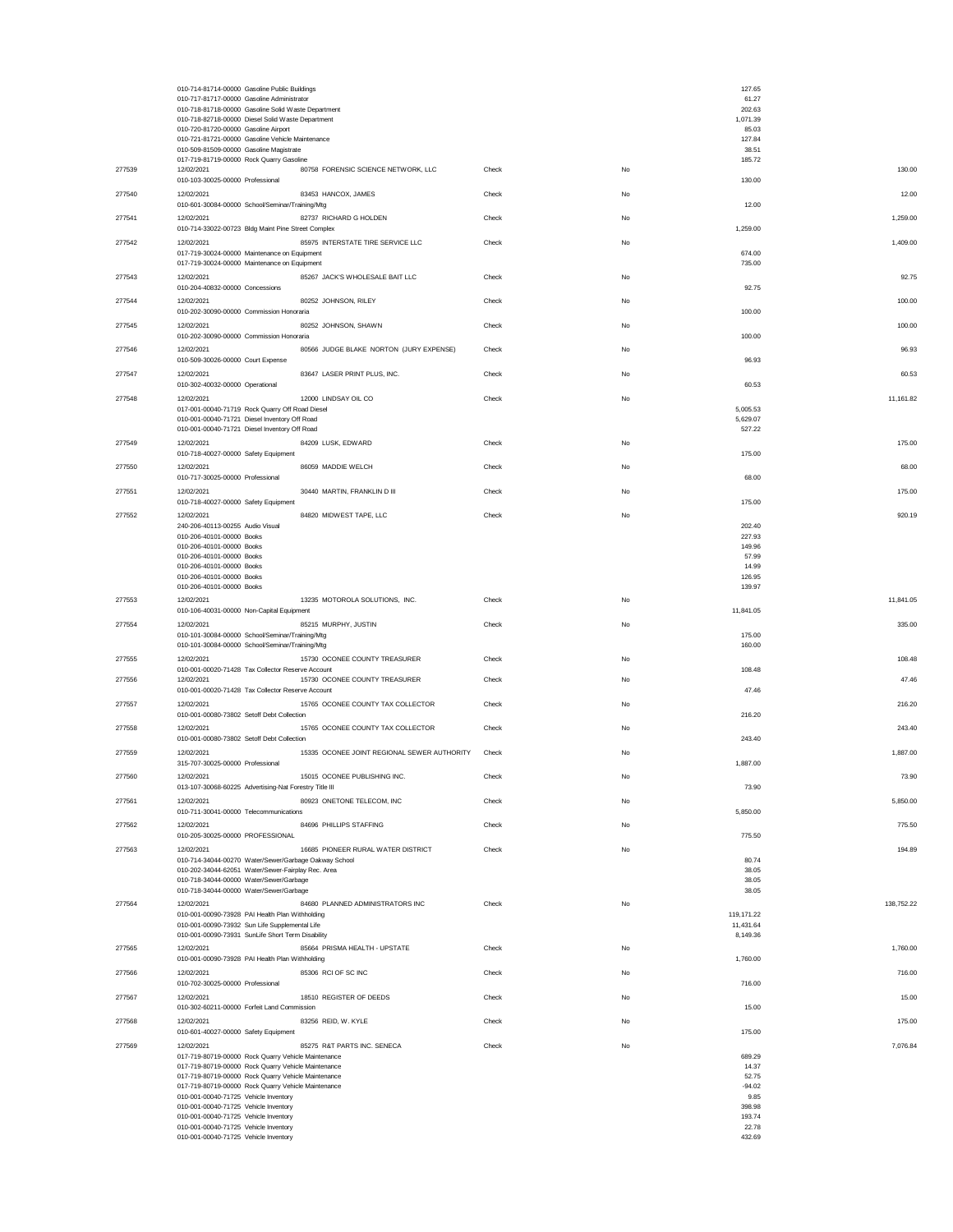| Check # | Date / Account | Vendor | Type | Void | Line Amount | Check Amount |
|---|---|---|---|---|---|---|
| | 010-714-81714-00000 Gasoline Public Buildings | | | | 127.65 | |
| | 010-717-81717-00000 Gasoline Administrator | | | | 61.27 | |
| | 010-718-81718-00000 Gasoline Solid Waste Department | | | | 202.63 | |
| | 010-718-82718-00000 Diesel Solid Waste Department | | | | 1,071.39 | |
| | 010-720-81720-00000 Gasoline Airport | | | | 85.03 | |
| | 010-721-81721-00000 Gasoline Vehicle Maintenance | | | | 127.84 | |
| | 010-509-81509-00000 Gasoline Magistrate | | | | 38.51 | |
| | 017-719-81719-00000 Rock Quarry Gasoline | | | | 185.72 | |
| 277539 | 12/02/2021 | 80758 FORENSIC SCIENCE NETWORK, LLC | Check | No | | 130.00 |
| | 010-103-30025-00000 Professional | | | | 130.00 | |
| 277540 | 12/02/2021 | 83453 HANCOX, JAMES | Check | No | | 12.00 |
| | 010-601-30084-00000 School/Seminar/Training/Mtg | | | | 12.00 | |
| 277541 | 12/02/2021 | 82737 RICHARD G HOLDEN | Check | No | | 1,259.00 |
| | 010-714-33022-00723 Bldg Maint Pine Street Complex | | | | 1,259.00 | |
| 277542 | 12/02/2021 | 85975 INTERSTATE TIRE SERVICE LLC | Check | No | | 1,409.00 |
| | 017-719-30024-00000 Maintenance on Equipment | | | | 674.00 | |
| | 017-719-30024-00000 Maintenance on Equipment | | | | 735.00 | |
| 277543 | 12/02/2021 | 85267 JACK'S WHOLESALE BAIT LLC | Check | No | | 92.75 |
| | 010-204-40832-00000 Concessions | | | | 92.75 | |
| 277544 | 12/02/2021 | 80252 JOHNSON, RILEY | Check | No | | 100.00 |
| | 010-202-30090-00000 Commission Honoraria | | | | 100.00 | |
| 277545 | 12/02/2021 | 80252 JOHNSON, SHAWN | Check | No | | 100.00 |
| | 010-202-30090-00000 Commission Honoraria | | | | 100.00 | |
| 277546 | 12/02/2021 | 80566 JUDGE BLAKE NORTON (JURY EXPENSE) | Check | No | | 96.93 |
| | 010-509-30026-00000 Court Expense | | | | 96.93 | |
| 277547 | 12/02/2021 | 83647 LASER PRINT PLUS, INC. | Check | No | | 60.53 |
| | 010-302-40032-00000 Operational | | | | 60.53 | |
| 277548 | 12/02/2021 | 12000 LINDSAY OIL CO | Check | No | | 11,161.82 |
| | 017-001-00040-71719 Rock Quarry Off Road Diesel | | | | 5,005.53 | |
| | 010-001-00040-71721 Diesel Inventory Off Road | | | | 5,629.07 | |
| | 010-001-00040-71721 Diesel Inventory Off Road | | | | 527.22 | |
| 277549 | 12/02/2021 | 84209 LUSK, EDWARD | Check | No | | 175.00 |
| | 010-718-40027-00000 Safety Equipment | | | | 175.00 | |
| 277550 | 12/02/2021 | 86059 MADDIE WELCH | Check | No | | 68.00 |
| | 010-717-30025-00000 Professional | | | | 68.00 | |
| 277551 | 12/02/2021 | 30440 MARTIN, FRANKLIN D III | Check | No | | 175.00 |
| | 010-718-40027-00000 Safety Equipment | | | | 175.00 | |
| 277552 | 12/02/2021 | 84820 MIDWEST TAPE, LLC | Check | No | | 920.19 |
| | 240-206-40113-00255 Audio Visual | | | | 202.40 | |
| | 010-206-40101-00000 Books | | | | 227.93 | |
| | 010-206-40101-00000 Books | | | | 149.96 | |
| | 010-206-40101-00000 Books | | | | 57.99 | |
| | 010-206-40101-00000 Books | | | | 14.99 | |
| | 010-206-40101-00000 Books | | | | 126.95 | |
| | 010-206-40101-00000 Books | | | | 139.97 | |
| 277553 | 12/02/2021 | 13235 MOTOROLA SOLUTIONS, INC. | Check | No | | 11,841.05 |
| | 010-106-40031-00000 Non-Capital Equipment | | | | 11,841.05 | |
| 277554 | 12/02/2021 | 85215 MURPHY, JUSTIN | Check | No | | 335.00 |
| | 010-101-30084-00000 School/Seminar/Training/Mtg | | | | 175.00 | |
| | 010-101-30084-00000 School/Seminar/Training/Mtg | | | | 160.00 | |
| 277555 | 12/02/2021 | 15730 OCONEE COUNTY TREASURER | Check | No | | 108.48 |
| | 010-001-00020-71428 Tax Collector Reserve Account | | | | 108.48 | |
| 277556 | 12/02/2021 | 15730 OCONEE COUNTY TREASURER | Check | No | | 47.46 |
| | 010-001-00020-71428 Tax Collector Reserve Account | | | | 47.46 | |
| 277557 | 12/02/2021 | 15765 OCONEE COUNTY TAX COLLECTOR | Check | No | | 216.20 |
| | 010-001-00080-73802 Setoff Debt Collection | | | | 216.20 | |
| 277558 | 12/02/2021 | 15765 OCONEE COUNTY TAX COLLECTOR | Check | No | | 243.40 |
| | 010-001-00080-73802 Setoff Debt Collection | | | | 243.40 | |
| 277559 | 12/02/2021 | 15335 OCONEE JOINT REGIONAL SEWER AUTHORITY | Check | No | | 1,887.00 |
| | 315-707-30025-00000 Professional | | | | 1,887.00 | |
| 277560 | 12/02/2021 | 15015 OCONEE PUBLISHING INC. | Check | No | | 73.90 |
| | 013-107-30068-60225 Advertising-Nat Forestry Title III | | | | 73.90 | |
| 277561 | 12/02/2021 | 80923 ONETONE TELECOM, INC | Check | No | | 5,850.00 |
| | 010-711-30041-00000 Telecommunications | | | | 5,850.00 | |
| 277562 | 12/02/2021 | 84696 PHILLIPS STAFFING | Check | No | | 775.50 |
| | 010-205-30025-00000 PROFESSIONAL | | | | 775.50 | |
| 277563 | 12/02/2021 | 16685 PIONEER RURAL WATER DISTRICT | Check | No | | 194.89 |
| | 010-714-34044-00270 Water/Sewer/Garbage Oakway School | | | | 80.74 | |
| | 010-202-34044-62051 Water/Sewer-Fairplay Rec. Area | | | | 38.05 | |
| | 010-718-34044-00000 Water/Sewer/Garbage | | | | 38.05 | |
| | 010-718-34044-00000 Water/Sewer/Garbage | | | | 38.05 | |
| 277564 | 12/02/2021 | 84680 PLANNED ADMINISTRATORS INC | Check | No | | 138,752.22 |
| | 010-001-00090-73928 PAI Health Plan Withholding | | | | 119,171.22 | |
| | 010-001-00090-73932 Sun Life Supplemental Life | | | | 11,431.64 | |
| | 010-001-00090-73931 SunLife Short Term Disability | | | | 8,149.36 | |
| 277565 | 12/02/2021 | 85664 PRISMA HEALTH - UPSTATE | Check | No | | 1,760.00 |
| | 010-001-00090-73928 PAI Health Plan Withholding | | | | 1,760.00 | |
| 277566 | 12/02/2021 | 85306 RCI OF SC INC | Check | No | | 716.00 |
| | 010-702-30025-00000 Professional | | | | 716.00 | |
| 277567 | 12/02/2021 | 18510 REGISTER OF DEEDS | Check | No | | 15.00 |
| | 010-302-60211-00000 Forfeit Land Commission | | | | 15.00 | |
| 277568 | 12/02/2021 | 83256 REID, W. KYLE | Check | No | | 175.00 |
| | 010-601-40027-00000 Safety Equipment | | | | 175.00 | |
| 277569 | 12/02/2021 | 85275 R&T PARTS INC. SENECA | Check | No | | 7,076.84 |
| | 017-719-80719-00000 Rock Quarry Vehicle Maintenance | | | | 689.29 | |
| | 017-719-80719-00000 Rock Quarry Vehicle Maintenance | | | | 14.37 | |
| | 017-719-80719-00000 Rock Quarry Vehicle Maintenance | | | | 52.75 | |
| | 017-719-80719-00000 Rock Quarry Vehicle Maintenance | | | | -94.02 | |
| | 010-001-00040-71725 Vehicle Inventory | | | | 9.85 | |
| | 010-001-00040-71725 Vehicle Inventory | | | | 398.98 | |
| | 010-001-00040-71725 Vehicle Inventory | | | | 193.74 | |
| | 010-001-00040-71725 Vehicle Inventory | | | | 22.78 | |
| | 010-001-00040-71725 Vehicle Inventory | | | | 432.69 | |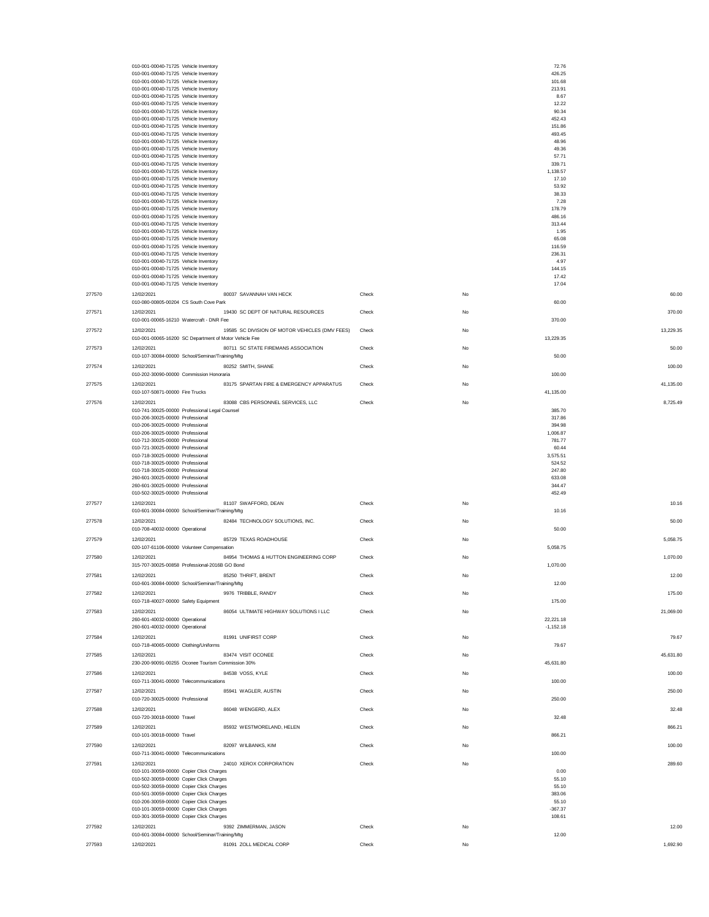| | | | | | | |
|---|---|---|---|---|---|---|
| | 010-001-00040-71725 Vehicle Inventory | | | | 72.76 | |
| | 010-001-00040-71725 Vehicle Inventory | | | | 426.25 | |
| | 010-001-00040-71725 Vehicle Inventory | | | | 101.68 | |
| | 010-001-00040-71725 Vehicle Inventory | | | | 213.91 | |
| | 010-001-00040-71725 Vehicle Inventory | | | | 8.67 | |
| | 010-001-00040-71725 Vehicle Inventory | | | | 12.22 | |
| | 010-001-00040-71725 Vehicle Inventory | | | | 90.34 | |
| | 010-001-00040-71725 Vehicle Inventory | | | | 452.43 | |
| | 010-001-00040-71725 Vehicle Inventory | | | | 151.86 | |
| | 010-001-00040-71725 Vehicle Inventory | | | | 493.45 | |
| | 010-001-00040-71725 Vehicle Inventory | | | | 48.96 | |
| | 010-001-00040-71725 Vehicle Inventory | | | | 49.36 | |
| | 010-001-00040-71725 Vehicle Inventory | | | | 57.71 | |
| | 010-001-00040-71725 Vehicle Inventory | | | | 339.71 | |
| | 010-001-00040-71725 Vehicle Inventory | | | | 1,138.57 | |
| | 010-001-00040-71725 Vehicle Inventory | | | | 17.10 | |
| | 010-001-00040-71725 Vehicle Inventory | | | | 53.92 | |
| | 010-001-00040-71725 Vehicle Inventory | | | | 38.33 | |
| | 010-001-00040-71725 Vehicle Inventory | | | | 7.28 | |
| | 010-001-00040-71725 Vehicle Inventory | | | | 178.79 | |
| | 010-001-00040-71725 Vehicle Inventory | | | | 486.16 | |
| | 010-001-00040-71725 Vehicle Inventory | | | | 313.44 | |
| | 010-001-00040-71725 Vehicle Inventory | | | | 1.95 | |
| | 010-001-00040-71725 Vehicle Inventory | | | | 65.08 | |
| | 010-001-00040-71725 Vehicle Inventory | | | | 116.59 | |
| | 010-001-00040-71725 Vehicle Inventory | | | | 236.31 | |
| | 010-001-00040-71725 Vehicle Inventory | | | | 4.97 | |
| | 010-001-00040-71725 Vehicle Inventory | | | | 144.15 | |
| | 010-001-00040-71725 Vehicle Inventory | | | | 17.42 | |
| | 010-001-00040-71725 Vehicle Inventory | | | | 17.04 | |
| 277570 | 12/02/2021 | 80037 SAVANNAH VAN HECK | Check | No | | 60.00 |
| | 010-080-00805-00204 CS South Cove Park | | | | 60.00 | |
| 277571 | 12/02/2021 | 19430 SC DEPT OF NATURAL RESOURCES | Check | No | | 370.00 |
| | 010-001-00065-16210 Watercraft - DNR Fee | | | | 370.00 | |
| 277572 | 12/02/2021 | 19585 SC DIVISION OF MOTOR VEHICLES (DMV FEES) | Check | No | | 13,229.35 |
| | 010-001-00065-16200 SC Department of Motor Vehicle Fee | | | | 13,229.35 | |
| 277573 | 12/02/2021 | 80711 SC STATE FIREMANS ASSOCIATION | Check | No | | 50.00 |
| | 010-107-30084-00000 School/Seminar/Training/Mtg | | | | 50.00 | |
| 277574 | 12/02/2021 | 80252 SMITH, SHANE | Check | No | | 100.00 |
| | 010-202-30090-00000 Commission Honoraria | | | | 100.00 | |
| 277575 | 12/02/2021 | 83175 SPARTAN FIRE & EMERGENCY APPARATUS | Check | No | | 41,135.00 |
| | 010-107-50871-00000 Fire Trucks | | | | 41,135.00 | |
| 277576 | 12/02/2021 | 83088 CBS PERSONNEL SERVICES, LLC | Check | No | | 8,725.49 |
| | 010-741-30025-00000 Professional Legal Counsel | | | | 385.70 | |
| | 010-206-30025-00000 Professional | | | | 317.86 | |
| | 010-206-30025-00000 Professional | | | | 394.98 | |
| | 010-206-30025-00000 Professional | | | | 1,006.87 | |
| | 010-712-30025-00000 Professional | | | | 781.77 | |
| | 010-721-30025-00000 Professional | | | | 60.44 | |
| | 010-718-30025-00000 Professional | | | | 3,575.51 | |
| | 010-718-30025-00000 Professional | | | | 524.52 | |
| | 010-718-30025-00000 Professional | | | | 247.80 | |
| | 260-601-30025-00000 Professional | | | | 633.08 | |
| | 260-601-30025-00000 Professional | | | | 344.47 | |
| | 010-502-30025-00000 Professional | | | | 452.49 | |
| 277577 | 12/02/2021 | 81107 SWAFFORD, DEAN | Check | No | | 10.16 |
| | 010-601-30084-00000 School/Seminar/Training/Mtg | | | | 10.16 | |
| 277578 | 12/02/2021 | 82484 TECHNOLOGY SOLUTIONS, INC. | Check | No | | 50.00 |
| | 010-708-40032-00000 Operational | | | | 50.00 | |
| 277579 | 12/02/2021 | 85729 TEXAS ROADHOUSE | Check | No | | 5,058.75 |
| | 020-107-61106-00000 Volunteer Compensation | | | | 5,058.75 | |
| 277580 | 12/02/2021 | 84954 THOMAS & HUTTON ENGINEERING CORP | Check | No | | 1,070.00 |
| | 315-707-30025-00858 Professional-2016B GO Bond | | | | 1,070.00 | |
| 277581 | 12/02/2021 | 85250 THRIFT, BRENT | Check | No | | 12.00 |
| | 010-601-30084-00000 School/Seminar/Training/Mtg | | | | 12.00 | |
| 277582 | 12/02/2021 | 9976 TRIBBLE, RANDY | Check | No | | 175.00 |
| | 010-718-40027-00000 Safety Equipment | | | | 175.00 | |
| 277583 | 12/02/2021 | 86054 ULTIMATE HIGHWAY SOLUTIONS I LLC | Check | No | | 21,069.00 |
| | 260-601-40032-00000 Operational | | | | 22,221.18 | |
| | 260-601-40032-00000 Operational | | | | -1,152.18 | |
| 277584 | 12/02/2021 | 81991 UNIFIRST CORP | Check | No | | 79.67 |
| | 010-718-40065-00000 Clothing/Uniforms | | | | 79.67 | |
| 277585 | 12/02/2021 | 83474 VISIT OCONEE | Check | No | | 45,631.80 |
| | 230-200-90091-00255 Oconee Tourism Commission 30% | | | | 45,631.80 | |
| 277586 | 12/02/2021 | 84538 VOSS, KYLE | Check | No | | 100.00 |
| | 010-711-30041-00000 Telecommunications | | | | 100.00 | |
| 277587 | 12/02/2021 | 85941 WAGLER, AUSTIN | Check | No | | 250.00 |
| | 010-720-30025-00000 Professional | | | | 250.00 | |
| 277588 | 12/02/2021 | 86048 WENGERD, ALEX | Check | No | | 32.48 |
| | 010-720-30018-00000 Travel | | | | 32.48 | |
| 277589 | 12/02/2021 | 85932 WESTMORELAND, HELEN | Check | No | | 866.21 |
| | 010-101-30018-00000 Travel | | | | 866.21 | |
| 277590 | 12/02/2021 | 82097 WILBANKS, KIM | Check | No | | 100.00 |
| | 010-711-30041-00000 Telecommunications | | | | 100.00 | |
| 277591 | 12/02/2021 | 24010 XEROX CORPORATION | Check | No | | 289.60 |
| | 010-101-30059-00000 Copier Click Charges | | | | 0.00 | |
| | 010-502-30059-00000 Copier Click Charges | | | | 55.10 | |
| | 010-502-30059-00000 Copier Click Charges | | | | 55.10 | |
| | 010-501-30059-00000 Copier Click Charges | | | | 383.06 | |
| | 010-206-30059-00000 Copier Click Charges | | | | 55.10 | |
| | 010-101-30059-00000 Copier Click Charges | | | | -367.37 | |
| | 010-301-30059-00000 Copier Click Charges | | | | 108.61 | |
| 277592 | 12/02/2021 | 9392 ZIMMERMAN, JASON | Check | No | | 12.00 |
| | 010-601-30084-00000 School/Seminar/Training/Mtg | | | | 12.00 | |
| 277593 | 12/02/2021 | 81091 ZOLL MEDICAL CORP | Check | No | | 1,692.90 |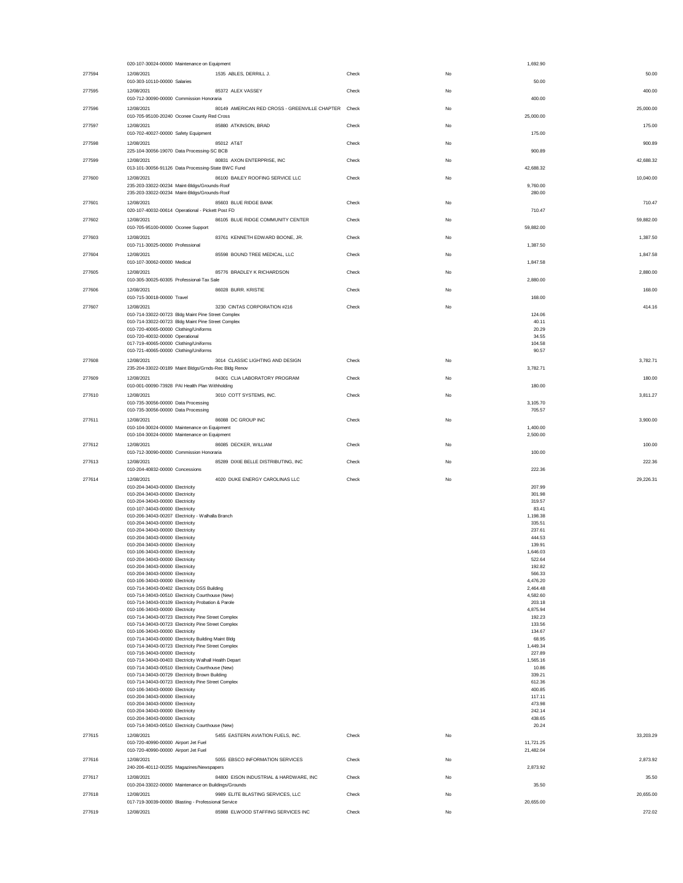| | | | | | | |
|---|---|---|---|---|---|---|
| | 020-107-30024-00000 Maintenance on Equipment | | | | 1,692.90 | |
| 277594 | 12/08/2021 | 1535 ABLES, DERRILL J. | Check | No | | 50.00 |
| | 010-303-10110-00000 Salaries | | | | 50.00 | |
| 277595 | 12/08/2021 | 85372 ALEX VASSEY | Check | No | | 400.00 |
| | 010-712-30090-00000 Commission Honoraria | | | | 400.00 | |
| 277596 | 12/08/2021 | 80149 AMERICAN RED CROSS - GREENVILLE CHAPTER | Check | No | | 25,000.00 |
| | 010-705-95100-20240 Oconee County Red Cross | | | | 25,000.00 | |
| 277597 | 12/08/2021 | 85880 ATKINSON, BRAD | Check | No | | 175.00 |
| | 010-702-40027-00000 Safety Equipment | | | | 175.00 | |
| 277598 | 12/08/2021 | 85012 AT&T | Check | No | | 900.89 |
| | 225-104-30056-19070 Data Processing-SC BCB | | | | 900.89 | |
| 277599 | 12/08/2021 | 80831 AXON ENTERPRISE, INC | Check | No | | 42,688.32 |
| | 013-101-30056-91126 Data Processing-State BWC Fund | | | | 42,688.32 | |
| 277600 | 12/08/2021 | 86100 BAILEY ROOFING SERVICE LLC | Check | No | | 10,040.00 |
| | 235-203-33022-00234 Maint-Bldgs/Grounds-Roof | | | | 9,760.00 | |
| | 235-203-33022-00234 Maint-Bldgs/Grounds-Roof | | | | 280.00 | |
| 277601 | 12/08/2021 | 85603 BLUE RIDGE BANK | Check | No | | 710.47 |
| | 020-107-40032-00614 Operational - Pickett Post FD | | | | 710.47 | |
| 277602 | 12/08/2021 | 86105 BLUE RIDGE COMMUNITY CENTER | Check | No | | 59,882.00 |
| | 010-705-95100-00000 Oconee Support | | | | 59,882.00 | |
| 277603 | 12/08/2021 | 83761 KENNETH EDWARD BOONE, JR. | Check | No | | 1,387.50 |
| | 010-711-30025-00000 Professional | | | | 1,387.50 | |
| 277604 | 12/08/2021 | 85598 BOUND TREE MEDICAL, LLC | Check | No | | 1,847.58 |
| | 010-107-30062-00000 Medical | | | | 1,847.58 | |
| 277605 | 12/08/2021 | 85776 BRADLEY K RICHARDSON | Check | No | | 2,880.00 |
| | 010-305-30025-60305 Professional-Tax Sale | | | | 2,880.00 | |
| 277606 | 12/08/2021 | 86028 BURR. KRISTIE | Check | No | | 168.00 |
| | 010-715-30018-00000 Travel | | | | 168.00 | |
| 277607 | 12/08/2021 | 3230 CINTAS CORPORATION #216 | Check | No | | 414.16 |
| | 010-714-33022-00723 Bldg Maint Pine Street Complex | | | | 124.06 | |
| | 010-714-33022-00723 Bldg Maint Pine Street Complex | | | | 40.11 | |
| | 010-720-40065-00000 Clothing/Uniforms | | | | 20.29 | |
| | 010-720-40032-00000 Operational | | | | 34.55 | |
| | 017-719-40065-00000 Clothing/Uniforms | | | | 104.58 | |
| | 010-721-40065-00000 Clothing/Uniforms | | | | 90.57 | |
| 277608 | 12/08/2021 | 3014 CLASSIC LIGHTING AND DESIGN | Check | No | | 3,782.71 |
| | 235-204-33022-00189 Maint Bldgs/Grnds-Rec Bldg Renov | | | | 3,782.71 | |
| 277609 | 12/08/2021 | 84301 CLIA LABORATORY PROGRAM | Check | No | | 180.00 |
| | 010-001-00090-73928 PAI Health Plan Withholding | | | | 180.00 | |
| 277610 | 12/08/2021 | 3010 COTT SYSTEMS, INC. | Check | No | | 3,811.27 |
| | 010-735-30056-00000 Data Processing | | | | 3,105.70 | |
| | 010-735-30056-00000 Data Processing | | | | 705.57 | |
| 277611 | 12/08/2021 | 86088 DC GROUP INC | Check | No | | 3,900.00 |
| | 010-104-30024-00000 Maintenance on Equipment | | | | 1,400.00 | |
| | 010-104-30024-00000 Maintenance on Equipment | | | | 2,500.00 | |
| 277612 | 12/08/2021 | 86085 DECKER, WILLIAM | Check | No | | 100.00 |
| | 010-712-30090-00000 Commission Honoraria | | | | 100.00 | |
| 277613 | 12/08/2021 | 85289 DIXIE BELLE DISTRIBUTING, INC | Check | No | | 222.36 |
| | 010-204-40832-00000 Concessions | | | | 222.36 | |
| 277614 | 12/08/2021 | 4020 DUKE ENERGY CAROLINAS LLC | Check | No | | 29,226.31 |
| | 010-204-34043-00000 Electricity | | | | 207.99 | |
| | 010-204-34043-00000 Electricity | | | | 301.98 | |
| | 010-204-34043-00000 Electricity | | | | 319.57 | |
| | 010-107-34043-00000 Electricity | | | | 83.41 | |
| | 010-206-34043-00207 Electricity - Walhalla Branch | | | | 1,198.38 | |
| | 010-204-34043-00000 Electricity | | | | 335.51 | |
| | 010-204-34043-00000 Electricity | | | | 237.61 | |
| | 010-204-34043-00000 Electricity | | | | 444.53 | |
| | 010-204-34043-00000 Electricity | | | | 139.91 | |
| | 010-106-34043-00000 Electricity | | | | 1,646.03 | |
| | 010-204-34043-00000 Electricity | | | | 522.64 | |
| | 010-204-34043-00000 Electricity | | | | 192.82 | |
| | 010-204-34043-00000 Electricity | | | | 566.33 | |
| | 010-106-34043-00000 Electricity | | | | 4,476.20 | |
| | 010-714-34043-00402 Electricity DSS Building | | | | 2,464.48 | |
| | 010-714-34043-00510 Electricity Courthouse (New) | | | | 4,582.60 | |
| | 010-714-34043-00109 Electricity Probation & Parole | | | | 203.18 | |
| | 010-106-34043-00000 Electricity | | | | 4,875.94 | |
| | 010-714-34043-00723 Electricity Pine Street Complex | | | | 192.23 | |
| | 010-714-34043-00723 Electricity Pine Street Complex | | | | 133.56 | |
| | 010-106-34043-00000 Electricity | | | | 134.67 | |
| | 010-714-34043-00000 Electricity Building Maint Bldg | | | | 68.95 | |
| | 010-714-34043-00723 Electricity Pine Street Complex | | | | 1,449.34 | |
| | 010-716-34043-00000 Electricity | | | | 227.89 | |
| | 010-714-34043-00403 Electricity Walhall Health Depart | | | | 1,565.16 | |
| | 010-714-34043-00510 Electricity Courthouse (New) | | | | 10.86 | |
| | 010-714-34043-00729 Electricity Brown Building | | | | 339.21 | |
| | 010-714-34043-00723 Electricity Pine Street Complex | | | | 612.36 | |
| | 010-106-34043-00000 Electricity | | | | 400.85 | |
| | 010-204-34043-00000 Electricity | | | | 117.11 | |
| | 010-204-34043-00000 Electricity | | | | 473.98 | |
| | 010-204-34043-00000 Electricity | | | | 242.14 | |
| | 010-204-34043-00000 Electricity | | | | 438.65 | |
| | 010-714-34043-00510 Electricity Courthouse (New) | | | | 20.24 | |
| 277615 | 12/08/2021 | 5455 EASTERN AVIATION FUELS, INC. | Check | No | | 33,203.29 |
| | 010-720-40990-00000 Airport Jet Fuel | | | | 11,721.25 | |
| | 010-720-40990-00000 Airport Jet Fuel | | | | 21,482.04 | |
| 277616 | 12/08/2021 | 5055 EBSCO INFORMATION SERVICES | Check | No | | 2,873.92 |
| | 240-206-40112-00255 Magazines/Newspapers | | | | 2,873.92 | |
| 277617 | 12/08/2021 | 84800 EISON INDUSTRIAL & HARDWARE, INC | Check | No | | 35.50 |
| | 010-204-33022-00000 Maintenance on Buildings/Grounds | | | | 35.50 | |
| 277618 | 12/08/2021 | 9989 ELITE BLASTING SERVICES, LLC | Check | No | | 20,655.00 |
| | 017-719-30039-00000 Blasting - Professional Service | | | | 20,655.00 | |
| 277619 | 12/08/2021 | 85988 ELWOOD STAFFING SERVICES INC | Check | No | | 272.02 |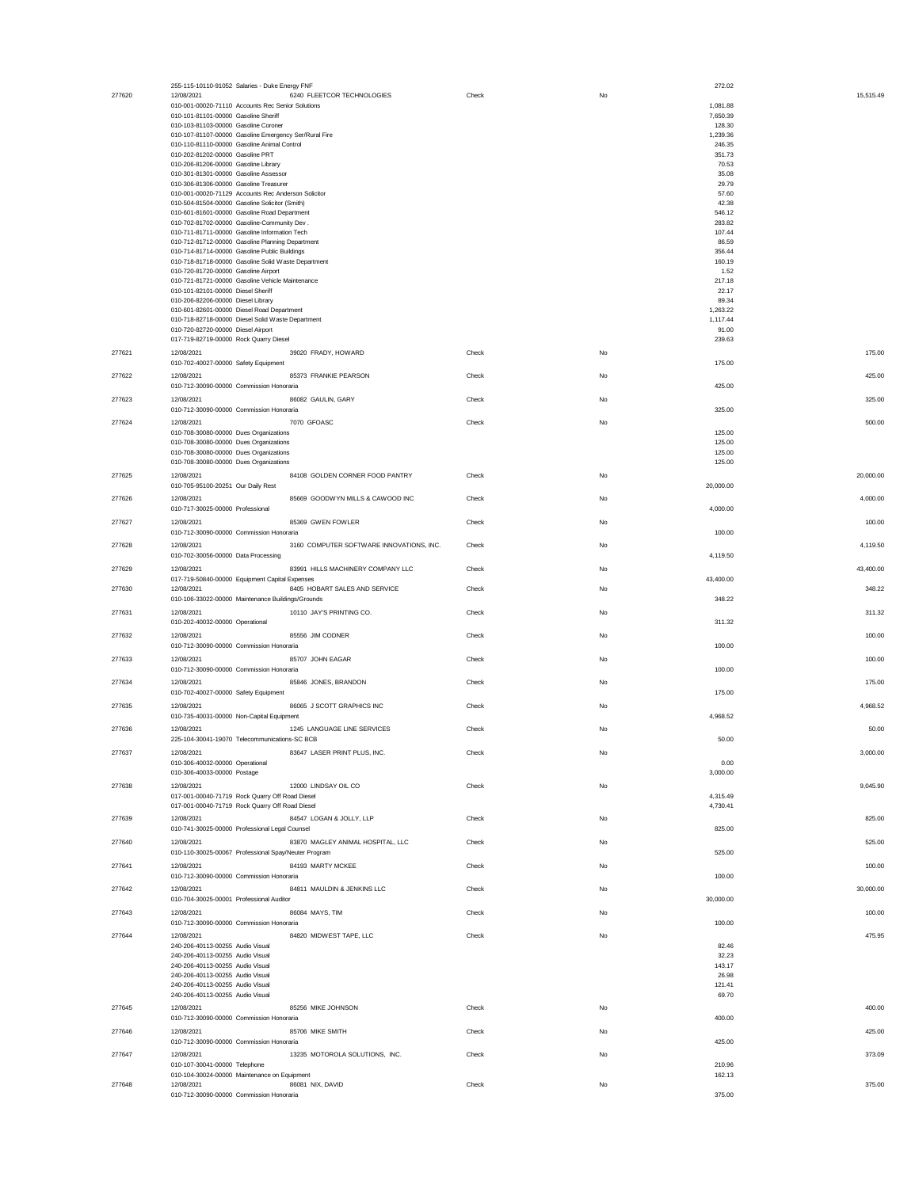| Check # | Date / Account | Vendor | Type | Void | Amount | Check Total |
|---|---|---|---|---|---|---|
| | 255-115-10110-91052 Salaries - Duke Energy FNF | | | | 272.02 | |
| 277620 | 12/08/2021 | 6240 FLEETCOR TECHNOLOGIES | Check | No | | 15,515.49 |
| | 010-001-00020-71110 Accounts Rec Senior Solutions | | | | 1,081.88 | |
| | 010-101-81101-00000 Gasoline Sheriff | | | | 7,650.39 | |
| | 010-103-81103-00000 Gasoline Coroner | | | | 128.30 | |
| | 010-107-81107-00000 Gasoline Emergency Ser/Rural Fire | | | | 1,239.36 | |
| | 010-110-81110-00000 Gasoline Animal Control | | | | 246.35 | |
| | 010-202-81202-00000 Gasoline PRT | | | | 351.73 | |
| | 010-206-81206-00000 Gasoline Library | | | | 70.53 | |
| | 010-301-81301-00000 Gasoline Assessor | | | | 35.08 | |
| | 010-306-81306-00000 Gasoline Treasurer | | | | 29.79 | |
| | 010-001-00020-71129 Accounts Rec Anderson Solicitor | | | | 57.60 | |
| | 010-504-81504-00000 Gasoline Solicitor (Smith) | | | | 42.38 | |
| | 010-601-81601-00000 Gasoline Road Department | | | | 546.12 | |
| | 010-702-81702-00000 Gasoline-Community Dev . | | | | 283.82 | |
| | 010-711-81711-00000 Gasoline Information Tech | | | | 107.44 | |
| | 010-712-81712-00000 Gasoline Planning Department | | | | 86.59 | |
| | 010-714-81714-00000 Gasoline Public Buildings | | | | 356.44 | |
| | 010-718-81718-00000 Gasoline Solid Waste Department | | | | 160.19 | |
| | 010-720-81720-00000 Gasoline Airport | | | | 1.52 | |
| | 010-721-81721-00000 Gasoline Vehicle Maintenance | | | | 217.18 | |
| | 010-101-82101-00000 Diesel Sheriff | | | | 22.17 | |
| | 010-206-82206-00000 Diesel Library | | | | 89.34 | |
| | 010-601-82601-00000 Diesel Road Department | | | | 1,263.22 | |
| | 010-718-82718-00000 Diesel Solid Waste Department | | | | 1,117.44 | |
| | 010-720-82720-00000 Diesel Airport | | | | 91.00 | |
| | 017-719-82719-00000 Rock Quarry Diesel | | | | 239.63 | |
| 277621 | 12/08/2021 | 39020 FRADY, HOWARD | Check | No | | 175.00 |
| | 010-702-40027-00000 Safety Equipment | | | | 175.00 | |
| 277622 | 12/08/2021 | 85373 FRANKIE PEARSON | Check | No | | 425.00 |
| | 010-712-30090-00000 Commission Honoraria | | | | 425.00 | |
| 277623 | 12/08/2021 | 86082 GAULIN, GARY | Check | No | | 325.00 |
| | 010-712-30090-00000 Commission Honoraria | | | | 325.00 | |
| 277624 | 12/08/2021 | 7070 GFOASC | Check | No | | 500.00 |
| | 010-708-30080-00000 Dues Organizations | | | | 125.00 | |
| | 010-708-30080-00000 Dues Organizations | | | | 125.00 | |
| | 010-708-30080-00000 Dues Organizations | | | | 125.00 | |
| | 010-708-30080-00000 Dues Organizations | | | | 125.00 | |
| 277625 | 12/08/2021 | 84108 GOLDEN CORNER FOOD PANTRY | Check | No | | 20,000.00 |
| | 010-705-95100-20251 Our Daily Rest | | | | 20,000.00 | |
| 277626 | 12/08/2021 | 85669 GOODWYN MILLS & CAWOOD INC | Check | No | | 4,000.00 |
| | 010-717-30025-00000 Professional | | | | 4,000.00 | |
| 277627 | 12/08/2021 | 85369 GWEN FOWLER | Check | No | | 100.00 |
| | 010-712-30090-00000 Commission Honoraria | | | | 100.00 | |
| 277628 | 12/08/2021 | 3160 COMPUTER SOFTWARE INNOVATIONS, INC. | Check | No | | 4,119.50 |
| | 010-702-30056-00000 Data Processing | | | | 4,119.50 | |
| 277629 | 12/08/2021 | 83991 HILLS MACHINERY COMPANY LLC | Check | No | | 43,400.00 |
| | 017-719-50840-00000 Equipment Capital Expenses | | | | 43,400.00 | |
| 277630 | 12/08/2021 | 8405 HOBART SALES AND SERVICE | Check | No | | 348.22 |
| | 010-106-33022-00000 Maintenance Buildings/Grounds | | | | 348.22 | |
| 277631 | 12/08/2021 | 10110 JAY'S PRINTING CO. | Check | No | | 311.32 |
| | 010-202-40032-00000 Operational | | | | 311.32 | |
| 277632 | 12/08/2021 | 85556 JIM CODNER | Check | No | | 100.00 |
| | 010-712-30090-00000 Commission Honoraria | | | | 100.00 | |
| 277633 | 12/08/2021 | 85707 JOHN EAGAR | Check | No | | 100.00 |
| | 010-712-30090-00000 Commission Honoraria | | | | 100.00 | |
| 277634 | 12/08/2021 | 85846 JONES, BRANDON | Check | No | | 175.00 |
| | 010-702-40027-00000 Safety Equipment | | | | 175.00 | |
| 277635 | 12/08/2021 | 86065 J SCOTT GRAPHICS INC | Check | No | | 4,968.52 |
| | 010-735-40031-00000 Non-Capital Equipment | | | | 4,968.52 | |
| 277636 | 12/08/2021 | 1245 LANGUAGE LINE SERVICES | Check | No | | 50.00 |
| | 225-104-30041-19070 Telecommunications-SC BCB | | | | 50.00 | |
| 277637 | 12/08/2021 | 83647 LASER PRINT PLUS, INC. | Check | No | | 3,000.00 |
| | 010-306-40032-00000 Operational | | | | 0.00 | |
| | 010-306-40033-00000 Postage | | | | 3,000.00 | |
| 277638 | 12/08/2021 | 12000 LINDSAY OIL CO | Check | No | | 9,045.90 |
| | 017-001-00040-71719 Rock Quarry Off Road Diesel | | | | 4,315.49 | |
| | 017-001-00040-71719 Rock Quarry Off Road Diesel | | | | 4,730.41 | |
| 277639 | 12/08/2021 | 84547 LOGAN & JOLLY, LLP | Check | No | | 825.00 |
| | 010-741-30025-00000 Professional Legal Counsel | | | | 825.00 | |
| 277640 | 12/08/2021 | 83870 MAGLEY ANIMAL HOSPITAL, LLC | Check | No | | 525.00 |
| | 010-110-30025-00067 Professional Spay/Neuter Program | | | | 525.00 | |
| 277641 | 12/08/2021 | 84193 MARTY MCKEE | Check | No | | 100.00 |
| | 010-712-30090-00000 Commission Honoraria | | | | 100.00 | |
| 277642 | 12/08/2021 | 84811 MAULDIN & JENKINS LLC | Check | No | | 30,000.00 |
| | 010-704-30025-00001 Professional Auditor | | | | 30,000.00 | |
| 277643 | 12/08/2021 | 86084 MAYS, TIM | Check | No | | 100.00 |
| | 010-712-30090-00000 Commission Honoraria | | | | 100.00 | |
| 277644 | 12/08/2021 | 84820 MIDWEST TAPE, LLC | Check | No | | 475.95 |
| | 240-206-40113-00255 Audio Visual | | | | 82.46 | |
| | 240-206-40113-00255 Audio Visual | | | | 32.23 | |
| | 240-206-40113-00255 Audio Visual | | | | 143.17 | |
| | 240-206-40113-00255 Audio Visual | | | | 26.98 | |
| | 240-206-40113-00255 Audio Visual | | | | 121.41 | |
| | 240-206-40113-00255 Audio Visual | | | | 69.70 | |
| 277645 | 12/08/2021 | 85256 MIKE JOHNSON | Check | No | | 400.00 |
| | 010-712-30090-00000 Commission Honoraria | | | | 400.00 | |
| 277646 | 12/08/2021 | 85706 MIKE SMITH | Check | No | | 425.00 |
| | 010-712-30090-00000 Commission Honoraria | | | | 425.00 | |
| 277647 | 12/08/2021 | 13235 MOTOROLA SOLUTIONS, INC. | Check | No | | 373.09 |
| | 010-107-30041-00000 Telephone | | | | 210.96 | |
| | 010-104-30024-00000 Maintenance on Equipment | | | | 162.13 | |
| 277648 | 12/08/2021 | 86081 NIX, DAVID | Check | No | | 375.00 |
| | 010-712-30090-00000 Commission Honoraria | | | | 375.00 | |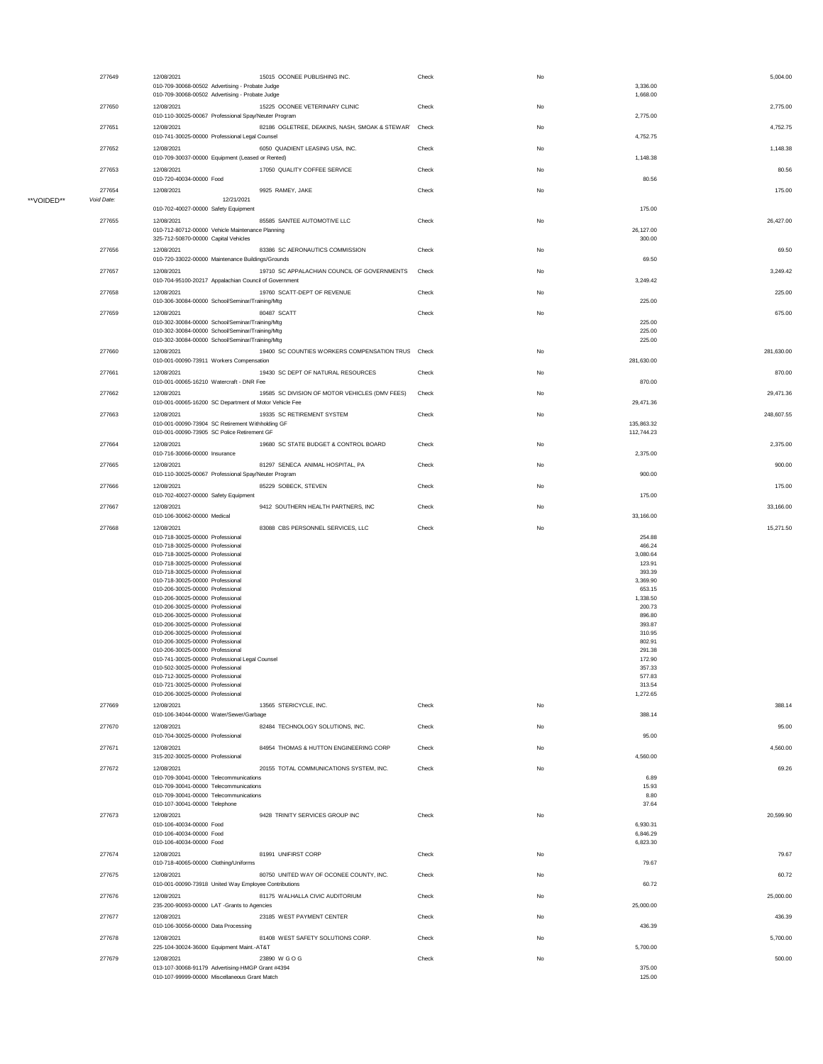| | Check # | Date / Account | Vendor | Type | Void | Line Amount | Check Amount |
|---|---|---|---|---|---|---|---|
| | 277649 | 12/08/2021 | 15015 OCONEE PUBLISHING INC. | Check | No | | 5,004.00 |
| | | 010-709-30068-00502 Advertising - Probate Judge | | | | 3,336.00 | |
| | | 010-709-30068-00502 Advertising - Probate Judge | | | | 1,668.00 | |
| | 277650 | 12/08/2021 | 15225 OCONEE VETERINARY CLINIC | Check | No | | 2,775.00 |
| | | 010-110-30025-00067 Professional Spay/Neuter Program | | | | 2,775.00 | |
| | 277651 | 12/08/2021 | 82186 OGLETREE, DEAKINS, NASH, SMOAK & STEWAR | Check | No | | 4,752.75 |
| | | 010-741-30025-00000 Professional Legal Counsel | | | | 4,752.75 | |
| | 277652 | 12/08/2021 | 6050 QUADIENT LEASING USA, INC. | Check | No | | 1,148.38 |
| | | 010-709-30037-00000 Equipment (Leased or Rented) | | | | 1,148.38 | |
| | 277653 | 12/08/2021 | 17050 QUALITY COFFEE SERVICE | Check | No | | 80.56 |
| | | 010-720-40034-00000 Food | | | | 80.56 | |
| | 277654 | 12/08/2021 | 9925 RAMEY, JAKE | Check | No | | 175.00 |
| **VOIDED** | *Void Date:* | 12/21/2021 | | | | | |
| | | 010-702-40027-00000 Safety Equipment | | | | 175.00 | |
| | 277655 | 12/08/2021 | 85585 SANTEE AUTOMOTIVE LLC | Check | No | | 26,427.00 |
| | | 010-712-80712-00000 Vehicle Maintenance Planning | | | | 26,127.00 | |
| | | 325-712-50870-00000 Capital Vehicles | | | | 300.00 | |
| | 277656 | 12/08/2021 | 83386 SC AERONAUTICS COMMISSION | Check | No | | 69.50 |
| | | 010-720-33022-00000 Maintenance Buildings/Grounds | | | | 69.50 | |
| | 277657 | 12/08/2021 | 19710 SC APPALACHIAN COUNCIL OF GOVERNMENTS | Check | No | | 3,249.42 |
| | | 010-704-95100-20217 Appalachian Council of Government | | | | 3,249.42 | |
| | 277658 | 12/08/2021 | 19760 SCATT-DEPT OF REVENUE | Check | No | | 225.00 |
| | | 010-306-30084-00000 School/Seminar/Training/Mtg | | | | 225.00 | |
| | 277659 | 12/08/2021 | 80487 SCATT | Check | No | | 675.00 |
| | | 010-302-30084-00000 School/Seminar/Training/Mtg | | | | 225.00 | |
| | | 010-302-30084-00000 School/Seminar/Training/Mtg | | | | 225.00 | |
| | | 010-302-30084-00000 School/Seminar/Training/Mtg | | | | 225.00 | |
| | 277660 | 12/08/2021 | 19400 SC COUNTIES WORKERS COMPENSATION TRUS | Check | No | | 281,630.00 |
| | | 010-001-00090-73911 Workers Compensation | | | | 281,630.00 | |
| | 277661 | 12/08/2021 | 19430 SC DEPT OF NATURAL RESOURCES | Check | No | | 870.00 |
| | | 010-001-00065-16210 Watercraft - DNR Fee | | | | 870.00 | |
| | 277662 | 12/08/2021 | 19585 SC DIVISION OF MOTOR VEHICLES (DMV FEES) | Check | No | | 29,471.36 |
| | | 010-001-00065-16200 SC Department of Motor Vehicle Fee | | | | 29,471.36 | |
| | 277663 | 12/08/2021 | 19335 SC RETIREMENT SYSTEM | Check | No | | 248,607.55 |
| | | 010-001-00090-73904 SC Retirement Withholding GF | | | | 135,863.32 | |
| | | 010-001-00090-73905 SC Police Retirement GF | | | | 112,744.23 | |
| | 277664 | 12/08/2021 | 19680 SC STATE BUDGET & CONTROL BOARD | Check | No | | 2,375.00 |
| | | 010-716-30066-00000 Insurance | | | | 2,375.00 | |
| | 277665 | 12/08/2021 | 81297 SENECA ANIMAL HOSPITAL, PA | Check | No | | 900.00 |
| | | 010-110-30025-00067 Professional Spay/Neuter Program | | | | 900.00 | |
| | 277666 | 12/08/2021 | 85229 SOBECK, STEVEN | Check | No | | 175.00 |
| | | 010-702-40027-00000 Safety Equipment | | | | 175.00 | |
| | 277667 | 12/08/2021 | 9412 SOUTHERN HEALTH PARTNERS, INC | Check | No | | 33,166.00 |
| | | 010-106-30062-00000 Medical | | | | 33,166.00 | |
| | 277668 | 12/08/2021 | 83088 CBS PERSONNEL SERVICES, LLC | Check | No | | 15,271.50 |
| | | 010-718-30025-00000 Professional | | | | 254.88 | |
| | | 010-718-30025-00000 Professional | | | | 466.24 | |
| | | 010-718-30025-00000 Professional | | | | 3,080.64 | |
| | | 010-718-30025-00000 Professional | | | | 123.91 | |
| | | 010-718-30025-00000 Professional | | | | 393.39 | |
| | | 010-718-30025-00000 Professional | | | | 3,369.90 | |
| | | 010-206-30025-00000 Professional | | | | 653.15 | |
| | | 010-206-30025-00000 Professional | | | | 1,338.50 | |
| | | 010-206-30025-00000 Professional | | | | 200.73 | |
| | | 010-206-30025-00000 Professional | | | | 896.80 | |
| | | 010-206-30025-00000 Professional | | | | 393.87 | |
| | | 010-206-30025-00000 Professional | | | | 310.95 | |
| | | 010-206-30025-00000 Professional | | | | 802.91 | |
| | | 010-206-30025-00000 Professional | | | | 291.38 | |
| | | 010-741-30025-00000 Professional Legal Counsel | | | | 172.90 | |
| | | 010-502-30025-00000 Professional | | | | 357.33 | |
| | | 010-712-30025-00000 Professional | | | | 577.83 | |
| | | 010-721-30025-00000 Professional | | | | 313.54 | |
| | | 010-206-30025-00000 Professional | | | | 1,272.65 | |
| | 277669 | 12/08/2021 | 13565 STERICYCLE, INC. | Check | No | | 388.14 |
| | | 010-106-34044-00000 Water/Sewer/Garbage | | | | 388.14 | |
| | 277670 | 12/08/2021 | 82484 TECHNOLOGY SOLUTIONS, INC. | Check | No | | 95.00 |
| | | 010-704-30025-00000 Professional | | | | 95.00 | |
| | 277671 | 12/08/2021 | 84954 THOMAS & HUTTON ENGINEERING CORP | Check | No | | 4,560.00 |
| | | 315-202-30025-00000 Professional | | | | 4,560.00 | |
| | 277672 | 12/08/2021 | 20155 TOTAL COMMUNICATIONS SYSTEM, INC. | Check | No | | 69.26 |
| | | 010-709-30041-00000 Telecommunications | | | | 6.89 | |
| | | 010-709-30041-00000 Telecommunications | | | | 15.93 | |
| | | 010-709-30041-00000 Telecommunications | | | | 8.80 | |
| | | 010-107-30041-00000 Telephone | | | | 37.64 | |
| | 277673 | 12/08/2021 | 9428 TRINITY SERVICES GROUP INC | Check | No | | 20,599.90 |
| | | 010-106-40034-00000 Food | | | | 6,930.31 | |
| | | 010-106-40034-00000 Food | | | | 6,846.29 | |
| | | 010-106-40034-00000 Food | | | | 6,823.30 | |
| | 277674 | 12/08/2021 | 81991 UNIFIRST CORP | Check | No | | 79.67 |
| | | 010-718-40065-00000 Clothing/Uniforms | | | | 79.67 | |
| | 277675 | 12/08/2021 | 80750 UNITED WAY OF OCONEE COUNTY, INC. | Check | No | | 60.72 |
| | | 010-001-00090-73918 United Way Employee Contributions | | | | 60.72 | |
| | 277676 | 12/08/2021 | 81175 WALHALLA CIVIC AUDITORIUM | Check | No | | 25,000.00 |
| | | 235-200-90093-00000 LAT -Grants to Agencies | | | | 25,000.00 | |
| | 277677 | 12/08/2021 | 23185 WEST PAYMENT CENTER | Check | No | | 436.39 |
| | | 010-106-30056-00000 Data Processing | | | | 436.39 | |
| | 277678 | 12/08/2021 | 81408 WEST SAFETY SOLUTIONS CORP. | Check | No | | 5,700.00 |
| | | 225-104-30024-36000 Equipment Maint.-AT&T | | | | 5,700.00 | |
| | 277679 | 12/08/2021 | 23890 W G O G | Check | No | | 500.00 |
| | | 013-107-30068-91179 Advertising-HMGP Grant #4394 | | | | 375.00 | |
| | | 010-107-99999-00000 Miscellaneous Grant Match | | | | 125.00 | |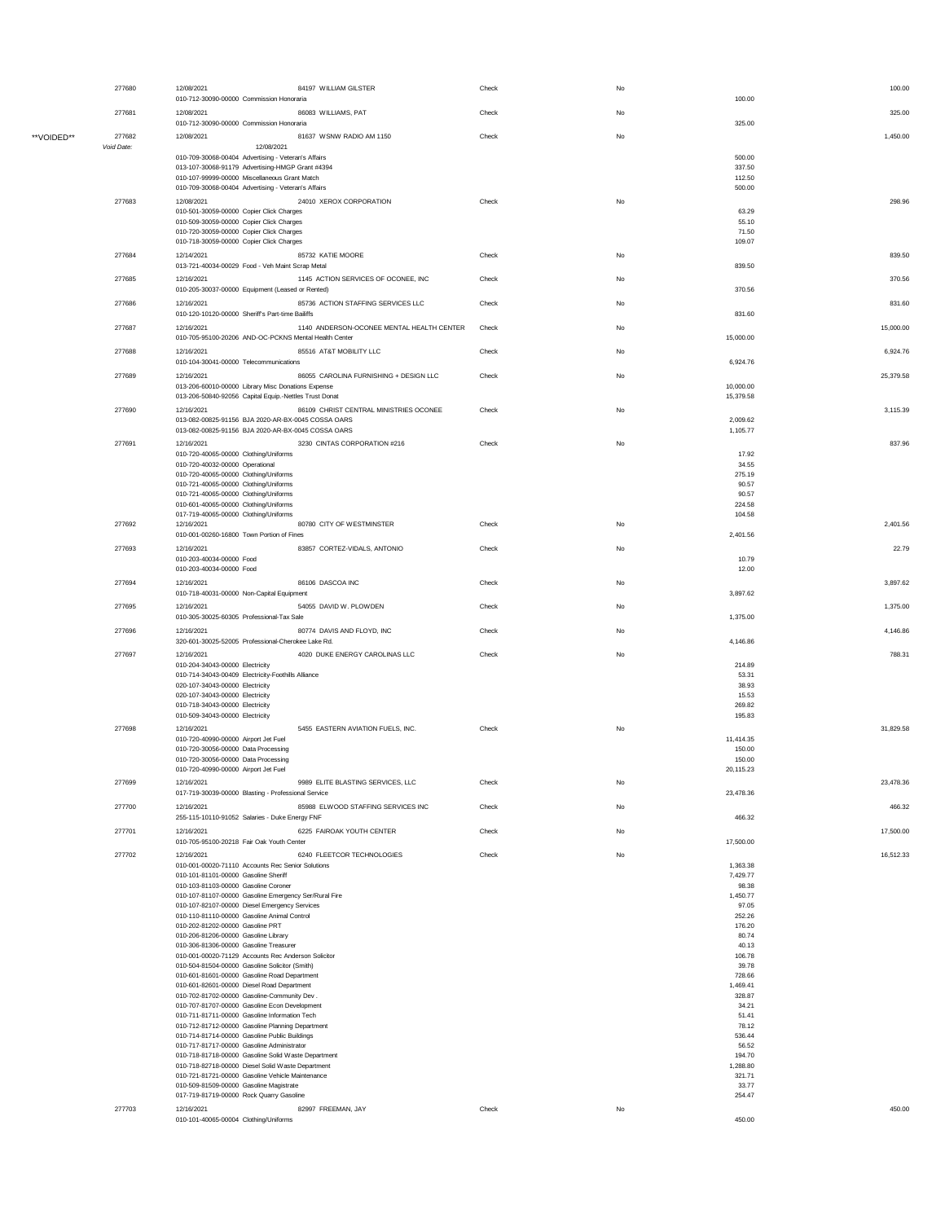| | Check # | Date | Vendor | Type | Void | Line Amount | Check Amount |
|---|---|---|---|---|---|---|---|
| | 277680 | 12/08/2021 | 84197 WILLIAM GILSTER | Check | No | | 100.00 |
| | | 010-712-30090-00000 Commission Honoraria | | | | 100.00 | |
| | 277681 | 12/08/2021 | 86083 WILLIAMS, PAT | Check | No | | 325.00 |
| | | 010-712-30090-00000 Commission Honoraria | | | | 325.00 | |
| **VOIDED** | 277682 | 12/08/2021 | 81637 WSNW RADIO AM 1150 | Check | No | | 1,450.00 |
| | *Void Date:* | 12/08/2021 | | | | | |
| | | 010-709-30068-00404 Advertising - Veteran's Affairs | | | | 500.00 | |
| | | 013-107-30068-91179 Advertising-HMGP Grant #4394 | | | | 337.50 | |
| | | 010-107-99999-00000 Miscellaneous Grant Match | | | | 112.50 | |
| | | 010-709-30068-00404 Advertising - Veteran's Affairs | | | | 500.00 | |
| | 277683 | 12/08/2021 | 24010 XEROX CORPORATION | Check | No | | 298.96 |
| | | 010-501-30059-00000 Copier Click Charges | | | | 63.29 | |
| | | 010-509-30059-00000 Copier Click Charges | | | | 55.10 | |
| | | 010-720-30059-00000 Copier Click Charges | | | | 71.50 | |
| | | 010-718-30059-00000 Copier Click Charges | | | | 109.07 | |
| | 277684 | 12/14/2021 | 85732 KATIE MOORE | Check | No | | 839.50 |
| | | 013-721-40034-00029 Food - Veh Maint Scrap Metal | | | | 839.50 | |
| | 277685 | 12/16/2021 | 1145 ACTION SERVICES OF OCONEE, INC | Check | No | | 370.56 |
| | | 010-205-30037-00000 Equipment (Leased or Rented) | | | | 370.56 | |
| | 277686 | 12/16/2021 | 85736 ACTION STAFFING SERVICES LLC | Check | No | | 831.60 |
| | | 010-120-10120-00000 Sheriff's Part-time Bailiffs | | | | 831.60 | |
| | 277687 | 12/16/2021 | 1140 ANDERSON-OCONEE MENTAL HEALTH CENTER | Check | No | | 15,000.00 |
| | | 010-705-95100-20206 AND-OC-PCKNS Mental Health Center | | | | 15,000.00 | |
| | 277688 | 12/16/2021 | 85516 AT&T MOBILITY LLC | Check | No | | 6,924.76 |
| | | 010-104-30041-00000 Telecommunications | | | | 6,924.76 | |
| | 277689 | 12/16/2021 | 86055 CAROLINA FURNISHING + DESIGN LLC | Check | No | | 25,379.58 |
| | | 013-206-60010-00000 Library Misc Donations Expense | | | | 10,000.00 | |
| | | 013-206-50840-92056 Capital Equip.-Nettles Trust Donat | | | | 15,379.58 | |
| | 277690 | 12/16/2021 | 86109 CHRIST CENTRAL MINISTRIES OCONEE | Check | No | | 3,115.39 |
| | | 013-082-00825-91156 BJA 2020-AR-BX-0045 COSSA OARS | | | | 2,009.62 | |
| | | 013-082-00825-91156 BJA 2020-AR-BX-0045 COSSA OARS | | | | 1,105.77 | |
| | 277691 | 12/16/2021 | 3230 CINTAS CORPORATION #216 | Check | No | | 837.96 |
| | | 010-720-40065-00000 Clothing/Uniforms | | | | 17.92 | |
| | | 010-720-40032-00000 Operational | | | | 34.55 | |
| | | 010-720-40065-00000 Clothing/Uniforms | | | | 275.19 | |
| | | 010-721-40065-00000 Clothing/Uniforms | | | | 90.57 | |
| | | 010-721-40065-00000 Clothing/Uniforms | | | | 90.57 | |
| | | 010-601-40065-00000 Clothing/Uniforms | | | | 224.58 | |
| | | 017-719-40065-00000 Clothing/Uniforms | | | | 104.58 | |
| | 277692 | 12/16/2021 | 80780 CITY OF WESTMINSTER | Check | No | | 2,401.56 |
| | | 010-001-00260-16800 Town Portion of Fines | | | | 2,401.56 | |
| | 277693 | 12/16/2021 | 83857 CORTEZ-VIDALS, ANTONIO | Check | No | | 22.79 |
| | | 010-203-40034-00000 Food | | | | 10.79 | |
| | | 010-203-40034-00000 Food | | | | 12.00 | |
| | 277694 | 12/16/2021 | 86106 DASCOA INC | Check | No | | 3,897.62 |
| | | 010-718-40031-00000 Non-Capital Equipment | | | | 3,897.62 | |
| | 277695 | 12/16/2021 | 54055 DAVID W. PLOWDEN | Check | No | | 1,375.00 |
| | | 010-305-30025-60305 Professional-Tax Sale | | | | 1,375.00 | |
| | 277696 | 12/16/2021 | 80774 DAVIS AND FLOYD, INC | Check | No | | 4,146.86 |
| | | 320-601-30025-52005 Professional-Cherokee Lake Rd. | | | | 4,146.86 | |
| | 277697 | 12/16/2021 | 4020 DUKE ENERGY CAROLINAS LLC | Check | No | | 788.31 |
| | | 010-204-34043-00000 Electricity | | | | 214.89 | |
| | | 010-714-34043-00409 Electricity-Foothills Alliance | | | | 53.31 | |
| | | 020-107-34043-00000 Electricity | | | | 38.93 | |
| | | 020-107-34043-00000 Electricity | | | | 15.53 | |
| | | 010-718-34043-00000 Electricity | | | | 269.82 | |
| | | 010-509-34043-00000 Electricity | | | | 195.83 | |
| | 277698 | 12/16/2021 | 5455 EASTERN AVIATION FUELS, INC. | Check | No | | 31,829.58 |
| | | 010-720-40990-00000 Airport Jet Fuel | | | | 11,414.35 | |
| | | 010-720-30056-00000 Data Processing | | | | 150.00 | |
| | | 010-720-30056-00000 Data Processing | | | | 150.00 | |
| | | 010-720-40990-00000 Airport Jet Fuel | | | | 20,115.23 | |
| | 277699 | 12/16/2021 | 9989 ELITE BLASTING SERVICES, LLC | Check | No | | 23,478.36 |
| | | 017-719-30039-00000 Blasting - Professional Service | | | | 23,478.36 | |
| | 277700 | 12/16/2021 | 85988 ELWOOD STAFFING SERVICES INC | Check | No | | 466.32 |
| | | 255-115-10110-91052 Salaries - Duke Energy FNF | | | | 466.32 | |
| | 277701 | 12/16/2021 | 6225 FAIROAK YOUTH CENTER | Check | No | | 17,500.00 |
| | | 010-705-95100-20218 Fair Oak Youth Center | | | | 17,500.00 | |
| | 277702 | 12/16/2021 | 6240 FLEETCOR TECHNOLOGIES | Check | No | | 16,512.33 |
| | | 010-001-00020-71110 Accounts Rec Senior Solutions | | | | 1,363.38 | |
| | | 010-101-81101-00000 Gasoline Sheriff | | | | 7,429.77 | |
| | | 010-103-81103-00000 Gasoline Coroner | | | | 98.38 | |
| | | 010-107-81107-00000 Gasoline Emergency Ser/Rural Fire | | | | 1,450.77 | |
| | | 010-107-82107-00000 Diesel Emergency Services | | | | 97.05 | |
| | | 010-110-81110-00000 Gasoline Animal Control | | | | 252.26 | |
| | | 010-202-81202-00000 Gasoline PRT | | | | 176.20 | |
| | | 010-206-81206-00000 Gasoline Library | | | | 80.74 | |
| | | 010-306-81306-00000 Gasoline Treasurer | | | | 40.13 | |
| | | 010-001-00020-71129 Accounts Rec Anderson Solicitor | | | | 106.78 | |
| | | 010-504-81504-00000 Gasoline Solicitor (Smith) | | | | 39.78 | |
| | | 010-601-81601-00000 Gasoline Road Department | | | | 728.66 | |
| | | 010-601-82601-00000 Diesel Road Department | | | | 1,469.41 | |
| | | 010-702-81702-00000 Gasoline-Community Dev . | | | | 328.87 | |
| | | 010-707-81707-00000 Gasoline Econ Development | | | | 34.21 | |
| | | 010-711-81711-00000 Gasoline Information Tech | | | | 51.41 | |
| | | 010-712-81712-00000 Gasoline Planning Department | | | | 78.12 | |
| | | 010-714-81714-00000 Gasoline Public Buildings | | | | 536.44 | |
| | | 010-717-81717-00000 Gasoline Administrator | | | | 56.52 | |
| | | 010-718-81718-00000 Gasoline Solid Waste Department | | | | 194.70 | |
| | | 010-718-82718-00000 Diesel Solid Waste Department | | | | 1,288.80 | |
| | | 010-721-81721-00000 Gasoline Vehicle Maintenance | | | | 321.71 | |
| | | 010-509-81509-00000 Gasoline Magistrate | | | | 33.77 | |
| | | 017-719-81719-00000 Rock Quarry Gasoline | | | | 254.47 | |
| | 277703 | 12/16/2021 | 82997 FREEMAN, JAY | Check | No | | 450.00 |
| | | 010-101-40065-00004 Clothing/Uniforms | | | | 450.00 | |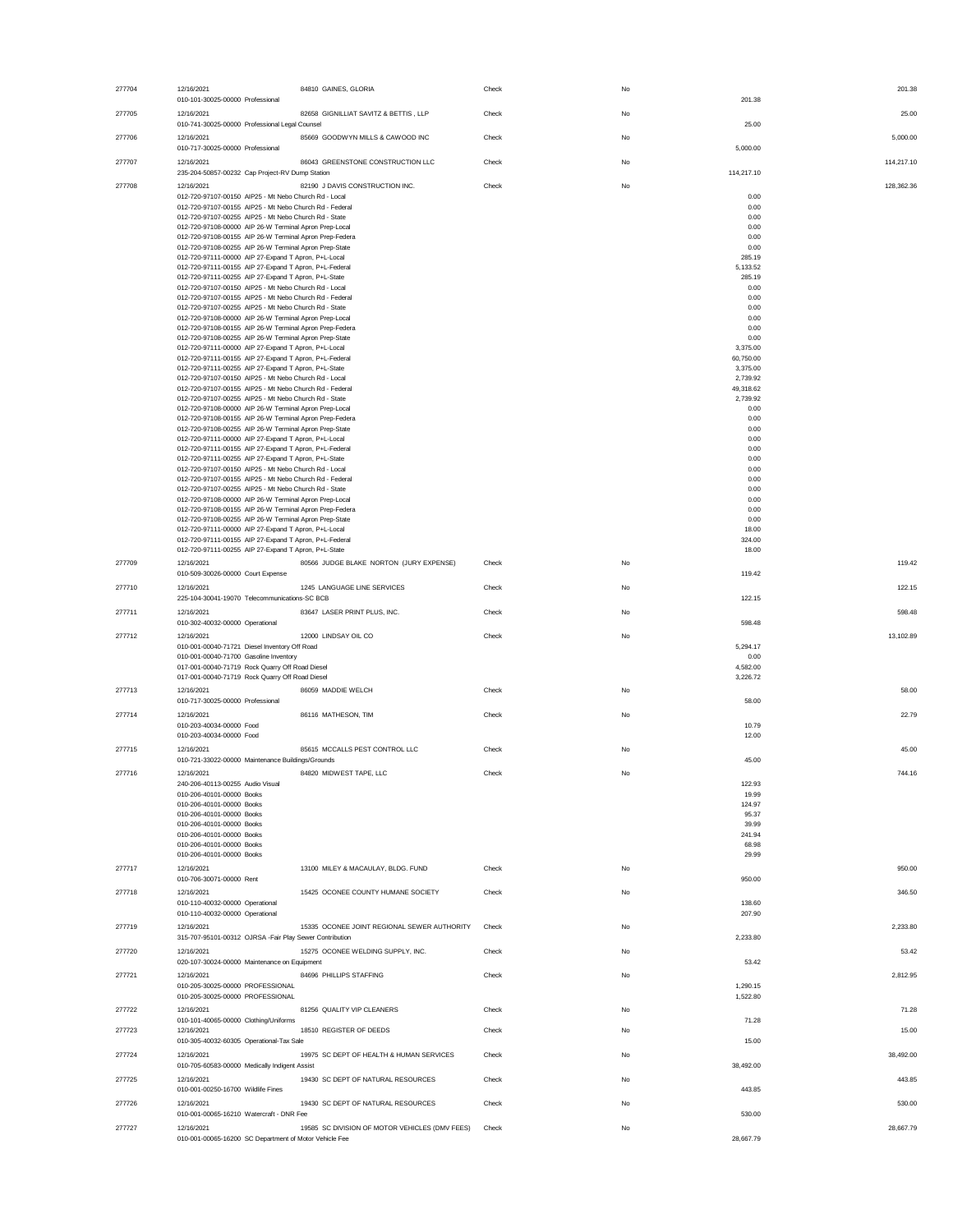| Check # | Date / Account | Vendor | Type | Void | Line Amount | Check Amount |
|---|---|---|---|---|---|---|
| 277704 | 12/16/2021 | 84810 GAINES, GLORIA | Check | No | | 201.38 |
| | 010-101-30025-00000 Professional | | | | 201.38 | |
| 277705 | 12/16/2021 | 82658 GIGNILLIAT SAVITZ & BETTIS , LLP | Check | No | | 25.00 |
| | 010-741-30025-00000 Professional Legal Counsel | | | | 25.00 | |
| 277706 | 12/16/2021 | 85669 GOODWYN MILLS & CAWOOD INC | Check | No | | 5,000.00 |
| | 010-717-30025-00000 Professional | | | | 5,000.00 | |
| 277707 | 12/16/2021 | 86043 GREENSTONE CONSTRUCTION LLC | Check | No | | 114,217.10 |
| | 235-204-50857-00232 Cap Project-RV Dump Station | | | | 114,217.10 | |
| 277708 | 12/16/2021 | 82190 J DAVIS CONSTRUCTION INC. | Check | No | | 128,362.36 |
| | 012-720-97107-00150 AIP25 - Mt Nebo Church Rd - Local | | | | 0.00 | |
| | 012-720-97107-00155 AIP25 - Mt Nebo Church Rd - Federal | | | | 0.00 | |
| | 012-720-97107-00255 AIP25 - Mt Nebo Church Rd - State | | | | 0.00 | |
| | 012-720-97108-00000 AIP 26-W Terminal Apron Prep-Local | | | | 0.00 | |
| | 012-720-97108-00155 AIP 26-W Terminal Apron Prep-Federa | | | | 0.00 | |
| | 012-720-97108-00255 AIP 26-W Terminal Apron Prep-State | | | | 0.00 | |
| | 012-720-97111-00000 AIP 27-Expand T Apron, P+L-Local | | | | 285.19 | |
| | 012-720-97111-00155 AIP 27-Expand T Apron, P+L-Federal | | | | 5,133.52 | |
| | 012-720-97111-00255 AIP 27-Expand T Apron, P+L-State | | | | 285.19 | |
| | 012-720-97107-00150 AIP25 - Mt Nebo Church Rd - Local | | | | 0.00 | |
| | 012-720-97107-00155 AIP25 - Mt Nebo Church Rd - Federal | | | | 0.00 | |
| | 012-720-97107-00255 AIP25 - Mt Nebo Church Rd - State | | | | 0.00 | |
| | 012-720-97108-00000 AIP 26-W Terminal Apron Prep-Local | | | | 0.00 | |
| | 012-720-97108-00155 AIP 26-W Terminal Apron Prep-Federa | | | | 0.00 | |
| | 012-720-97108-00255 AIP 26-W Terminal Apron Prep-State | | | | 0.00 | |
| | 012-720-97111-00000 AIP 27-Expand T Apron, P+L-Local | | | | 3,375.00 | |
| | 012-720-97111-00155 AIP 27-Expand T Apron, P+L-Federal | | | | 60,750.00 | |
| | 012-720-97111-00255 AIP 27-Expand T Apron, P+L-State | | | | 3,375.00 | |
| | 012-720-97107-00150 AIP25 - Mt Nebo Church Rd - Local | | | | 2,739.92 | |
| | 012-720-97107-00155 AIP25 - Mt Nebo Church Rd - Federal | | | | 49,318.62 | |
| | 012-720-97107-00255 AIP25 - Mt Nebo Church Rd - State | | | | 2,739.92 | |
| | 012-720-97108-00000 AIP 26-W Terminal Apron Prep-Local | | | | 0.00 | |
| | 012-720-97108-00155 AIP 26-W Terminal Apron Prep-Federa | | | | 0.00 | |
| | 012-720-97108-00255 AIP 26-W Terminal Apron Prep-State | | | | 0.00 | |
| | 012-720-97111-00000 AIP 27-Expand T Apron, P+L-Local | | | | 0.00 | |
| | 012-720-97111-00155 AIP 27-Expand T Apron, P+L-Federal | | | | 0.00 | |
| | 012-720-97111-00255 AIP 27-Expand T Apron, P+L-State | | | | 0.00 | |
| | 012-720-97107-00150 AIP25 - Mt Nebo Church Rd - Local | | | | 0.00 | |
| | 012-720-97107-00155 AIP25 - Mt Nebo Church Rd - Federal | | | | 0.00 | |
| | 012-720-97107-00255 AIP25 - Mt Nebo Church Rd - State | | | | 0.00 | |
| | 012-720-97108-00000 AIP 26-W Terminal Apron Prep-Local | | | | 0.00 | |
| | 012-720-97108-00155 AIP 26-W Terminal Apron Prep-Federa | | | | 0.00 | |
| | 012-720-97108-00255 AIP 26-W Terminal Apron Prep-State | | | | 0.00 | |
| | 012-720-97111-00000 AIP 27-Expand T Apron, P+L-Local | | | | 18.00 | |
| | 012-720-97111-00155 AIP 27-Expand T Apron, P+L-Federal | | | | 324.00 | |
| | 012-720-97111-00255 AIP 27-Expand T Apron, P+L-State | | | | 18.00 | |
| 277709 | 12/16/2021 | 80566 JUDGE BLAKE NORTON (JURY EXPENSE) | Check | No | | 119.42 |
| | 010-509-30026-00000 Court Expense | | | | 119.42 | |
| 277710 | 12/16/2021 | 1245 LANGUAGE LINE SERVICES | Check | No | | 122.15 |
| | 225-104-30041-19070 Telecommunications-SC BCB | | | | 122.15 | |
| 277711 | 12/16/2021 | 83647 LASER PRINT PLUS, INC. | Check | No | | 598.48 |
| | 010-302-40032-00000 Operational | | | | 598.48 | |
| 277712 | 12/16/2021 | 12000 LINDSAY OIL CO | Check | No | | 13,102.89 |
| | 010-001-00040-71721 Diesel Inventory Off Road | | | | 5,294.17 | |
| | 010-001-00040-71700 Gasoline Inventory | | | | 0.00 | |
| | 017-001-00040-71719 Rock Quarry Off Road Diesel | | | | 4,582.00 | |
| | 017-001-00040-71719 Rock Quarry Off Road Diesel | | | | 3,226.72 | |
| 277713 | 12/16/2021 | 86059 MADDIE WELCH | Check | No | | 58.00 |
| | 010-717-30025-00000 Professional | | | | 58.00 | |
| 277714 | 12/16/2021 | 86116 MATHESON, TIM | Check | No | | 22.79 |
| | 010-203-40034-00000 Food | | | | 10.79 | |
| | 010-203-40034-00000 Food | | | | 12.00 | |
| 277715 | 12/16/2021 | 85615 MCCALLS PEST CONTROL LLC | Check | No | | 45.00 |
| | 010-721-33022-00000 Maintenance Buildings/Grounds | | | | 45.00 | |
| 277716 | 12/16/2021 | 84820 MIDWEST TAPE, LLC | Check | No | | 744.16 |
| | 240-206-40113-00255 Audio Visual | | | | 122.93 | |
| | 010-206-40101-00000 Books | | | | 19.99 | |
| | 010-206-40101-00000 Books | | | | 124.97 | |
| | 010-206-40101-00000 Books | | | | 95.37 | |
| | 010-206-40101-00000 Books | | | | 39.99 | |
| | 010-206-40101-00000 Books | | | | 241.94 | |
| | 010-206-40101-00000 Books | | | | 68.98 | |
| | 010-206-40101-00000 Books | | | | 29.99 | |
| 277717 | 12/16/2021 | 13100 MILEY & MACAULAY, BLDG. FUND | Check | No | | 950.00 |
| | 010-706-30071-00000 Rent | | | | 950.00 | |
| 277718 | 12/16/2021 | 15425 OCONEE COUNTY HUMANE SOCIETY | Check | No | | 346.50 |
| | 010-110-40032-00000 Operational | | | | 138.60 | |
| | 010-110-40032-00000 Operational | | | | 207.90 | |
| 277719 | 12/16/2021 | 15335 OCONEE JOINT REGIONAL SEWER AUTHORITY | Check | No | | 2,233.80 |
| | 315-707-95101-00312 OJRSA -Fair Play Sewer Contribution | | | | 2,233.80 | |
| 277720 | 12/16/2021 | 15275 OCONEE WELDING SUPPLY, INC. | Check | No | | 53.42 |
| | 020-107-30024-00000 Maintenance on Equipment | | | | 53.42 | |
| 277721 | 12/16/2021 | 84696 PHILLIPS STAFFING | Check | No | | 2,812.95 |
| | 010-205-30025-00000 PROFESSIONAL | | | | 1,290.15 | |
| | 010-205-30025-00000 PROFESSIONAL | | | | 1,522.80 | |
| 277722 | 12/16/2021 | 81256 QUALITY VIP CLEANERS | Check | No | | 71.28 |
| | 010-101-40065-00000 Clothing/Uniforms | | | | 71.28 | |
| 277723 | 12/16/2021 | 18510 REGISTER OF DEEDS | Check | No | | 15.00 |
| | 010-305-40032-60305 Operational-Tax Sale | | | | 15.00 | |
| 277724 | 12/16/2021 | 19975 SC DEPT OF HEALTH & HUMAN SERVICES | Check | No | | 38,492.00 |
| | 010-705-60583-00000 Medically Indigent Assist | | | | 38,492.00 | |
| 277725 | 12/16/2021 | 19430 SC DEPT OF NATURAL RESOURCES | Check | No | | 443.85 |
| | 010-001-00250-16700 Wildlife Fines | | | | 443.85 | |
| 277726 | 12/16/2021 | 19430 SC DEPT OF NATURAL RESOURCES | Check | No | | 530.00 |
| | 010-001-00065-16210 Watercraft - DNR Fee | | | | 530.00 | |
| 277727 | 12/16/2021 | 19585 SC DIVISION OF MOTOR VEHICLES (DMV FEES) | Check | No | | 28,667.79 |
| | 010-001-00065-16200 SC Department of Motor Vehicle Fee | | | | 28,667.79 | |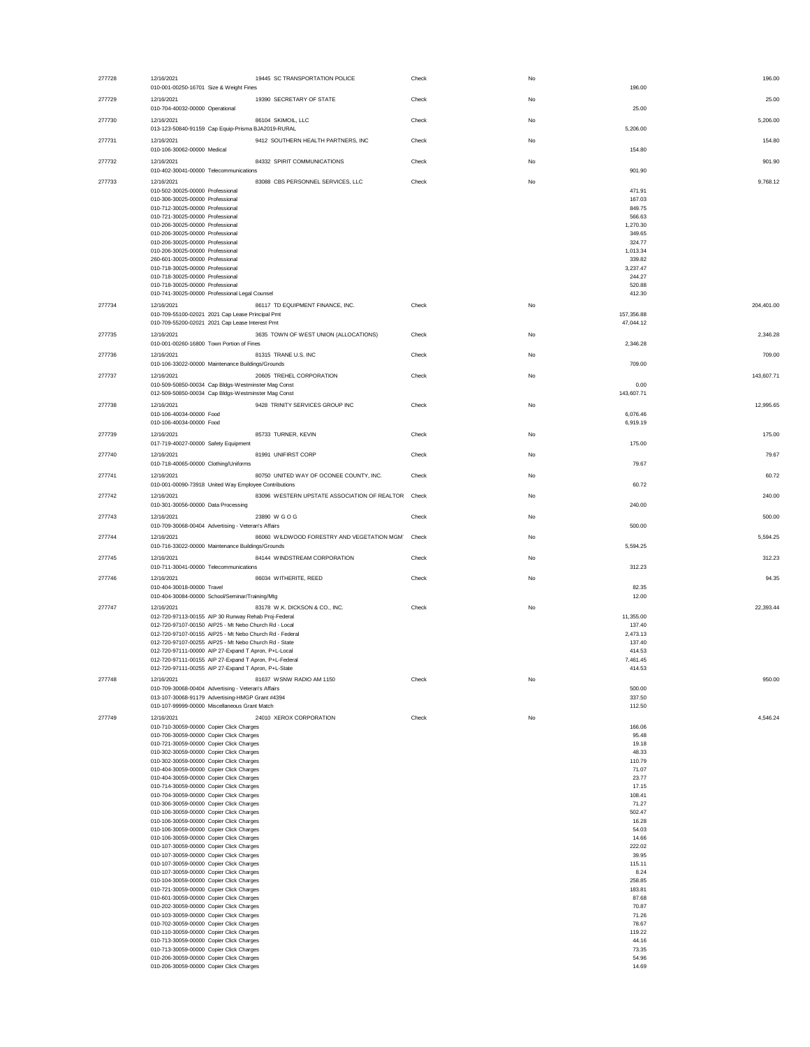| | | | | | | |
|---|---|---|---|---|---|---|
| 277728 | 12/16/2021 | 19445 SC TRANSPORTATION POLICE | Check | No | | 196.00 |
| | 010-001-00250-16701 Size & Weight Fines | | | | 196.00 | |
| 277729 | 12/16/2021 | 19390 SECRETARY OF STATE | Check | No | | 25.00 |
| | 010-704-40032-00000 Operational | | | | 25.00 | |
| 277730 | 12/16/2021 | 86104 SKIMOIL, LLC | Check | No | | 5,206.00 |
| | 013-123-50840-91159 Cap Equip-Prisma BJA2019-RURAL | | | | 5,206.00 | |
| 277731 | 12/16/2021 | 9412 SOUTHERN HEALTH PARTNERS, INC | Check | No | | 154.80 |
| | 010-106-30062-00000 Medical | | | | 154.80 | |
| 277732 | 12/16/2021 | 84332 SPIRIT COMMUNICATIONS | Check | No | | 901.90 |
| | 010-402-30041-00000 Telecommunications | | | | 901.90 | |
| 277733 | 12/16/2021 | 83088 CBS PERSONNEL SERVICES, LLC | Check | No | | 9,768.12 |
| | 010-502-30025-00000 Professional | | | | 471.91 | |
| | 010-306-30025-00000 Professional | | | | 167.03 | |
| | 010-712-30025-00000 Professional | | | | 849.75 | |
| | 010-721-30025-00000 Professional | | | | 566.63 | |
| | 010-206-30025-00000 Professional | | | | 1,270.30 | |
| | 010-206-30025-00000 Professional | | | | 349.65 | |
| | 010-206-30025-00000 Professional | | | | 324.77 | |
| | 010-206-30025-00000 Professional | | | | 1,013.34 | |
| | 260-601-30025-00000 Professional | | | | 339.82 | |
| | 010-718-30025-00000 Professional | | | | 3,237.47 | |
| | 010-718-30025-00000 Professional | | | | 244.27 | |
| | 010-718-30025-00000 Professional | | | | 520.88 | |
| | 010-741-30025-00000 Professional Legal Counsel | | | | 412.30 | |
| 277734 | 12/16/2021 | 86117 TD EQUIPMENT FINANCE, INC. | Check | No | | 204,401.00 |
| | 010-709-55100-02021 2021 Cap Lease Principal Pmt | | | | 157,356.88 | |
| | 010-709-55200-02021 2021 Cap Lease Interest Pmt | | | | 47,044.12 | |
| 277735 | 12/16/2021 | 3635 TOWN OF WEST UNION (ALLOCATIONS) | Check | No | | 2,346.28 |
| | 010-001-00260-16800 Town Portion of Fines | | | | 2,346.28 | |
| 277736 | 12/16/2021 | 81315 TRANE U.S. INC | Check | No | | 709.00 |
| | 010-106-33022-00000 Maintenance Buildings/Grounds | | | | 709.00 | |
| 277737 | 12/16/2021 | 20605 TREHEL CORPORATION | Check | No | | 143,607.71 |
| | 010-509-50850-00034 Cap Bldgs-Westminster Mag Const | | | | 0.00 | |
| | 012-509-50850-00034 Cap Bldgs-Westminster Mag Const | | | | 143,607.71 | |
| 277738 | 12/16/2021 | 9428 TRINITY SERVICES GROUP INC | Check | No | | 12,995.65 |
| | 010-106-40034-00000 Food | | | | 6,076.46 | |
| | 010-106-40034-00000 Food | | | | 6,919.19 | |
| 277739 | 12/16/2021 | 85733 TURNER, KEVIN | Check | No | | 175.00 |
| | 017-719-40027-00000 Safety Equipment | | | | 175.00 | |
| 277740 | 12/16/2021 | 81991 UNIFIRST CORP | Check | No | | 79.67 |
| | 010-718-40065-00000 Clothing/Uniforms | | | | 79.67 | |
| 277741 | 12/16/2021 | 80750 UNITED WAY OF OCONEE COUNTY, INC. | Check | No | | 60.72 |
| | 010-001-00090-73918 United Way Employee Contributions | | | | 60.72 | |
| 277742 | 12/16/2021 | 83096 WESTERN UPSTATE ASSOCIATION OF REALTOR | Check | No | | 240.00 |
| | 010-301-30056-00000 Data Processing | | | | 240.00 | |
| 277743 | 12/16/2021 | 23890 W G O G | Check | No | | 500.00 |
| | 010-709-30068-00404 Advertising - Veteran's Affairs | | | | 500.00 | |
| 277744 | 12/16/2021 | 86060 WILDWOOD FORESTRY AND VEGETATION MGM' | Check | No | | 5,594.25 |
| | 010-716-33022-00000 Maintenance Buildings/Grounds | | | | 5,594.25 | |
| 277745 | 12/16/2021 | 84144 WINDSTREAM CORPORATION | Check | No | | 312.23 |
| | 010-711-30041-00000 Telecommunications | | | | 312.23 | |
| 277746 | 12/16/2021 | 86034 WITHERITE, REED | Check | No | | 94.35 |
| | 010-404-30018-00000 Travel | | | | 82.35 | |
| | 010-404-30084-00000 School/Seminar/Training/Mtg | | | | 12.00 | |
| 277747 | 12/16/2021 | 83178 W.K. DICKSON & CO., INC. | Check | No | | 22,393.44 |
| | 012-720-97113-00155 AIP 30 Runway Rehab Proj-Federal | | | | 11,355.00 | |
| | 012-720-97107-00150 AIP25 - Mt Nebo Church Rd - Local | | | | 137.40 | |
| | 012-720-97107-00155 AIP25 - Mt Nebo Church Rd - Federal | | | | 2,473.13 | |
| | 012-720-97107-00255 AIP25 - Mt Nebo Church Rd - State | | | | 137.40 | |
| | 012-720-97111-00000 AIP 27-Expand T Apron, P+L-Local | | | | 414.53 | |
| | 012-720-97111-00155 AIP 27-Expand T Apron, P+L-Federal | | | | 7,461.45 | |
| | 012-720-97111-00255 AIP 27-Expand T Apron, P+L-State | | | | 414.53 | |
| 277748 | 12/16/2021 | 81637 WSNW RADIO AM 1150 | Check | No | | 950.00 |
| | 010-709-30068-00404 Advertising - Veteran's Affairs | | | | 500.00 | |
| | 013-107-30068-91179 Advertising-HMGP Grant #4394 | | | | 337.50 | |
| | 010-107-99999-00000 Miscellaneous Grant Match | | | | 112.50 | |
| 277749 | 12/16/2021 | 24010 XEROX CORPORATION | Check | No | | 4,546.24 |
| | 010-710-30059-00000 Copier Click Charges | | | | 166.06 | |
| | 010-706-30059-00000 Copier Click Charges | | | | 95.48 | |
| | 010-721-30059-00000 Copier Click Charges | | | | 19.18 | |
| | 010-302-30059-00000 Copier Click Charges | | | | 48.33 | |
| | 010-302-30059-00000 Copier Click Charges | | | | 110.79 | |
| | 010-404-30059-00000 Copier Click Charges | | | | 71.07 | |
| | 010-404-30059-00000 Copier Click Charges | | | | 23.77 | |
| | 010-714-30059-00000 Copier Click Charges | | | | 17.15 | |
| | 010-704-30059-00000 Copier Click Charges | | | | 108.41 | |
| | 010-306-30059-00000 Copier Click Charges | | | | 71.27 | |
| | 010-106-30059-00000 Copier Click Charges | | | | 502.47 | |
| | 010-106-30059-00000 Copier Click Charges | | | | 16.28 | |
| | 010-106-30059-00000 Copier Click Charges | | | | 54.03 | |
| | 010-106-30059-00000 Copier Click Charges | | | | 14.66 | |
| | 010-107-30059-00000 Copier Click Charges | | | | 222.02 | |
| | 010-107-30059-00000 Copier Click Charges | | | | 39.95 | |
| | 010-107-30059-00000 Copier Click Charges | | | | 115.11 | |
| | 010-107-30059-00000 Copier Click Charges | | | | 8.24 | |
| | 010-104-30059-00000 Copier Click Charges | | | | 258.85 | |
| | 010-721-30059-00000 Copier Click Charges | | | | 183.81 | |
| | 010-601-30059-00000 Copier Click Charges | | | | 87.68 | |
| | 010-202-30059-00000 Copier Click Charges | | | | 70.87 | |
| | 010-103-30059-00000 Copier Click Charges | | | | 71.26 | |
| | 010-702-30059-00000 Copier Click Charges | | | | 78.67 | |
| | 010-110-30059-00000 Copier Click Charges | | | | 119.22 | |
| | 010-713-30059-00000 Copier Click Charges | | | | 44.16 | |
| | 010-713-30059-00000 Copier Click Charges | | | | 73.35 | |
| | 010-206-30059-00000 Copier Click Charges | | | | 54.96 | |
| | 010-206-30059-00000 Copier Click Charges | | | | 14.69 | |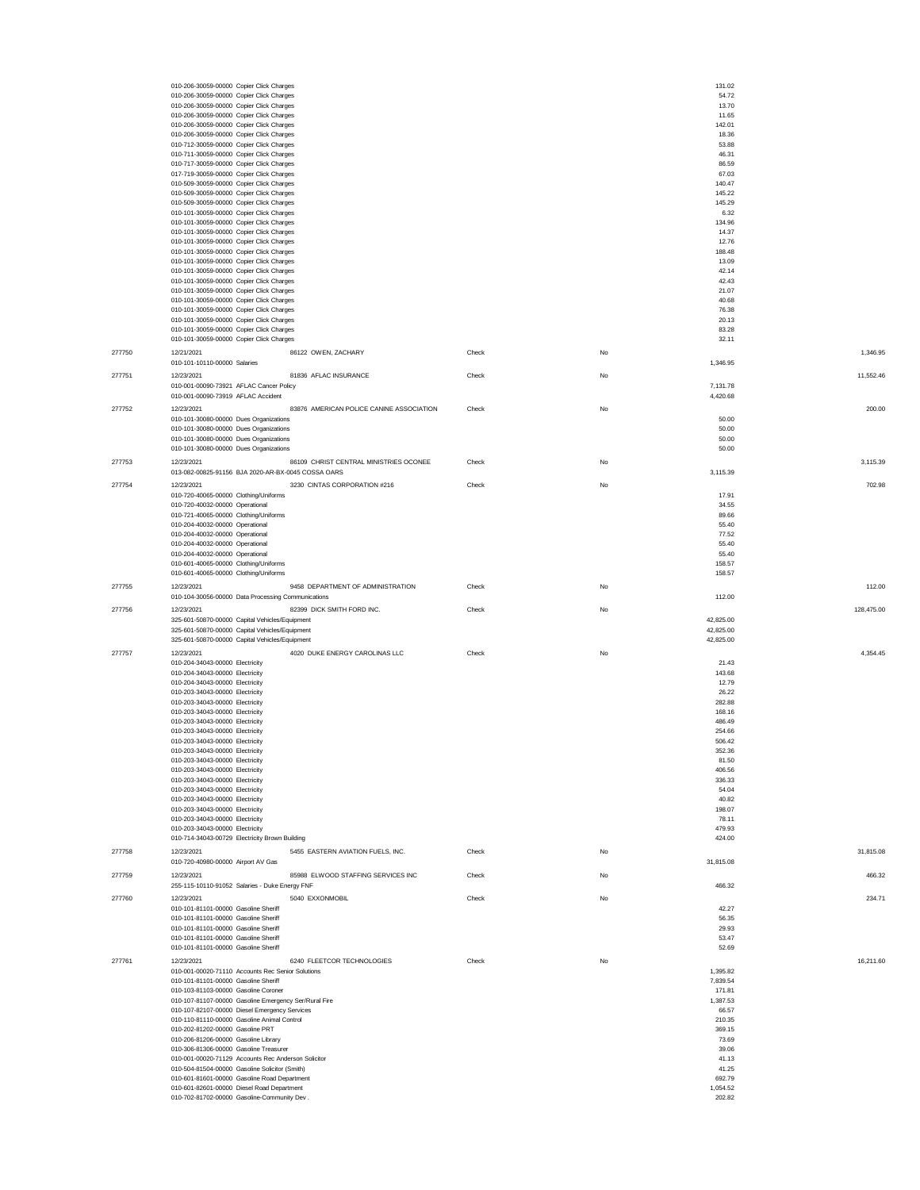| Check | Date / Account | Vendor | Type | Void | Line Amount | Check Amount |
|---|---|---|---|---|---|---|
| | 010-206-30059-00000 Copier Click Charges | | | | 131.02 | |
| | 010-206-30059-00000 Copier Click Charges | | | | 54.72 | |
| | 010-206-30059-00000 Copier Click Charges | | | | 13.70 | |
| | 010-206-30059-00000 Copier Click Charges | | | | 11.65 | |
| | 010-206-30059-00000 Copier Click Charges | | | | 142.01 | |
| | 010-206-30059-00000 Copier Click Charges | | | | 18.36 | |
| | 010-712-30059-00000 Copier Click Charges | | | | 53.88 | |
| | 010-711-30059-00000 Copier Click Charges | | | | 46.31 | |
| | 010-717-30059-00000 Copier Click Charges | | | | 86.59 | |
| | 017-719-30059-00000 Copier Click Charges | | | | 67.03 | |
| | 010-509-30059-00000 Copier Click Charges | | | | 140.47 | |
| | 010-509-30059-00000 Copier Click Charges | | | | 145.22 | |
| | 010-509-30059-00000 Copier Click Charges | | | | 145.29 | |
| | 010-101-30059-00000 Copier Click Charges | | | | 6.32 | |
| | 010-101-30059-00000 Copier Click Charges | | | | 134.96 | |
| | 010-101-30059-00000 Copier Click Charges | | | | 14.37 | |
| | 010-101-30059-00000 Copier Click Charges | | | | 12.76 | |
| | 010-101-30059-00000 Copier Click Charges | | | | 188.48 | |
| | 010-101-30059-00000 Copier Click Charges | | | | 13.09 | |
| | 010-101-30059-00000 Copier Click Charges | | | | 42.14 | |
| | 010-101-30059-00000 Copier Click Charges | | | | 42.43 | |
| | 010-101-30059-00000 Copier Click Charges | | | | 21.07 | |
| | 010-101-30059-00000 Copier Click Charges | | | | 40.68 | |
| | 010-101-30059-00000 Copier Click Charges | | | | 76.38 | |
| | 010-101-30059-00000 Copier Click Charges | | | | 20.13 | |
| | 010-101-30059-00000 Copier Click Charges | | | | 83.28 | |
| | 010-101-30059-00000 Copier Click Charges | | | | 32.11 | |
| 277750 | 12/21/2021 | 86122 OWEN, ZACHARY | Check | No | | 1,346.95 |
| | 010-101-10110-00000 Salaries | | | | 1,346.95 | |
| 277751 | 12/23/2021 | 81836 AFLAC INSURANCE | Check | No | | 11,552.46 |
| | 010-001-00090-73921 AFLAC Cancer Policy | | | | 7,131.78 | |
| | 010-001-00090-73919 AFLAC Accident | | | | 4,420.68 | |
| 277752 | 12/23/2021 | 83876 AMERICAN POLICE CANINE ASSOCIATION | Check | No | | 200.00 |
| | 010-101-30080-00000 Dues Organizations | | | | 50.00 | |
| | 010-101-30080-00000 Dues Organizations | | | | 50.00 | |
| | 010-101-30080-00000 Dues Organizations | | | | 50.00 | |
| | 010-101-30080-00000 Dues Organizations | | | | 50.00 | |
| 277753 | 12/23/2021 | 86109 CHRIST CENTRAL MINISTRIES OCONEE | Check | No | | 3,115.39 |
| | 013-082-00825-91156 BJA 2020-AR-BX-0045 COSSA OARS | | | | 3,115.39 | |
| 277754 | 12/23/2021 | 3230 CINTAS CORPORATION #216 | Check | No | | 702.98 |
| | 010-720-40065-00000 Clothing/Uniforms | | | | 17.91 | |
| | 010-720-40032-00000 Operational | | | | 34.55 | |
| | 010-721-40065-00000 Clothing/Uniforms | | | | 89.66 | |
| | 010-204-40032-00000 Operational | | | | 55.40 | |
| | 010-204-40032-00000 Operational | | | | 77.52 | |
| | 010-204-40032-00000 Operational | | | | 55.40 | |
| | 010-204-40032-00000 Operational | | | | 55.40 | |
| | 010-601-40065-00000 Clothing/Uniforms | | | | 158.57 | |
| | 010-601-40065-00000 Clothing/Uniforms | | | | 158.57 | |
| 277755 | 12/23/2021 | 9458 DEPARTMENT OF ADMINISTRATION | Check | No | | 112.00 |
| | 010-104-30056-00000 Data Processing Communications | | | | 112.00 | |
| 277756 | 12/23/2021 | 82399 DICK SMITH FORD INC. | Check | No | | 128,475.00 |
| | 325-601-50870-00000 Capital Vehicles/Equipment | | | | 42,825.00 | |
| | 325-601-50870-00000 Capital Vehicles/Equipment | | | | 42,825.00 | |
| | 325-601-50870-00000 Capital Vehicles/Equipment | | | | 42,825.00 | |
| 277757 | 12/23/2021 | 4020 DUKE ENERGY CAROLINAS LLC | Check | No | | 4,354.45 |
| | 010-204-34043-00000 Electricity | | | | 21.43 | |
| | 010-204-34043-00000 Electricity | | | | 143.68 | |
| | 010-204-34043-00000 Electricity | | | | 12.79 | |
| | 010-203-34043-00000 Electricity | | | | 26.22 | |
| | 010-203-34043-00000 Electricity | | | | 282.88 | |
| | 010-203-34043-00000 Electricity | | | | 168.16 | |
| | 010-203-34043-00000 Electricity | | | | 486.49 | |
| | 010-203-34043-00000 Electricity | | | | 254.66 | |
| | 010-203-34043-00000 Electricity | | | | 506.42 | |
| | 010-203-34043-00000 Electricity | | | | 352.36 | |
| | 010-203-34043-00000 Electricity | | | | 81.50 | |
| | 010-203-34043-00000 Electricity | | | | 406.56 | |
| | 010-203-34043-00000 Electricity | | | | 336.33 | |
| | 010-203-34043-00000 Electricity | | | | 54.04 | |
| | 010-203-34043-00000 Electricity | | | | 40.82 | |
| | 010-203-34043-00000 Electricity | | | | 198.07 | |
| | 010-203-34043-00000 Electricity | | | | 78.11 | |
| | 010-203-34043-00000 Electricity | | | | 479.93 | |
| | 010-714-34043-00729 Electricity Brown Building | | | | 424.00 | |
| 277758 | 12/23/2021 | 5455 EASTERN AVIATION FUELS, INC. | Check | No | | 31,815.08 |
| | 010-720-40980-00000 Airport AV Gas | | | | 31,815.08 | |
| 277759 | 12/23/2021 | 85988 ELWOOD STAFFING SERVICES INC | Check | No | | 466.32 |
| | 255-115-10110-91052 Salaries - Duke Energy FNF | | | | 466.32 | |
| 277760 | 12/23/2021 | 5040 EXXONMOBIL | Check | No | | 234.71 |
| | 010-101-81101-00000 Gasoline Sheriff | | | | 42.27 | |
| | 010-101-81101-00000 Gasoline Sheriff | | | | 56.35 | |
| | 010-101-81101-00000 Gasoline Sheriff | | | | 29.93 | |
| | 010-101-81101-00000 Gasoline Sheriff | | | | 53.47 | |
| | 010-101-81101-00000 Gasoline Sheriff | | | | 52.69 | |
| 277761 | 12/23/2021 | 6240 FLEETCOR TECHNOLOGIES | Check | No | | 16,211.60 |
| | 010-001-00020-71110 Accounts Rec Senior Solutions | | | | 1,395.82 | |
| | 010-101-81101-00000 Gasoline Sheriff | | | | 7,839.54 | |
| | 010-103-81103-00000 Gasoline Coroner | | | | 171.81 | |
| | 010-107-81107-00000 Gasoline Emergency Ser/Rural Fire | | | | 1,387.53 | |
| | 010-107-82107-00000 Diesel Emergency Services | | | | 66.57 | |
| | 010-110-81110-00000 Gasoline Animal Control | | | | 210.35 | |
| | 010-202-81202-00000 Gasoline PRT | | | | 369.15 | |
| | 010-206-81206-00000 Gasoline Library | | | | 73.69 | |
| | 010-306-81306-00000 Gasoline Treasurer | | | | 39.06 | |
| | 010-001-00020-71129 Accounts Rec Anderson Solicitor | | | | 41.13 | |
| | 010-504-81504-00000 Gasoline Solicitor (Smith) | | | | 41.25 | |
| | 010-601-81601-00000 Gasoline Road Department | | | | 692.79 | |
| | 010-601-82601-00000 Diesel Road Department | | | | 1,054.52 | |
| | 010-702-81702-00000 Gasoline-Community Dev . | | | | 202.82 | |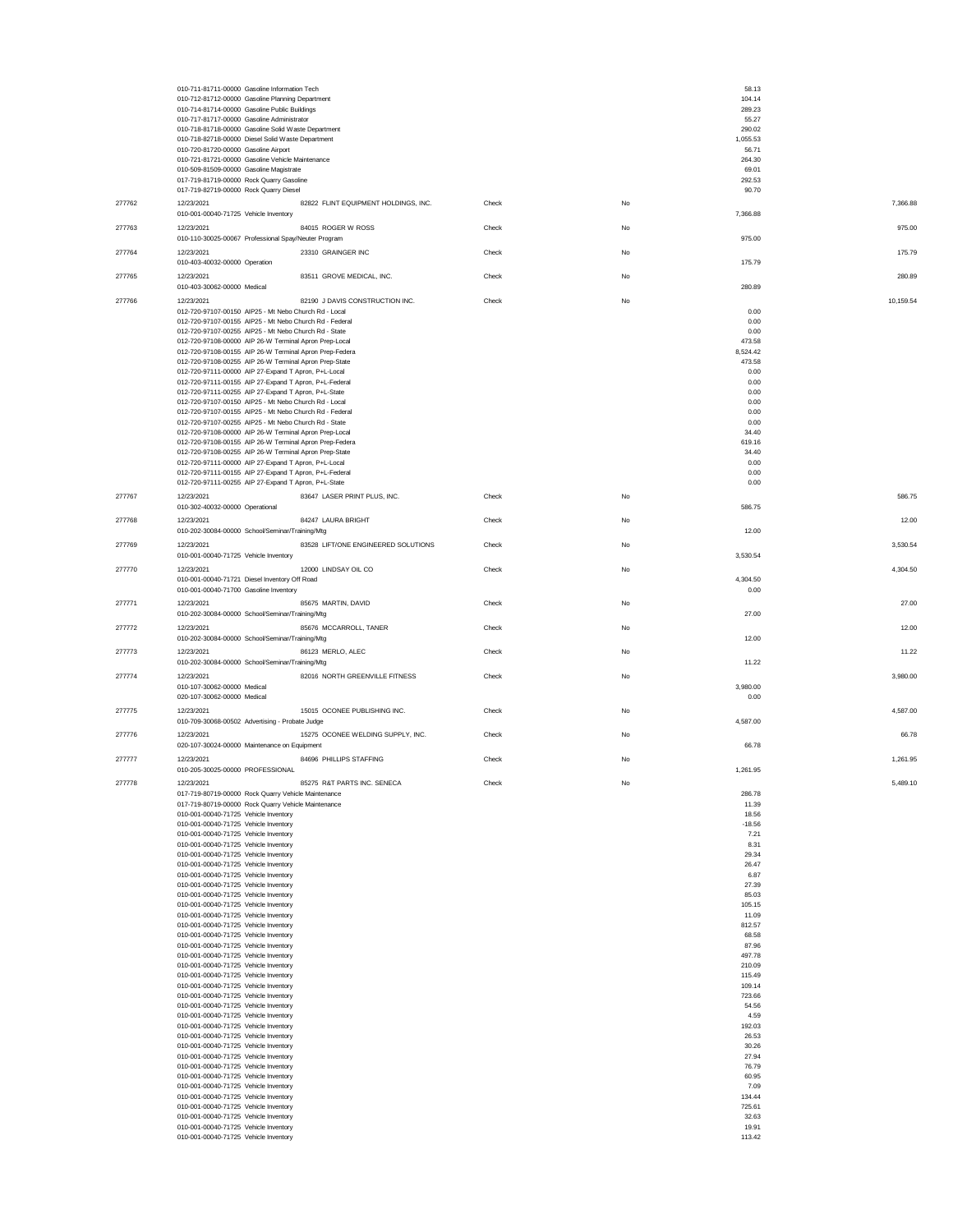| | | | | | | |
|---|---|---|---|---|---|---|
| | 010-711-81711-00000 Gasoline Information Tech | | | | 58.13 | |
| | 010-712-81712-00000 Gasoline Planning Department | | | | 104.14 | |
| | 010-714-81714-00000 Gasoline Public Buildings | | | | 289.23 | |
| | 010-717-81717-00000 Gasoline Administrator | | | | 55.27 | |
| | 010-718-81718-00000 Gasoline Solid Waste Department | | | | 290.02 | |
| | 010-718-82718-00000 Diesel Solid Waste Department | | | | 1,055.53 | |
| | 010-720-81720-00000 Gasoline Airport | | | | 56.71 | |
| | 010-721-81721-00000 Gasoline Vehicle Maintenance | | | | 264.30 | |
| | 010-509-81509-00000 Gasoline Magistrate | | | | 69.01 | |
| | 017-719-81719-00000 Rock Quarry Gasoline | | | | 292.53 | |
| | 017-719-82719-00000 Rock Quarry Diesel | | | | 90.70 | |
| 277762 | 12/23/2021 | 82822 FLINT EQUIPMENT HOLDINGS, INC. | Check | No | | 7,366.88 |
| | 010-001-00040-71725 Vehicle Inventory | | | | 7,366.88 | |
| 277763 | 12/23/2021 | 84015 ROGER W ROSS | Check | No | | 975.00 |
| | 010-110-30025-00067 Professional Spay/Neuter Program | | | | 975.00 | |
| 277764 | 12/23/2021 | 23310 GRAINGER INC | Check | No | | 175.79 |
| | 010-403-40032-00000 Operation | | | | 175.79 | |
| 277765 | 12/23/2021 | 83511 GROVE MEDICAL, INC. | Check | No | | 280.89 |
| | 010-403-30062-00000 Medical | | | | 280.89 | |
| 277766 | 12/23/2021 | 82190 J DAVIS CONSTRUCTION INC. | Check | No | | 10,159.54 |
| | 012-720-97107-00150 AIP25 - Mt Nebo Church Rd - Local | | | | 0.00 | |
| | 012-720-97107-00155 AIP25 - Mt Nebo Church Rd - Federal | | | | 0.00 | |
| | 012-720-97107-00255 AIP25 - Mt Nebo Church Rd - State | | | | 0.00 | |
| | 012-720-97108-00000 AIP 26-W Terminal Apron Prep-Local | | | | 473.58 | |
| | 012-720-97108-00155 AIP 26-W Terminal Apron Prep-Federa | | | | 8,524.42 | |
| | 012-720-97108-00255 AIP 26-W Terminal Apron Prep-State | | | | 473.58 | |
| | 012-720-97111-00000 AIP 27-Expand T Apron, P+L-Local | | | | 0.00 | |
| | 012-720-97111-00155 AIP 27-Expand T Apron, P+L-Federal | | | | 0.00 | |
| | 012-720-97111-00255 AIP 27-Expand T Apron, P+L-State | | | | 0.00 | |
| | 012-720-97107-00150 AIP25 - Mt Nebo Church Rd - Local | | | | 0.00 | |
| | 012-720-97107-00155 AIP25 - Mt Nebo Church Rd - Federal | | | | 0.00 | |
| | 012-720-97107-00255 AIP25 - Mt Nebo Church Rd - State | | | | 0.00 | |
| | 012-720-97108-00000 AIP 26-W Terminal Apron Prep-Local | | | | 34.40 | |
| | 012-720-97108-00155 AIP 26-W Terminal Apron Prep-Federa | | | | 619.16 | |
| | 012-720-97108-00255 AIP 26-W Terminal Apron Prep-State | | | | 34.40 | |
| | 012-720-97111-00000 AIP 27-Expand T Apron, P+L-Local | | | | 0.00 | |
| | 012-720-97111-00155 AIP 27-Expand T Apron, P+L-Federal | | | | 0.00 | |
| | 012-720-97111-00255 AIP 27-Expand T Apron, P+L-State | | | | 0.00 | |
| 277767 | 12/23/2021 | 83647 LASER PRINT PLUS, INC. | Check | No | | 586.75 |
| | 010-302-40032-00000 Operational | | | | 586.75 | |
| 277768 | 12/23/2021 | 84247 LAURA BRIGHT | Check | No | | 12.00 |
| | 010-202-30084-00000 School/Seminar/Training/Mtg | | | | 12.00 | |
| 277769 | 12/23/2021 | 83528 LIFT/ONE ENGINEERED SOLUTIONS | Check | No | | 3,530.54 |
| | 010-001-00040-71725 Vehicle Inventory | | | | 3,530.54 | |
| 277770 | 12/23/2021 | 12000 LINDSAY OIL CO | Check | No | | 4,304.50 |
| | 010-001-00040-71721 Diesel Inventory Off Road | | | | 4,304.50 | |
| | 010-001-00040-71700 Gasoline Inventory | | | | 0.00 | |
| 277771 | 12/23/2021 | 85675 MARTIN, DAVID | Check | No | | 27.00 |
| | 010-202-30084-00000 School/Seminar/Training/Mtg | | | | 27.00 | |
| 277772 | 12/23/2021 | 85676 MCCARROLL, TANER | Check | No | | 12.00 |
| | 010-202-30084-00000 School/Seminar/Training/Mtg | | | | 12.00 | |
| 277773 | 12/23/2021 | 86123 MERLO, ALEC | Check | No | | 11.22 |
| | 010-202-30084-00000 School/Seminar/Training/Mtg | | | | 11.22 | |
| 277774 | 12/23/2021 | 82016 NORTH GREENVILLE FITNESS | Check | No | | 3,980.00 |
| | 010-107-30062-00000 Medical | | | | 3,980.00 | |
| | 020-107-30062-00000 Medical | | | | 0.00 | |
| 277775 | 12/23/2021 | 15015 OCONEE PUBLISHING INC. | Check | No | | 4,587.00 |
| | 010-709-30068-00502 Advertising - Probate Judge | | | | 4,587.00 | |
| 277776 | 12/23/2021 | 15275 OCONEE WELDING SUPPLY, INC. | Check | No | | 66.78 |
| | 020-107-30024-00000 Maintenance on Equipment | | | | 66.78 | |
| 277777 | 12/23/2021 | 84696 PHILLIPS STAFFING | Check | No | | 1,261.95 |
| | 010-205-30025-00000 PROFESSIONAL | | | | 1,261.95 | |
| 277778 | 12/23/2021 | 85275 R&T PARTS INC. SENECA | Check | No | | 5,489.10 |
| | 017-719-80719-00000 Rock Quarry Vehicle Maintenance | | | | 286.78 | |
| | 017-719-80719-00000 Rock Quarry Vehicle Maintenance | | | | 11.39 | |
| | 010-001-00040-71725 Vehicle Inventory | | | | 18.56 | |
| | 010-001-00040-71725 Vehicle Inventory | | | | -18.56 | |
| | 010-001-00040-71725 Vehicle Inventory | | | | 7.21 | |
| | 010-001-00040-71725 Vehicle Inventory | | | | 8.31 | |
| | 010-001-00040-71725 Vehicle Inventory | | | | 29.34 | |
| | 010-001-00040-71725 Vehicle Inventory | | | | 26.47 | |
| | 010-001-00040-71725 Vehicle Inventory | | | | 6.87 | |
| | 010-001-00040-71725 Vehicle Inventory | | | | 27.39 | |
| | 010-001-00040-71725 Vehicle Inventory | | | | 85.03 | |
| | 010-001-00040-71725 Vehicle Inventory | | | | 105.15 | |
| | 010-001-00040-71725 Vehicle Inventory | | | | 11.09 | |
| | 010-001-00040-71725 Vehicle Inventory | | | | 812.57 | |
| | 010-001-00040-71725 Vehicle Inventory | | | | 68.58 | |
| | 010-001-00040-71725 Vehicle Inventory | | | | 87.96 | |
| | 010-001-00040-71725 Vehicle Inventory | | | | 497.78 | |
| | 010-001-00040-71725 Vehicle Inventory | | | | 210.09 | |
| | 010-001-00040-71725 Vehicle Inventory | | | | 115.49 | |
| | 010-001-00040-71725 Vehicle Inventory | | | | 109.14 | |
| | 010-001-00040-71725 Vehicle Inventory | | | | 723.66 | |
| | 010-001-00040-71725 Vehicle Inventory | | | | 54.56 | |
| | 010-001-00040-71725 Vehicle Inventory | | | | 4.59 | |
| | 010-001-00040-71725 Vehicle Inventory | | | | 192.03 | |
| | 010-001-00040-71725 Vehicle Inventory | | | | 26.53 | |
| | 010-001-00040-71725 Vehicle Inventory | | | | 30.26 | |
| | 010-001-00040-71725 Vehicle Inventory | | | | 27.94 | |
| | 010-001-00040-71725 Vehicle Inventory | | | | 76.79 | |
| | 010-001-00040-71725 Vehicle Inventory | | | | 60.95 | |
| | 010-001-00040-71725 Vehicle Inventory | | | | 7.09 | |
| | 010-001-00040-71725 Vehicle Inventory | | | | 134.44 | |
| | 010-001-00040-71725 Vehicle Inventory | | | | 725.61 | |
| | 010-001-00040-71725 Vehicle Inventory | | | | 32.63 | |
| | 010-001-00040-71725 Vehicle Inventory | | | | 19.91 | |
| | 010-001-00040-71725 Vehicle Inventory | | | | 113.42 | |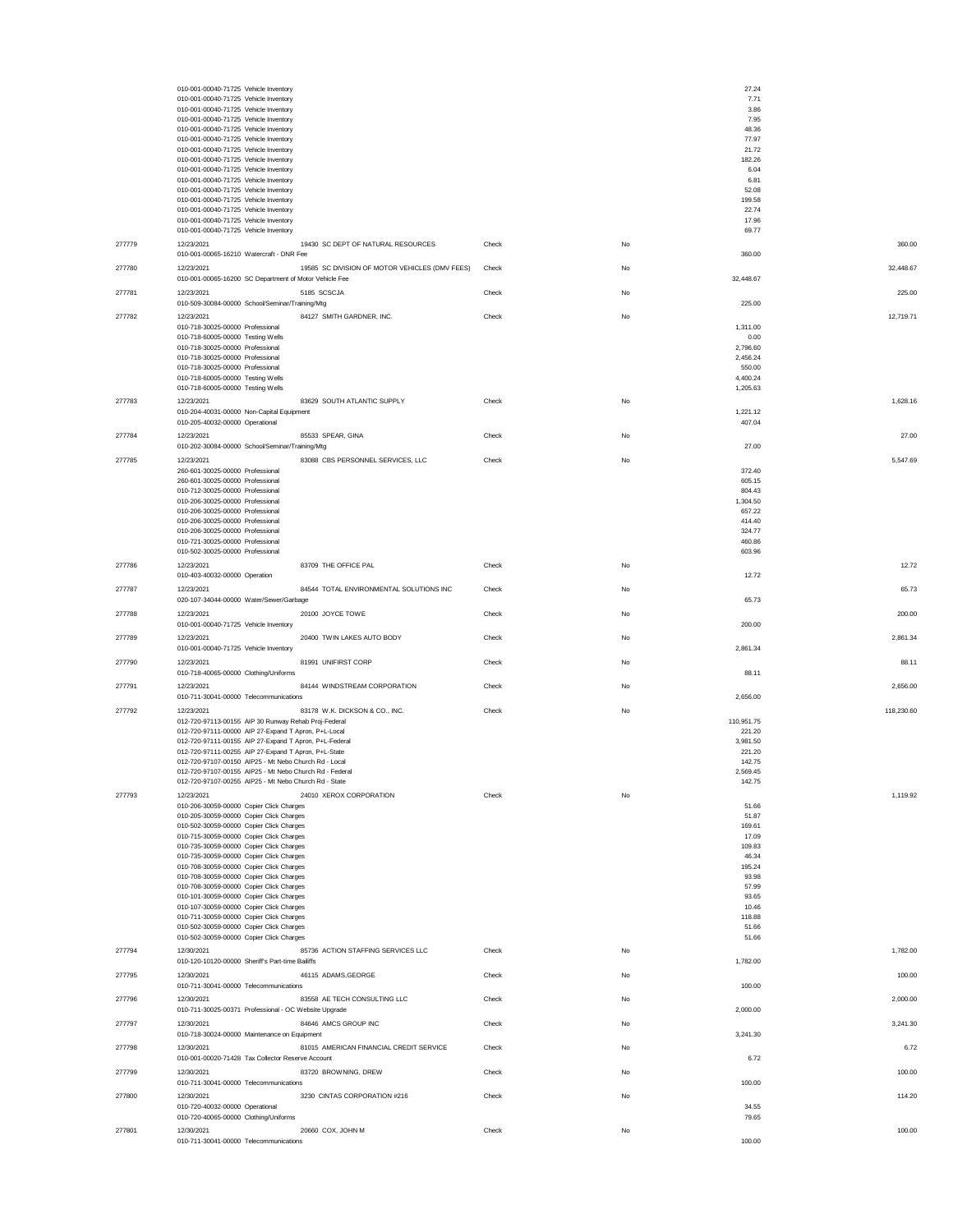| Check # | Date / Account | Vendor | Type | Void | Line Amount | Check Amount |
|---|---|---|---|---|---|---|
| | 010-001-00040-71725 Vehicle Inventory | | | | 27.24 | |
| | 010-001-00040-71725 Vehicle Inventory | | | | 7.71 | |
| | 010-001-00040-71725 Vehicle Inventory | | | | 3.86 | |
| | 010-001-00040-71725 Vehicle Inventory | | | | 7.95 | |
| | 010-001-00040-71725 Vehicle Inventory | | | | 48.36 | |
| | 010-001-00040-71725 Vehicle Inventory | | | | 77.97 | |
| | 010-001-00040-71725 Vehicle Inventory | | | | 21.72 | |
| | 010-001-00040-71725 Vehicle Inventory | | | | 182.26 | |
| | 010-001-00040-71725 Vehicle Inventory | | | | 6.04 | |
| | 010-001-00040-71725 Vehicle Inventory | | | | 6.81 | |
| | 010-001-00040-71725 Vehicle Inventory | | | | 52.08 | |
| | 010-001-00040-71725 Vehicle Inventory | | | | 199.58 | |
| | 010-001-00040-71725 Vehicle Inventory | | | | 22.74 | |
| | 010-001-00040-71725 Vehicle Inventory | | | | 17.96 | |
| | 010-001-00040-71725 Vehicle Inventory | | | | 69.77 | |
| 277779 | 12/23/2021 | 19430 SC DEPT OF NATURAL RESOURCES | Check | No | | 360.00 |
| | 010-001-00065-16210 Watercraft - DNR Fee | | | | 360.00 | |
| 277780 | 12/23/2021 | 19585 SC DIVISION OF MOTOR VEHICLES (DMV FEES) | Check | No | | 32,448.67 |
| | 010-001-00065-16200 SC Department of Motor Vehicle Fee | | | | 32,448.67 | |
| 277781 | 12/23/2021 | 5185 SCSCJA | Check | No | | 225.00 |
| | 010-509-30084-00000 School/Seminar/Training/Mtg | | | | 225.00 | |
| 277782 | 12/23/2021 | 84127 SMITH GARDNER, INC. | Check | No | | 12,719.71 |
| | 010-718-30025-00000 Professional | | | | 1,311.00 | |
| | 010-718-60005-00000 Testing Wells | | | | 0.00 | |
| | 010-718-30025-00000 Professional | | | | 2,796.60 | |
| | 010-718-30025-00000 Professional | | | | 2,456.24 | |
| | 010-718-30025-00000 Professional | | | | 550.00 | |
| | 010-718-60005-00000 Testing Wells | | | | 4,400.24 | |
| | 010-718-60005-00000 Testing Wells | | | | 1,205.63 | |
| 277783 | 12/23/2021 | 83629 SOUTH ATLANTIC SUPPLY | Check | No | | 1,628.16 |
| | 010-204-40031-00000 Non-Capital Equipment | | | | 1,221.12 | |
| | 010-205-40032-00000 Operational | | | | 407.04 | |
| 277784 | 12/23/2021 | 85533 SPEAR, GINA | Check | No | | 27.00 |
| | 010-202-30084-00000 School/Seminar/Training/Mtg | | | | 27.00 | |
| 277785 | 12/23/2021 | 83088 CBS PERSONNEL SERVICES, LLC | Check | No | | 5,547.69 |
| | 260-601-30025-00000 Professional | | | | 372.40 | |
| | 260-601-30025-00000 Professional | | | | 605.15 | |
| | 010-712-30025-00000 Professional | | | | 804.43 | |
| | 010-206-30025-00000 Professional | | | | 1,304.50 | |
| | 010-206-30025-00000 Professional | | | | 657.22 | |
| | 010-206-30025-00000 Professional | | | | 414.40 | |
| | 010-206-30025-00000 Professional | | | | 324.77 | |
| | 010-721-30025-00000 Professional | | | | 460.86 | |
| | 010-502-30025-00000 Professional | | | | 603.96 | |
| 277786 | 12/23/2021 | 83709 THE OFFICE PAL | Check | No | | 12.72 |
| | 010-403-40032-00000 Operation | | | | 12.72 | |
| 277787 | 12/23/2021 | 84544 TOTAL ENVIRONMENTAL SOLUTIONS INC | Check | No | | 65.73 |
| | 020-107-34044-00000 Water/Sewer/Garbage | | | | 65.73 | |
| 277788 | 12/23/2021 | 20100 JOYCE TOWE | Check | No | | 200.00 |
| | 010-001-00040-71725 Vehicle Inventory | | | | 200.00 | |
| 277789 | 12/23/2021 | 20400 TWIN LAKES AUTO BODY | Check | No | | 2,861.34 |
| | 010-001-00040-71725 Vehicle Inventory | | | | 2,861.34 | |
| 277790 | 12/23/2021 | 81991 UNIFIRST CORP | Check | No | | 88.11 |
| | 010-718-40065-00000 Clothing/Uniforms | | | | 88.11 | |
| 277791 | 12/23/2021 | 84144 WINDSTREAM CORPORATION | Check | No | | 2,656.00 |
| | 010-711-30041-00000 Telecommunications | | | | 2,656.00 | |
| 277792 | 12/23/2021 | 83178 W.K. DICKSON & CO., INC. | Check | No | | 118,230.60 |
| | 012-720-97113-00155 AIP 30 Runway Rehab Proj-Federal | | | | 110,951.75 | |
| | 012-720-97111-00000 AIP 27-Expand T Apron, P+L-Local | | | | 221.20 | |
| | 012-720-97111-00155 AIP 27-Expand T Apron, P+L-Federal | | | | 3,981.50 | |
| | 012-720-97111-00255 AIP 27-Expand T Apron, P+L-State | | | | 221.20 | |
| | 012-720-97107-00150 AIP25 - Mt Nebo Church Rd - Local | | | | 142.75 | |
| | 012-720-97107-00155 AIP25 - Mt Nebo Church Rd - Federal | | | | 2,569.45 | |
| | 012-720-97107-00255 AIP25 - Mt Nebo Church Rd - State | | | | 142.75 | |
| 277793 | 12/23/2021 | 24010 XEROX CORPORATION | Check | No | | 1,119.92 |
| | 010-206-30059-00000 Copier Click Charges | | | | 51.66 | |
| | 010-205-30059-00000 Copier Click Charges | | | | 51.87 | |
| | 010-502-30059-00000 Copier Click Charges | | | | 169.61 | |
| | 010-715-30059-00000 Copier Click Charges | | | | 17.09 | |
| | 010-735-30059-00000 Copier Click Charges | | | | 109.83 | |
| | 010-735-30059-00000 Copier Click Charges | | | | 46.34 | |
| | 010-708-30059-00000 Copier Click Charges | | | | 195.24 | |
| | 010-708-30059-00000 Copier Click Charges | | | | 93.98 | |
| | 010-708-30059-00000 Copier Click Charges | | | | 57.99 | |
| | 010-101-30059-00000 Copier Click Charges | | | | 93.65 | |
| | 010-107-30059-00000 Copier Click Charges | | | | 10.46 | |
| | 010-711-30059-00000 Copier Click Charges | | | | 118.88 | |
| | 010-502-30059-00000 Copier Click Charges | | | | 51.66 | |
| | 010-502-30059-00000 Copier Click Charges | | | | 51.66 | |
| 277794 | 12/30/2021 | 85736 ACTION STAFFING SERVICES LLC | Check | No | | 1,782.00 |
| | 010-120-10120-00000 Sheriff's Part-time Bailiffs | | | | 1,782.00 | |
| 277795 | 12/30/2021 | 46115 ADAMS,GEORGE | Check | No | | 100.00 |
| | 010-711-30041-00000 Telecommunications | | | | 100.00 | |
| 277796 | 12/30/2021 | 83558 AE TECH CONSULTING LLC | Check | No | | 2,000.00 |
| | 010-711-30025-00371 Professional - OC Website Upgrade | | | | 2,000.00 | |
| 277797 | 12/30/2021 | 84646 AMCS GROUP INC | Check | No | | 3,241.30 |
| | 010-718-30024-00000 Maintenance on Equipment | | | | 3,241.30 | |
| 277798 | 12/30/2021 | 81015 AMERICAN FINANCIAL CREDIT SERVICE | Check | No | | 6.72 |
| | 010-001-00020-71428 Tax Collector Reserve Account | | | | 6.72 | |
| 277799 | 12/30/2021 | 83720 BROWNING, DREW | Check | No | | 100.00 |
| | 010-711-30041-00000 Telecommunications | | | | 100.00 | |
| 277800 | 12/30/2021 | 3230 CINTAS CORPORATION #216 | Check | No | | 114.20 |
| | 010-720-40032-00000 Operational | | | | 34.55 | |
| | 010-720-40065-00000 Clothing/Uniforms | | | | 79.65 | |
| 277801 | 12/30/2021 | 20660 COX, JOHN M | Check | No | | 100.00 |
| | 010-711-30041-00000 Telecommunications | | | | 100.00 | |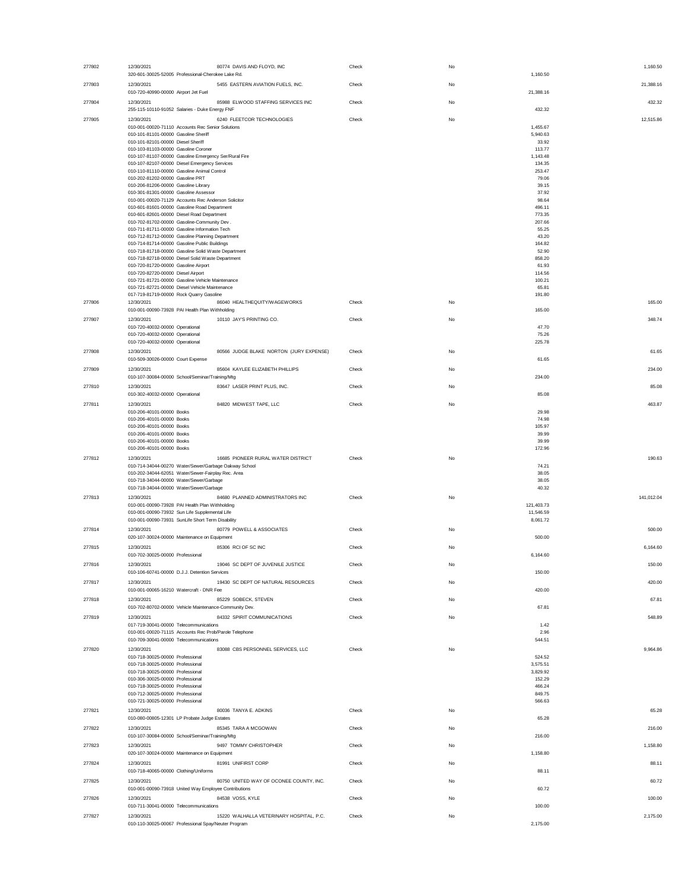| Check # | Date / Account | Vendor | Type | Void | Line Amount | Check Amount |
|---|---|---|---|---|---|---|
| 277802 | 12/30/2021 | 80774 DAVIS AND FLOYD, INC | Check | No | | 1,160.50 |
| | 320-601-30025-52005 Professional-Cherokee Lake Rd. | | | | 1,160.50 | |
| 277803 | 12/30/2021 | 5455 EASTERN AVIATION FUELS, INC. | Check | No | | 21,388.16 |
| | 010-720-40990-00000 Airport Jet Fuel | | | | 21,388.16 | |
| 277804 | 12/30/2021 | 85988 ELWOOD STAFFING SERVICES INC | Check | No | | 432.32 |
| | 255-115-10110-91052 Salaries - Duke Energy FNF | | | | 432.32 | |
| 277805 | 12/30/2021 | 6240 FLEETCOR TECHNOLOGIES | Check | No | | 12,515.86 |
| | 010-001-00020-71110 Accounts Rec Senior Solutions | | | | 1,455.67 | |
| | 010-101-81101-00000 Gasoline Sheriff | | | | 5,940.63 | |
| | 010-101-82101-00000 Diesel Sheriff | | | | 33.92 | |
| | 010-103-81103-00000 Gasoline Coroner | | | | 113.77 | |
| | 010-107-81107-00000 Gasoline Emergency Ser/Rural Fire | | | | 1,143.48 | |
| | 010-107-82107-00000 Diesel Emergency Services | | | | 134.35 | |
| | 010-110-81110-00000 Gasoline Animal Control | | | | 253.47 | |
| | 010-202-81202-00000 Gasoline PRT | | | | 79.06 | |
| | 010-206-81206-00000 Gasoline Library | | | | 39.15 | |
| | 010-301-81301-00000 Gasoline Assessor | | | | 37.92 | |
| | 010-001-00020-71129 Accounts Rec Anderson Solicitor | | | | 98.64 | |
| | 010-601-81601-00000 Gasoline Road Department | | | | 496.11 | |
| | 010-601-82601-00000 Diesel Road Department | | | | 773.35 | |
| | 010-702-81702-00000 Gasoline-Community Dev . | | | | 207.66 | |
| | 010-711-81711-00000 Gasoline Information Tech | | | | 55.25 | |
| | 010-712-81712-00000 Gasoline Planning Department | | | | 43.20 | |
| | 010-714-81714-00000 Gasoline Public Buildings | | | | 164.82 | |
| | 010-718-81718-00000 Gasoline Solid Waste Department | | | | 52.90 | |
| | 010-718-82718-00000 Diesel Solid Waste Department | | | | 858.20 | |
| | 010-720-81720-00000 Gasoline Airport | | | | 61.93 | |
| | 010-720-82720-00000 Diesel Airport | | | | 114.56 | |
| | 010-721-81721-00000 Gasoline Vehicle Maintenance | | | | 100.21 | |
| | 010-721-82721-00000 Diesel Vehicle Maintenance | | | | 65.81 | |
| | 017-719-81719-00000 Rock Quarry Gasoline | | | | 191.80 | |
| 277806 | 12/30/2021 | 86040 HEALTHEQUITY/WAGEWORKS | Check | No | | 165.00 |
| | 010-001-00090-73928 PAI Health Plan Withholding | | | | 165.00 | |
| 277807 | 12/30/2021 | 10110 JAY'S PRINTING CO. | Check | No | | 348.74 |
| | 010-720-40032-00000 Operational | | | | 47.70 | |
| | 010-720-40032-00000 Operational | | | | 75.26 | |
| | 010-720-40032-00000 Operational | | | | 225.78 | |
| 277808 | 12/30/2021 | 80566 JUDGE BLAKE NORTON (JURY EXPENSE) | Check | No | | 61.65 |
| | 010-509-30026-00000 Court Expense | | | | 61.65 | |
| 277809 | 12/30/2021 | 85604 KAYLEE ELIZABETH PHILLIPS | Check | No | | 234.00 |
| | 010-107-30084-00000 School/Seminar/Training/Mtg | | | | 234.00 | |
| 277810 | 12/30/2021 | 83647 LASER PRINT PLUS, INC. | Check | No | | 85.08 |
| | 010-302-40032-00000 Operational | | | | 85.08 | |
| 277811 | 12/30/2021 | 84820 MIDWEST TAPE, LLC | Check | No | | 463.87 |
| | 010-206-40101-00000 Books | | | | 29.98 | |
| | 010-206-40101-00000 Books | | | | 74.98 | |
| | 010-206-40101-00000 Books | | | | 105.97 | |
| | 010-206-40101-00000 Books | | | | 39.99 | |
| | 010-206-40101-00000 Books | | | | 39.99 | |
| | 010-206-40101-00000 Books | | | | 172.96 | |
| 277812 | 12/30/2021 | 16685 PIONEER RURAL WATER DISTRICT | Check | No | | 190.63 |
| | 010-714-34044-00270 Water/Sewer/Garbage Oakway School | | | | 74.21 | |
| | 010-202-34044-62051 Water/Sewer-Fairplay Rec. Area | | | | 38.05 | |
| | 010-718-34044-00000 Water/Sewer/Garbage | | | | 38.05 | |
| | 010-718-34044-00000 Water/Sewer/Garbage | | | | 40.32 | |
| 277813 | 12/30/2021 | 84680 PLANNED ADMINISTRATORS INC | Check | No | | 141,012.04 |
| | 010-001-00090-73928 PAI Health Plan Withholding | | | | 121,403.73 | |
| | 010-001-00090-73932 Sun Life Supplemental Life | | | | 11,546.59 | |
| | 010-001-00090-73931 SunLife Short Term Disability | | | | 8,061.72 | |
| 277814 | 12/30/2021 | 80779 POWELL & ASSOCIATES | Check | No | | 500.00 |
| | 020-107-30024-00000 Maintenance on Equipment | | | | 500.00 | |
| 277815 | 12/30/2021 | 85306 RCI OF SC INC | Check | No | | 6,164.60 |
| | 010-702-30025-00000 Professional | | | | 6,164.60 | |
| 277816 | 12/30/2021 | 19046 SC DEPT OF JUVENILE JUSTICE | Check | No | | 150.00 |
| | 010-106-60741-00000 D.J.J. Detention Services | | | | 150.00 | |
| 277817 | 12/30/2021 | 19430 SC DEPT OF NATURAL RESOURCES | Check | No | | 420.00 |
| | 010-001-00065-16210 Watercraft - DNR Fee | | | | 420.00 | |
| 277818 | 12/30/2021 | 85229 SOBECK, STEVEN | Check | No | | 67.81 |
| | 010-702-80702-00000 Vehicle Maintenance-Community Dev. | | | | 67.81 | |
| 277819 | 12/30/2021 | 84332 SPIRIT COMMUNICATIONS | Check | No | | 548.89 |
| | 017-719-30041-00000 Telecommunications | | | | 1.42 | |
| | 010-001-00020-71115 Accounts Rec Prob/Parole Telephone | | | | 2.96 | |
| | 010-709-30041-00000 Telecommunications | | | | 544.51 | |
| 277820 | 12/30/2021 | 83088 CBS PERSONNEL SERVICES, LLC | Check | No | | 9,964.86 |
| | 010-718-30025-00000 Professional | | | | 524.52 | |
| | 010-718-30025-00000 Professional | | | | 3,575.51 | |
| | 010-718-30025-00000 Professional | | | | 3,829.92 | |
| | 010-306-30025-00000 Professional | | | | 152.29 | |
| | 010-718-30025-00000 Professional | | | | 466.24 | |
| | 010-712-30025-00000 Professional | | | | 849.75 | |
| | 010-721-30025-00000 Professional | | | | 566.63 | |
| 277821 | 12/30/2021 | 80036 TANYA E. ADKINS | Check | No | | 65.28 |
| | 010-080-00805-12301 LP Probate Judge Estates | | | | 65.28 | |
| 277822 | 12/30/2021 | 85345 TARA A MCGOWAN | Check | No | | 216.00 |
| | 010-107-30084-00000 School/Seminar/Training/Mtg | | | | 216.00 | |
| 277823 | 12/30/2021 | 9497 TOMMY CHRISTOPHER | Check | No | | 1,158.80 |
| | 020-107-30024-00000 Maintenance on Equipment | | | | 1,158.80 | |
| 277824 | 12/30/2021 | 81991 UNIFIRST CORP | Check | No | | 88.11 |
| | 010-718-40065-00000 Clothing/Uniforms | | | | 88.11 | |
| 277825 | 12/30/2021 | 80750 UNITED WAY OF OCONEE COUNTY, INC. | Check | No | | 60.72 |
| | 010-001-00090-73918 United Way Employee Contributions | | | | 60.72 | |
| 277826 | 12/30/2021 | 84538 VOSS, KYLE | Check | No | | 100.00 |
| | 010-711-30041-00000 Telecommunications | | | | 100.00 | |
| 277827 | 12/30/2021 | 15220 WALHALLA VETERINARY HOSPITAL, P.C. | Check | No | | 2,175.00 |
| | 010-110-30025-00067 Professional Spay/Neuter Program | | | | 2,175.00 | |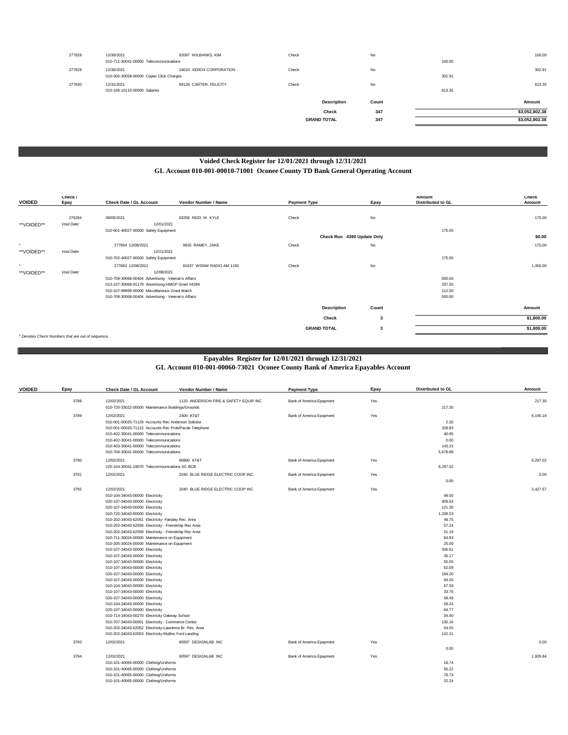| Check / Epay | Check Date / GL Account | Vendor Number / Name | Payment Type | Epay | Amount Distributed to GL | Check Amount |
|---|---|---|---|---|---|---|
| 277828 | 12/30/2021 | 82097 WILBANKS, KIM | Check | No | | 100.00 |
| | 010-711-30041-00000 Telecommunications | | | | 100.00 | |
| 277829 | 12/30/2021 | 24010 XEROX CORPORATION | Check | No | | 302.91 |
| | 010-305-30059-00000 Copier Click Charges | | | | 302.91 | |
| 277830 | 12/31/2021 | 86128 CARTER, FELICITY | Check | No | | 613.35 |
| | 010-106-10110-00000 Salaries | | | | 613.35 | |

| Description | Count | Amount |
|---|---|---|
| Check | 347 | $3,052,802.38 |
| GRAND TOTAL | 347 | $3,052,802.38 |

## Voided Check Register for 12/01/2021 through 12/31/2021

### GL Account 010-001-00010-71001 Oconee County TD Bank General Operating Account

| VOIDED | Check / Epay | Check Date / GL Account | Vendor Number / Name | Payment Type | Epay | Amount Distributed to GL | Check Amount |
|---|---|---|---|---|---|---|---|
| | 276284 | 08/05/2021 | 83256 REID, W. KYLE | Check | No | | 175.00 |
| **VOIDED** | *Void Date:* | 12/01/2021 | | | | | |
| | | 010-601-40027-00000 Safety Equipment | | | | 175.00 | |
| | | | | Check Run 4390 Update Only | | | $0.00 |
| * | 277654 | 12/08/2021 | 9925 RAMEY, JAKE | Check | No | | 175.00 |
| **VOIDED** | *Void Date:* | 12/21/2021 | | | | | |
| | | 010-702-40027-00000 Safety Equipment | | | | 175.00 | |
| * | 277682 | 12/08/2021 | 81637 WSNW RADIO AM 1150 | Check | No | | 1,450.00 |
| **VOIDED** | *Void Date:* | 12/08/2021 | | | | | |
| | | 010-709-30068-00404 Advertising - Veteran's Affairs | | | | 500.00 | |
| | | 013-107-30068-91179 Advertising-HMGP Grant #4394 | | | | 337.50 | |
| | | 010-107-99999-00000 Miscellaneous Grant Match | | | | 112.50 | |
| | | 010-709-30068-00404 Advertising - Veteran's Affairs | | | | 500.00 | |

| Description | Count | Amount |
|---|---|---|
| Check | 3 | $1,800.00 |
| GRAND TOTAL | 3 | $1,800.00 |

*\* Denotes Check Numbers that are out of sequence.*

## Epayables Register for 12/01/2021 through 12/31/2021

### GL Account 010-001-00060-73021 Oconee County Bank of America Epayables Account

| VOIDED | Epay | Check Date / GL Account | Vendor Number / Name | Payment Type | Epay | Distributed to GL | Amount |
|---|---|---|---|---|---|---|---|
| | 3788 | 12/02/2021 | 1120 ANDERSON FIRE & SAFETY EQUIP INC | Bank of America Epayment | Yes | | 217.30 |
| | | 010-720-33022-00000 Maintenance Buildings/Grounds | | | | 217.30 | |
| | 3789 | 12/02/2021 | 2400 AT&T | Bank of America Epayment | Yes | | 6,195.19 |
| | | 010-001-00020-71129 Accounts Rec Anderson Solicitor | | | | 2.30 | |
| | | 010-001-00020-71115 Accounts Rec Prob/Parole Telephone | | | | 329.83 | |
| | | 010-402-30041-00000 Telecommunications | | | | 40.95 | |
| | | 010-402-30041-00000 Telecommunications | | | | 0.00 | |
| | | 010-403-30041-00000 Telecommunications | | | | 143.23 | |
| | | 010-709-30041-00000 Telecommunications | | | | 5,678.88 | |
| | 3790 | 12/02/2021 | 80860 AT&T | Bank of America Epayment | Yes | | 9,297.02 |
| | | 225-104-30041-19070 Telecommunications-SC BCB | | | | 9,297.02 | |
| | 3791 | 12/02/2021 | 2040 BLUE RIDGE ELECTRIC COOP INC. | Bank of America Epayment | Yes | | 0.00 |
| | | | | | | 0.00 | |
| | 3792 | 12/02/2021 | 2040 BLUE RIDGE ELECTRIC COOP INC. | Bank of America Epayment | Yes | | 3,427.67 |
| | | 010-104-34043-00000 Electricity | | | | 49.00 | |
| | | 020-107-34043-00000 Electricity | | | | 309.54 | |
| | | 020-107-34043-00000 Electricity | | | | 121.30 | |
| | | 010-720-34043-00000 Electricity | | | | 1,339.53 | |
| | | 010-202-34043-62051 Electricity- Fairplay Rec. Area | | | | 48.75 | |
| | | 010-202-34043-62058 Electricity - Friendship Rec Area | | | | 57.24 | |
| | | 010-202-34043-62058 Electricity - Friendship Rec Area | | | | 51.19 | |
| | | 010-711-30024-00000 Maintenance on Equipment | | | | 64.83 | |
| | | 010-205-30024-00000 Maintenance on Equipment | | | | 25.00 | |
| | | 010-107-34043-00000 Electricity | | | | 306.61 | |
| | | 010-107-34043-00000 Electricity | | | | 35.17 | |
| | | 010-107-34043-00000 Electricity | | | | 55.05 | |
| | | 010-107-34043-00000 Electricity | | | | 52.09 | |
| | | 020-107-34043-00000 Electricity | | | | 194.20 | |
| | | 010-107-34043-00000 Electricity | | | | 94.00 | |
| | | 010-104-34043-00000 Electricity | | | | 67.59 | |
| | | 010-107-34043-00000 Electricity | | | | 33.76 | |
| | | 020-107-34043-00000 Electricity | | | | 58.49 | |
| | | 010-104-34043-00000 Electricity | | | | 58.24 | |
| | | 020-107-34043-00000 Electricity | | | | 64.77 | |
| | | 010-714-34043-00270 Electricity Oakway School | | | | 34.40 | |
| | | 010-707-34043-00001 Electricity - Commerce Center | | | | 130.16 | |
| | | 010-202-34043-62052 Electricity-Lawrence Br. Rec. Area | | | | 54.55 | |
| | | 010-202-34043-62053 Electricity-Mullins Ford Landing | | | | 122.21 | |
| | 3793 | 12/02/2021 | 80597 DESIGNLAB INC | Bank of America Epayment | Yes | | 0.00 |
| | | | | | | 0.00 | |
| | 3794 | 12/02/2021 | 80597 DESIGNLAB INC | Bank of America Epayment | Yes | | 1,929.84 |
| | | 010-101-40065-00000 Clothing/Uniforms | | | | 18.74 | |
| | | 010-101-40065-00000 Clothing/Uniforms | | | | 56.22 | |
| | | 010-101-40065-00000 Clothing/Uniforms | | | | 76.73 | |
| | | 010-101-40065-00000 Clothing/Uniforms | | | | 22.24 | |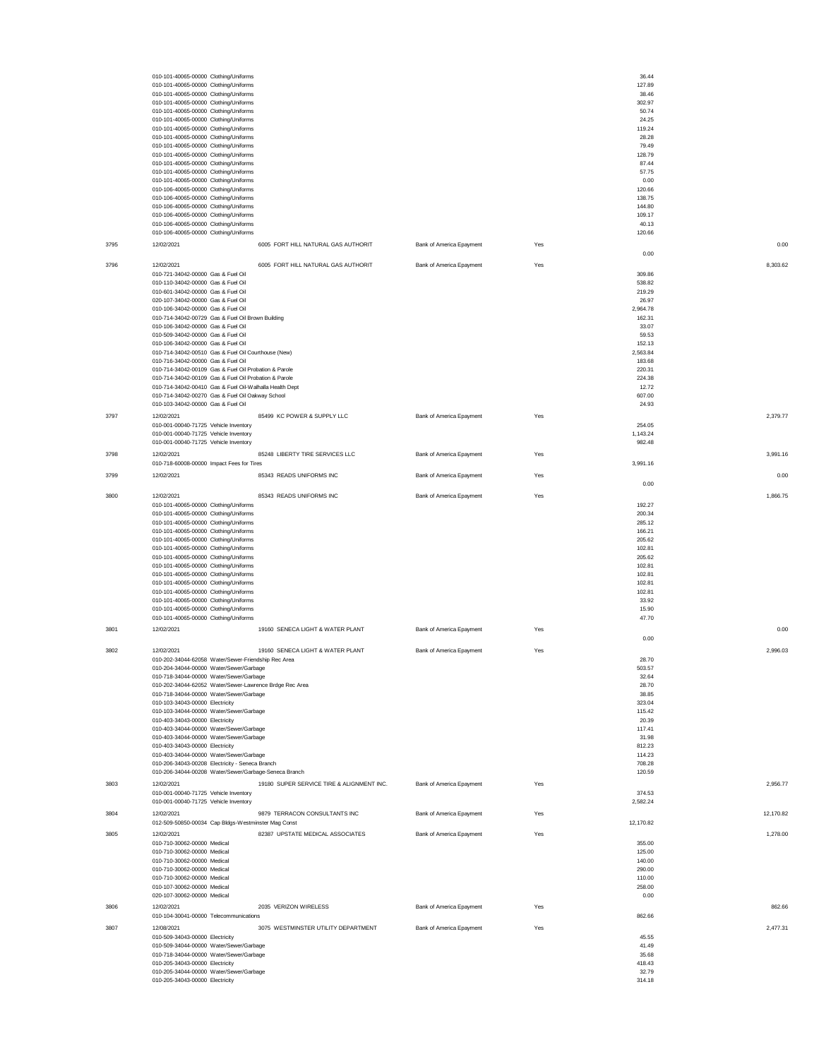| Check # | Date | Vendor / Account | Bank | Posted | Line Amount | Check Amount |
|---|---|---|---|---|---|---|
| | | 010-101-40065-00000 Clothing/Uniforms | | | 36.44 | |
| | | 010-101-40065-00000 Clothing/Uniforms | | | 127.89 | |
| | | 010-101-40065-00000 Clothing/Uniforms | | | 38.46 | |
| | | 010-101-40065-00000 Clothing/Uniforms | | | 302.97 | |
| | | 010-101-40065-00000 Clothing/Uniforms | | | 50.74 | |
| | | 010-101-40065-00000 Clothing/Uniforms | | | 24.25 | |
| | | 010-101-40065-00000 Clothing/Uniforms | | | 119.24 | |
| | | 010-101-40065-00000 Clothing/Uniforms | | | 28.28 | |
| | | 010-101-40065-00000 Clothing/Uniforms | | | 79.49 | |
| | | 010-101-40065-00000 Clothing/Uniforms | | | 128.79 | |
| | | 010-101-40065-00000 Clothing/Uniforms | | | 87.44 | |
| | | 010-101-40065-00000 Clothing/Uniforms | | | 57.75 | |
| | | 010-101-40065-00000 Clothing/Uniforms | | | 0.00 | |
| | | 010-106-40065-00000 Clothing/Uniforms | | | 120.66 | |
| | | 010-106-40065-00000 Clothing/Uniforms | | | 138.75 | |
| | | 010-106-40065-00000 Clothing/Uniforms | | | 144.80 | |
| | | 010-106-40065-00000 Clothing/Uniforms | | | 109.17 | |
| | | 010-106-40065-00000 Clothing/Uniforms | | | 40.13 | |
| | | 010-106-40065-00000 Clothing/Uniforms | | | 120.66 | |
| 3795 | 12/02/2021 | 6005 FORT HILL NATURAL GAS AUTHORIT | Bank of America Epayment | Yes | 0.00 | 0.00 |
| 3796 | 12/02/2021 | 6005 FORT HILL NATURAL GAS AUTHORIT | Bank of America Epayment | Yes | | 8,303.62 |
| | | 010-721-34042-00000 Gas & Fuel Oil | | | 309.86 | |
| | | 010-110-34042-00000 Gas & Fuel Oil | | | 538.82 | |
| | | 010-601-34042-00000 Gas & Fuel Oil | | | 219.29 | |
| | | 020-107-34042-00000 Gas & Fuel Oil | | | 26.97 | |
| | | 010-106-34042-00000 Gas & Fuel Oil | | | 2,964.78 | |
| | | 010-714-34042-00729 Gas & Fuel Oil Brown Building | | | 162.31 | |
| | | 010-106-34042-00000 Gas & Fuel Oil | | | 33.07 | |
| | | 010-509-34042-00000 Gas & Fuel Oil | | | 59.53 | |
| | | 010-106-34042-00000 Gas & Fuel Oil | | | 152.13 | |
| | | 010-714-34042-00510 Gas & Fuel Oil Courthouse (New) | | | 2,563.84 | |
| | | 010-716-34042-00000 Gas & Fuel Oil | | | 183.68 | |
| | | 010-714-34042-00109 Gas & Fuel Oil Probation & Parole | | | 220.31 | |
| | | 010-714-34042-00109 Gas & Fuel Oil Probation & Parole | | | 224.38 | |
| | | 010-714-34042-00410 Gas & Fuel Oil-Walhalla Health Dept | | | 12.72 | |
| | | 010-714-34042-00270 Gas & Fuel Oil Oakway School | | | 607.00 | |
| | | 010-103-34042-00000 Gas & Fuel Oil | | | 24.93 | |
| 3797 | 12/02/2021 | 85499 KC POWER & SUPPLY LLC | Bank of America Epayment | Yes | | 2,379.77 |
| | | 010-001-00040-71725 Vehicle Inventory | | | 254.05 | |
| | | 010-001-00040-71725 Vehicle Inventory | | | 1,143.24 | |
| | | 010-001-00040-71725 Vehicle Inventory | | | 982.48 | |
| 3798 | 12/02/2021 | 85248 LIBERTY TIRE SERVICES LLC | Bank of America Epayment | Yes | | 3,991.16 |
| | | 010-718-60008-00000 Impact Fees for Tires | | | 3,991.16 | |
| 3799 | 12/02/2021 | 85343 READS UNIFORMS INC | Bank of America Epayment | Yes | 0.00 | 0.00 |
| 3800 | 12/02/2021 | 85343 READS UNIFORMS INC | Bank of America Epayment | Yes | | 1,866.75 |
| | | 010-101-40065-00000 Clothing/Uniforms | | | 192.27 | |
| | | 010-101-40065-00000 Clothing/Uniforms | | | 200.34 | |
| | | 010-101-40065-00000 Clothing/Uniforms | | | 285.12 | |
| | | 010-101-40065-00000 Clothing/Uniforms | | | 166.21 | |
| | | 010-101-40065-00000 Clothing/Uniforms | | | 205.62 | |
| | | 010-101-40065-00000 Clothing/Uniforms | | | 102.81 | |
| | | 010-101-40065-00000 Clothing/Uniforms | | | 205.62 | |
| | | 010-101-40065-00000 Clothing/Uniforms | | | 102.81 | |
| | | 010-101-40065-00000 Clothing/Uniforms | | | 102.81 | |
| | | 010-101-40065-00000 Clothing/Uniforms | | | 102.81 | |
| | | 010-101-40065-00000 Clothing/Uniforms | | | 102.81 | |
| | | 010-101-40065-00000 Clothing/Uniforms | | | 33.92 | |
| | | 010-101-40065-00000 Clothing/Uniforms | | | 15.90 | |
| | | 010-101-40065-00000 Clothing/Uniforms | | | 47.70 | |
| 3801 | 12/02/2021 | 19160 SENECA LIGHT & WATER PLANT | Bank of America Epayment | Yes | 0.00 | 0.00 |
| 3802 | 12/02/2021 | 19160 SENECA LIGHT & WATER PLANT | Bank of America Epayment | Yes | | 2,996.03 |
| | | 010-202-34044-62058 Water/Sewer-Friendship Rec Area | | | 28.70 | |
| | | 010-204-34044-00000 Water/Sewer/Garbage | | | 503.57 | |
| | | 010-718-34044-00000 Water/Sewer/Garbage | | | 32.64 | |
| | | 010-202-34044-62052 Water/Sewer-Lawrence Brdge Rec Area | | | 28.70 | |
| | | 010-718-34044-00000 Water/Sewer/Garbage | | | 38.85 | |
| | | 010-103-34043-00000 Electricity | | | 323.04 | |
| | | 010-103-34044-00000 Water/Sewer/Garbage | | | 115.42 | |
| | | 010-403-34043-00000 Electricity | | | 20.39 | |
| | | 010-403-34044-00000 Water/Sewer/Garbage | | | 117.41 | |
| | | 010-403-34044-00000 Water/Sewer/Garbage | | | 31.98 | |
| | | 010-403-34043-00000 Electricity | | | 812.23 | |
| | | 010-403-34044-00000 Water/Sewer/Garbage | | | 114.23 | |
| | | 010-206-34043-00208 Electricity - Seneca Branch | | | 708.28 | |
| | | 010-206-34044-00208 Water/Sewer/Garbage-Seneca Branch | | | 120.59 | |
| 3803 | 12/02/2021 | 19180 SUPER SERVICE TIRE & ALIGNMENT INC. | Bank of America Epayment | Yes | | 2,956.77 |
| | | 010-001-00040-71725 Vehicle Inventory | | | 374.53 | |
| | | 010-001-00040-71725 Vehicle Inventory | | | 2,582.24 | |
| 3804 | 12/02/2021 | 9879 TERRACON CONSULTANTS INC | Bank of America Epayment | Yes | | 12,170.82 |
| | | 012-509-50850-00034 Cap Bldgs-Westminster Mag Const | | | 12,170.82 | |
| 3805 | 12/02/2021 | 82387 UPSTATE MEDICAL ASSOCIATES | Bank of America Epayment | Yes | | 1,278.00 |
| | | 010-710-30062-00000 Medical | | | 355.00 | |
| | | 010-710-30062-00000 Medical | | | 125.00 | |
| | | 010-710-30062-00000 Medical | | | 140.00 | |
| | | 010-710-30062-00000 Medical | | | 290.00 | |
| | | 010-710-30062-00000 Medical | | | 110.00 | |
| | | 010-107-30062-00000 Medical | | | 258.00 | |
| | | 020-107-30062-00000 Medical | | | 0.00 | |
| 3806 | 12/02/2021 | 2035 VERIZON WIRELESS | Bank of America Epayment | Yes | | 862.66 |
| | | 010-104-30041-00000 Telecommunications | | | 862.66 | |
| 3807 | 12/08/2021 | 3075 WESTMINSTER UTILITY DEPARTMENT | Bank of America Epayment | Yes | | 2,477.31 |
| | | 010-509-34043-00000 Electricity | | | 45.55 | |
| | | 010-509-34044-00000 Water/Sewer/Garbage | | | 41.49 | |
| | | 010-718-34044-00000 Water/Sewer/Garbage | | | 35.68 | |
| | | 010-205-34043-00000 Electricity | | | 418.43 | |
| | | 010-205-34044-00000 Water/Sewer/Garbage | | | 32.79 | |
| | | 010-205-34043-00000 Electricity | | | 314.18 | |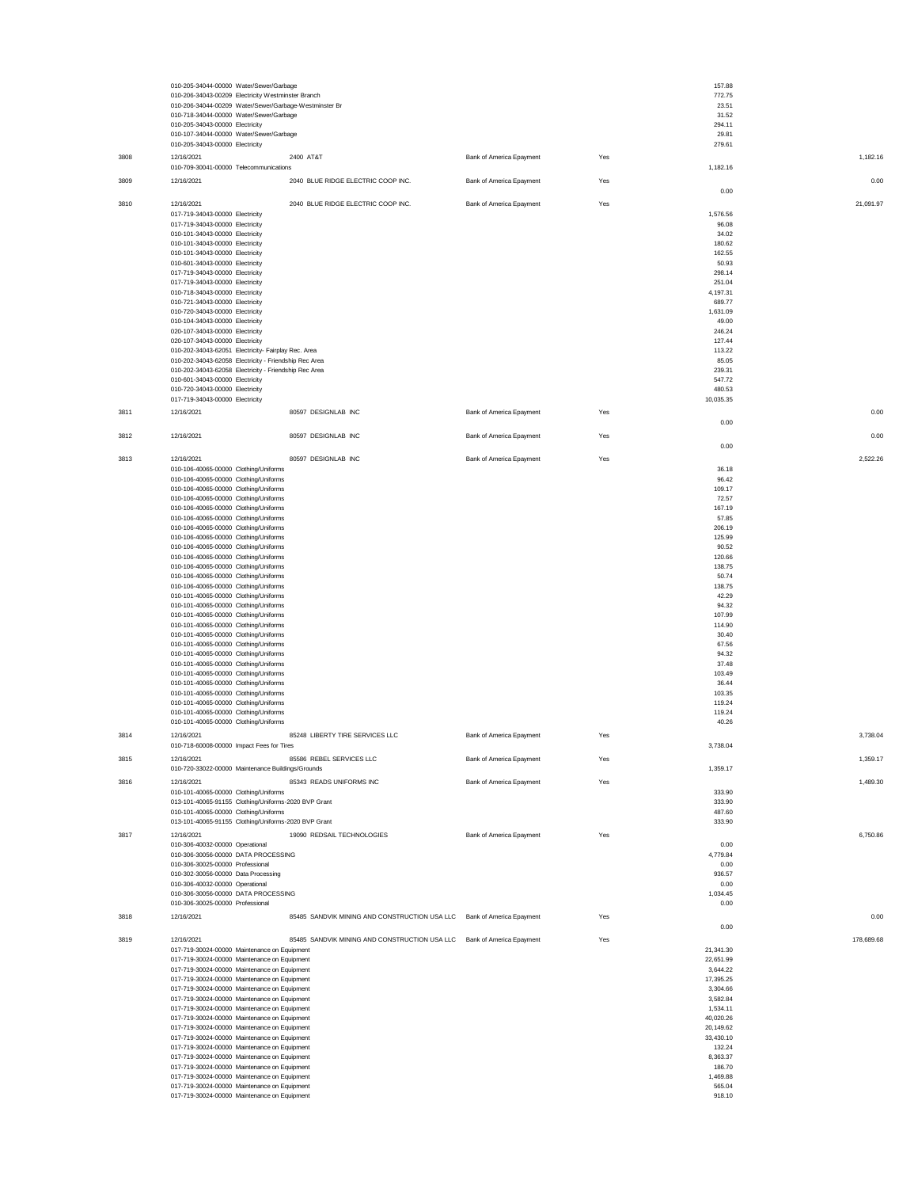| | | | | | | |
|---|---|---|---|---|---|---|
| | 010-205-34044-00000 Water/Sewer/Garbage | | | | 157.88 | |
| | 010-206-34043-00209 Electricity Westminster Branch | | | | 772.75 | |
| | 010-206-34044-00209 Water/Sewer/Garbage-Westminster Br | | | | 23.51 | |
| | 010-718-34044-00000 Water/Sewer/Garbage | | | | 31.52 | |
| | 010-205-34043-00000 Electricity | | | | 294.11 | |
| | 010-107-34044-00000 Water/Sewer/Garbage | | | | 29.81 | |
| | 010-205-34043-00000 Electricity | | | | 279.61 | |
| 3808 | 12/16/2021 | 2400 AT&T | Bank of America Epayment | Yes | | 1,182.16 |
| | 010-709-30041-00000 Telecommunications | | | | 1,182.16 | |
| 3809 | 12/16/2021 | 2040 BLUE RIDGE ELECTRIC COOP INC. | Bank of America Epayment | Yes | | 0.00 |
| | | | | | 0.00 | |
| 3810 | 12/16/2021 | 2040 BLUE RIDGE ELECTRIC COOP INC. | Bank of America Epayment | Yes | | 21,091.97 |
| | 017-719-34043-00000 Electricity | | | | 1,576.56 | |
| | 017-719-34043-00000 Electricity | | | | 96.08 | |
| | 010-101-34043-00000 Electricity | | | | 34.02 | |
| | 010-101-34043-00000 Electricity | | | | 180.62 | |
| | 010-101-34043-00000 Electricity | | | | 162.55 | |
| | 010-601-34043-00000 Electricity | | | | 50.93 | |
| | 017-719-34043-00000 Electricity | | | | 298.14 | |
| | 017-719-34043-00000 Electricity | | | | 251.04 | |
| | 010-718-34043-00000 Electricity | | | | 4,197.31 | |
| | 010-721-34043-00000 Electricity | | | | 689.77 | |
| | 010-720-34043-00000 Electricity | | | | 1,631.09 | |
| | 010-104-34043-00000 Electricity | | | | 49.00 | |
| | 020-107-34043-00000 Electricity | | | | 246.24 | |
| | 020-107-34043-00000 Electricity | | | | 127.44 | |
| | 010-202-34043-62051 Electricity- Fairplay Rec. Area | | | | 113.22 | |
| | 010-202-34043-62058 Electricity - Friendship Rec Area | | | | 85.05 | |
| | 010-202-34043-62058 Electricity - Friendship Rec Area | | | | 239.31 | |
| | 010-601-34043-00000 Electricity | | | | 547.72 | |
| | 010-720-34043-00000 Electricity | | | | 480.53 | |
| | 017-719-34043-00000 Electricity | | | | 10,035.35 | |
| 3811 | 12/16/2021 | 80597 DESIGNLAB INC | Bank of America Epayment | Yes | | 0.00 |
| | | | | | 0.00 | |
| 3812 | 12/16/2021 | 80597 DESIGNLAB INC | Bank of America Epayment | Yes | | 0.00 |
| | | | | | 0.00 | |
| 3813 | 12/16/2021 | 80597 DESIGNLAB INC | Bank of America Epayment | Yes | | 2,522.26 |
| | 010-106-40065-00000 Clothing/Uniforms | | | | 36.18 | |
| | 010-106-40065-00000 Clothing/Uniforms | | | | 96.42 | |
| | 010-106-40065-00000 Clothing/Uniforms | | | | 109.17 | |
| | 010-106-40065-00000 Clothing/Uniforms | | | | 72.57 | |
| | 010-106-40065-00000 Clothing/Uniforms | | | | 167.19 | |
| | 010-106-40065-00000 Clothing/Uniforms | | | | 57.85 | |
| | 010-106-40065-00000 Clothing/Uniforms | | | | 206.19 | |
| | 010-106-40065-00000 Clothing/Uniforms | | | | 125.99 | |
| | 010-106-40065-00000 Clothing/Uniforms | | | | 90.52 | |
| | 010-106-40065-00000 Clothing/Uniforms | | | | 120.66 | |
| | 010-106-40065-00000 Clothing/Uniforms | | | | 138.75 | |
| | 010-106-40065-00000 Clothing/Uniforms | | | | 50.74 | |
| | 010-106-40065-00000 Clothing/Uniforms | | | | 138.75 | |
| | 010-101-40065-00000 Clothing/Uniforms | | | | 42.29 | |
| | 010-101-40065-00000 Clothing/Uniforms | | | | 94.32 | |
| | 010-101-40065-00000 Clothing/Uniforms | | | | 107.99 | |
| | 010-101-40065-00000 Clothing/Uniforms | | | | 114.90 | |
| | 010-101-40065-00000 Clothing/Uniforms | | | | 30.40 | |
| | 010-101-40065-00000 Clothing/Uniforms | | | | 67.56 | |
| | 010-101-40065-00000 Clothing/Uniforms | | | | 94.32 | |
| | 010-101-40065-00000 Clothing/Uniforms | | | | 37.48 | |
| | 010-101-40065-00000 Clothing/Uniforms | | | | 103.49 | |
| | 010-101-40065-00000 Clothing/Uniforms | | | | 36.44 | |
| | 010-101-40065-00000 Clothing/Uniforms | | | | 103.35 | |
| | 010-101-40065-00000 Clothing/Uniforms | | | | 119.24 | |
| | 010-101-40065-00000 Clothing/Uniforms | | | | 119.24 | |
| | 010-101-40065-00000 Clothing/Uniforms | | | | 40.26 | |
| 3814 | 12/16/2021 | 85248 LIBERTY TIRE SERVICES LLC | Bank of America Epayment | Yes | | 3,738.04 |
| | 010-718-60008-00000 Impact Fees for Tires | | | | 3,738.04 | |
| 3815 | 12/16/2021 | 85586 REBEL SERVICES LLC | Bank of America Epayment | Yes | | 1,359.17 |
| | 010-720-33022-00000 Maintenance Buildings/Grounds | | | | 1,359.17 | |
| 3816 | 12/16/2021 | 85343 READS UNIFORMS INC | Bank of America Epayment | Yes | | 1,489.30 |
| | 010-101-40065-00000 Clothing/Uniforms | | | | 333.90 | |
| | 013-101-40065-91155 Clothing/Uniforms-2020 BVP Grant | | | | 333.90 | |
| | 010-101-40065-00000 Clothing/Uniforms | | | | 487.60 | |
| | 013-101-40065-91155 Clothing/Uniforms-2020 BVP Grant | | | | 333.90 | |
| 3817 | 12/16/2021 | 19090 REDSAIL TECHNOLOGIES | Bank of America Epayment | Yes | | 6,750.86 |
| | 010-306-40032-00000 Operational | | | | 0.00 | |
| | 010-306-30056-00000 DATA PROCESSING | | | | 4,779.84 | |
| | 010-306-30025-00000 Professional | | | | 0.00 | |
| | 010-302-30056-00000 Data Processing | | | | 936.57 | |
| | 010-306-40032-00000 Operational | | | | 0.00 | |
| | 010-306-30056-00000 DATA PROCESSING | | | | 1,034.45 | |
| | 010-306-30025-00000 Professional | | | | 0.00 | |
| 3818 | 12/16/2021 | 85485 SANDVIK MINING AND CONSTRUCTION USA LLC | Bank of America Epayment | Yes | | 0.00 |
| | | | | | 0.00 | |
| 3819 | 12/16/2021 | 85485 SANDVIK MINING AND CONSTRUCTION USA LLC | Bank of America Epayment | Yes | | 178,689.68 |
| | 017-719-30024-00000 Maintenance on Equipment | | | | 21,341.30 | |
| | 017-719-30024-00000 Maintenance on Equipment | | | | 22,651.99 | |
| | 017-719-30024-00000 Maintenance on Equipment | | | | 3,644.22 | |
| | 017-719-30024-00000 Maintenance on Equipment | | | | 17,395.25 | |
| | 017-719-30024-00000 Maintenance on Equipment | | | | 3,304.66 | |
| | 017-719-30024-00000 Maintenance on Equipment | | | | 3,582.84 | |
| | 017-719-30024-00000 Maintenance on Equipment | | | | 1,534.11 | |
| | 017-719-30024-00000 Maintenance on Equipment | | | | 40,020.26 | |
| | 017-719-30024-00000 Maintenance on Equipment | | | | 20,149.62 | |
| | 017-719-30024-00000 Maintenance on Equipment | | | | 33,430.10 | |
| | 017-719-30024-00000 Maintenance on Equipment | | | | 132.24 | |
| | 017-719-30024-00000 Maintenance on Equipment | | | | 8,363.37 | |
| | 017-719-30024-00000 Maintenance on Equipment | | | | 186.70 | |
| | 017-719-30024-00000 Maintenance on Equipment | | | | 1,469.88 | |
| | 017-719-30024-00000 Maintenance on Equipment | | | | 565.04 | |
| | 017-719-30024-00000 Maintenance on Equipment | | | | 918.10 | |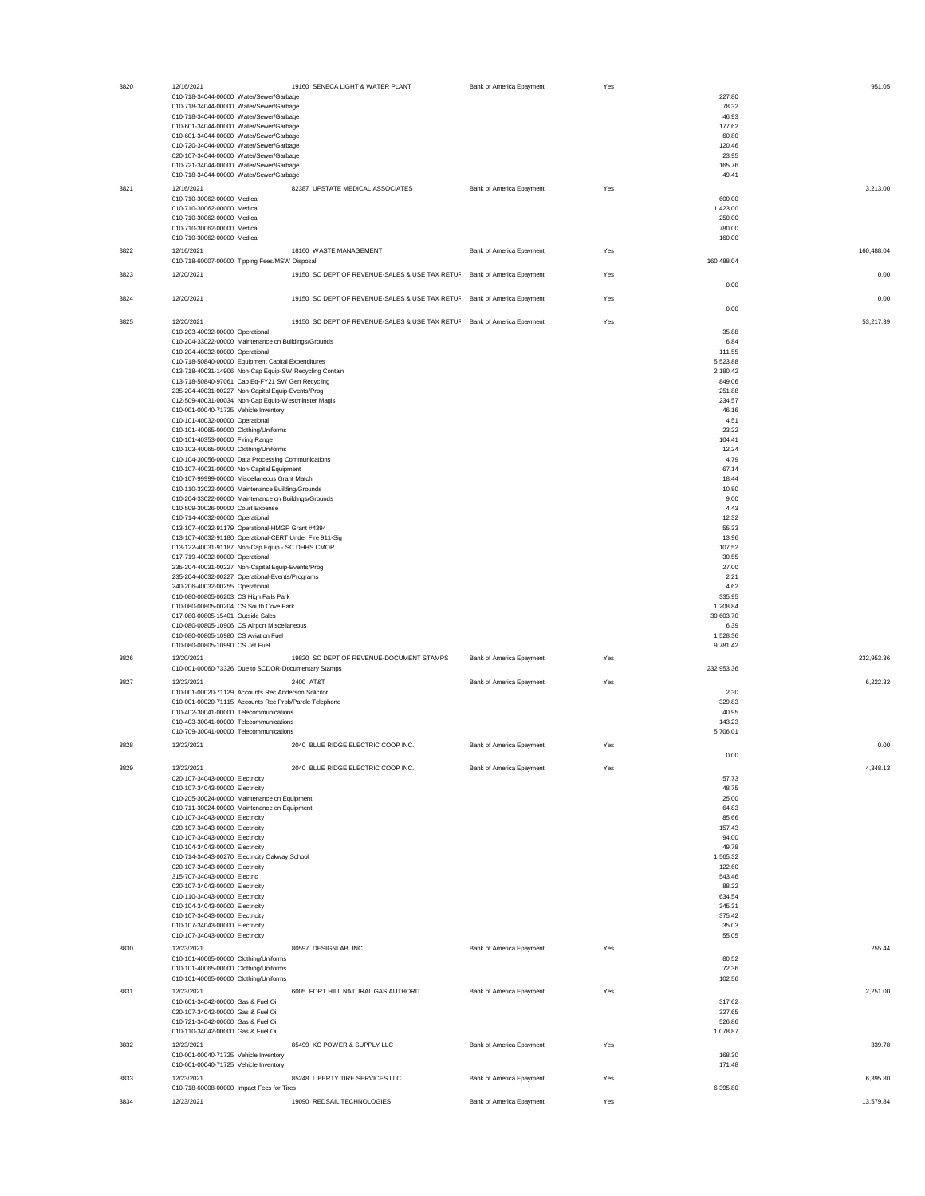| | | | | | | |
|---|---|---|---|---|---|---|
| 3820 | 12/16/2021 | 19160 SENECA LIGHT & WATER PLANT | Bank of America Epayment | Yes | | 951.05 |
| | 010-718-34044-00000 Water/Sewer/Garbage | | | | 227.80 | |
| | 010-718-34044-00000 Water/Sewer/Garbage | | | | 78.32 | |
| | 010-718-34044-00000 Water/Sewer/Garbage | | | | 46.93 | |
| | 010-601-34044-00000 Water/Sewer/Garbage | | | | 177.62 | |
| | 010-601-34044-00000 Water/Sewer/Garbage | | | | 60.80 | |
| | 010-720-34044-00000 Water/Sewer/Garbage | | | | 120.46 | |
| | 020-107-34044-00000 Water/Sewer/Garbage | | | | 23.95 | |
| | 010-721-34044-00000 Water/Sewer/Garbage | | | | 165.76 | |
| | 010-718-34044-00000 Water/Sewer/Garbage | | | | 49.41 | |
| 3821 | 12/16/2021 | 82387 UPSTATE MEDICAL ASSOCIATES | Bank of America Epayment | Yes | | 3,213.00 |
| | 010-710-30062-00000 Medical | | | | 600.00 | |
| | 010-710-30062-00000 Medical | | | | 1,423.00 | |
| | 010-710-30062-00000 Medical | | | | 250.00 | |
| | 010-710-30062-00000 Medical | | | | 780.00 | |
| | 010-710-30062-00000 Medical | | | | 160.00 | |
| 3822 | 12/16/2021 | 18160 WASTE MANAGEMENT | Bank of America Epayment | Yes | | 160,488.04 |
| | 010-718-60007-00000 Tipping Fees/MSW Disposal | | | | 160,488.04 | |
| 3823 | 12/20/2021 | 19150 SC DEPT OF REVENUE-SALES & USE TAX RETUF | Bank of America Epayment | Yes | | 0.00 |
| | | | | | 0.00 | |
| 3824 | 12/20/2021 | 19150 SC DEPT OF REVENUE-SALES & USE TAX RETUF | Bank of America Epayment | Yes | | 0.00 |
| | | | | | 0.00 | |
| 3825 | 12/20/2021 | 19150 SC DEPT OF REVENUE-SALES & USE TAX RETUF | Bank of America Epayment | Yes | | 53,217.39 |
| | 010-203-40032-00000 Operational | | | | 35.88 | |
| | 010-204-33022-00000 Maintenance on Buildings/Grounds | | | | 6.84 | |
| | 010-204-40032-00000 Operational | | | | 111.55 | |
| | 010-718-50840-00000 Equipment Capital Expenditures | | | | 5,523.88 | |
| | 013-718-40031-14906 Non-Cap Equip-SW Recycling Contain | | | | 2,180.42 | |
| | 013-718-50840-97061 Cap Eq-FY21 SW Gen Recycling | | | | 849.06 | |
| | 235-204-40031-00227 Non-Capital Equip-Events/Prog | | | | 251.88 | |
| | 012-509-40031-00034 Non-Cap Equip-Westminster Magis | | | | 234.57 | |
| | 010-001-00040-71725 Vehicle Inventory | | | | 46.16 | |
| | 010-101-40032-00000 Operational | | | | 4.51 | |
| | 010-101-40065-00000 Clothing/Uniforms | | | | 23.22 | |
| | 010-101-40353-00000 Firing Range | | | | 104.41 | |
| | 010-103-40065-00000 Clothing/Uniforms | | | | 12.24 | |
| | 010-104-30056-00000 Data Processing Communications | | | | 4.79 | |
| | 010-107-40031-00000 Non-Capital Equipment | | | | 67.14 | |
| | 010-107-99999-00000 Miscellaneous Grant Match | | | | 18.44 | |
| | 010-110-33022-00000 Maintenance Building/Grounds | | | | 10.80 | |
| | 010-204-33022-00000 Maintenance on Buildings/Grounds | | | | 9.00 | |
| | 010-509-30026-00000 Court Expense | | | | 4.43 | |
| | 010-714-40032-00000 Operational | | | | 12.32 | |
| | 013-107-40032-91179 Operational-HMGP Grant #4394 | | | | 55.33 | |
| | 013-107-40032-91180 Operational-CERT Under Fire 911-Sig | | | | 13.96 | |
| | 013-122-40031-91187 Non-Cap Equip - SC DHHS CMOP | | | | 107.52 | |
| | 017-719-40032-00000 Operational | | | | 30.55 | |
| | 235-204-40031-00227 Non-Capital Equip-Events/Prog | | | | 27.00 | |
| | 235-204-40032-00227 Operational-Events/Programs | | | | 2.21 | |
| | 240-206-40032-00255 Operational | | | | 4.62 | |
| | 010-080-00805-00203 CS High Falls Park | | | | 335.95 | |
| | 010-080-00805-00204 CS South Cove Park | | | | 1,208.84 | |
| | 017-080-00805-15401 Outside Sales | | | | 30,603.70 | |
| | 010-080-00805-10906 CS Airport Miscellaneous | | | | 6.39 | |
| | 010-080-00805-10980 CS Aviation Fuel | | | | 1,528.36 | |
| | 010-080-00805-10990 CS Jet Fuel | | | | 9,781.42 | |
| 3826 | 12/20/2021 | 19820 SC DEPT OF REVENUE-DOCUMENT STAMPS | Bank of America Epayment | Yes | | 232,953.36 |
| | 010-001-00060-73326 Due to SCDOR-Documentary Stamps | | | | 232,953.36 | |
| 3827 | 12/23/2021 | 2400 AT&T | Bank of America Epayment | Yes | | 6,222.32 |
| | 010-001-00020-71129 Accounts Rec Anderson Solicitor | | | | 2.30 | |
| | 010-001-00020-71115 Accounts Rec Prob/Parole Telephone | | | | 329.83 | |
| | 010-402-30041-00000 Telecommunications | | | | 40.95 | |
| | 010-403-30041-00000 Telecommunications | | | | 143.23 | |
| | 010-709-30041-00000 Telecommunications | | | | 5,706.01 | |
| 3828 | 12/23/2021 | 2040 BLUE RIDGE ELECTRIC COOP INC. | Bank of America Epayment | Yes | | 0.00 |
| | | | | | 0.00 | |
| 3829 | 12/23/2021 | 2040 BLUE RIDGE ELECTRIC COOP INC. | Bank of America Epayment | Yes | | 4,348.13 |
| | 020-107-34043-00000 Electricity | | | | 57.73 | |
| | 010-107-34043-00000 Electricity | | | | 48.75 | |
| | 010-205-30024-00000 Maintenance on Equipment | | | | 25.00 | |
| | 010-711-30024-00000 Maintenance on Equipment | | | | 64.83 | |
| | 010-107-34043-00000 Electricity | | | | 85.66 | |
| | 020-107-34043-00000 Electricity | | | | 157.43 | |
| | 010-107-34043-00000 Electricity | | | | 94.00 | |
| | 010-104-34043-00000 Electricity | | | | 49.78 | |
| | 010-714-34043-00270 Electricity Oakway School | | | | 1,565.32 | |
| | 020-107-34043-00000 Electricity | | | | 122.60 | |
| | 315-707-34043-00000 Electric | | | | 543.46 | |
| | 020-107-34043-00000 Electricity | | | | 88.22 | |
| | 010-110-34043-00000 Electricity | | | | 634.54 | |
| | 010-104-34043-00000 Electricity | | | | 345.31 | |
| | 010-107-34043-00000 Electricity | | | | 375.42 | |
| | 010-107-34043-00000 Electricity | | | | 35.03 | |
| | 010-107-34043-00000 Electricity | | | | 55.05 | |
| 3830 | 12/23/2021 | 80597 DESIGNLAB INC | Bank of America Epayment | Yes | | 255.44 |
| | 010-101-40065-00000 Clothing/Uniforms | | | | 80.52 | |
| | 010-101-40065-00000 Clothing/Uniforms | | | | 72.36 | |
| | 010-101-40065-00000 Clothing/Uniforms | | | | 102.56 | |
| 3831 | 12/23/2021 | 6005 FORT HILL NATURAL GAS AUTHORIT | Bank of America Epayment | Yes | | 2,251.00 |
| | 010-601-34042-00000 Gas & Fuel Oil | | | | 317.62 | |
| | 020-107-34042-00000 Gas & Fuel Oil | | | | 327.65 | |
| | 010-721-34042-00000 Gas & Fuel Oil | | | | 526.86 | |
| | 010-110-34042-00000 Gas & Fuel Oil | | | | 1,078.87 | |
| 3832 | 12/23/2021 | 85499 KC POWER & SUPPLY LLC | Bank of America Epayment | Yes | | 339.78 |
| | 010-001-00040-71725 Vehicle Inventory | | | | 168.30 | |
| | 010-001-00040-71725 Vehicle Inventory | | | | 171.48 | |
| 3833 | 12/23/2021 | 85248 LIBERTY TIRE SERVICES LLC | Bank of America Epayment | Yes | | 6,395.80 |
| | 010-718-60008-00000 Impact Fees for Tires | | | | 6,395.80 | |
| 3834 | 12/23/2021 | 19090 REDSAIL TECHNOLOGIES | Bank of America Epayment | Yes | | 13,579.84 |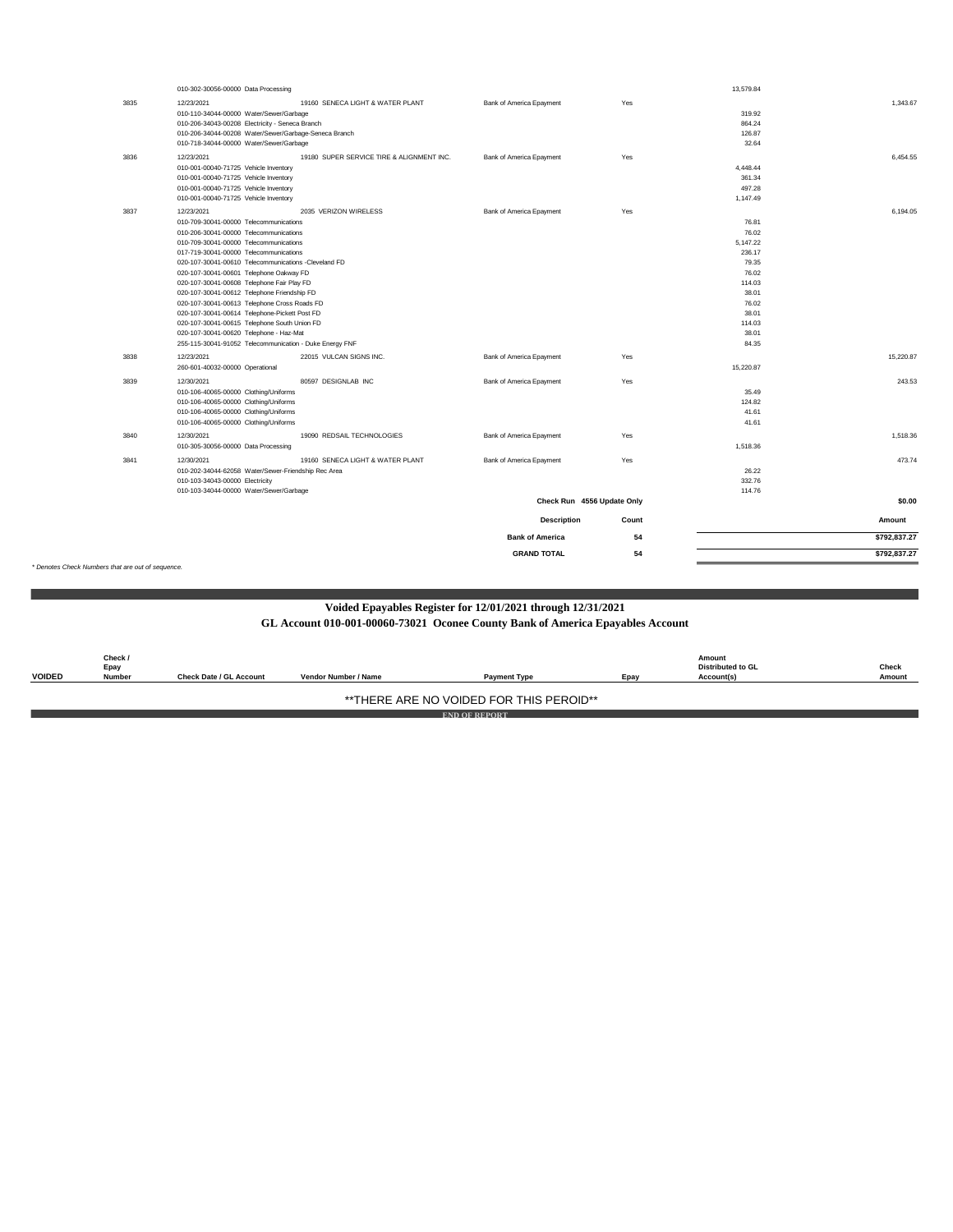| | | | | | | |
|---|---|---|---|---|---|---|
| | 010-302-30056-00000 Data Processing | | | | 13,579.84 | |
| 3835 | 12/23/2021 | 19160 SENECA LIGHT & WATER PLANT | Bank of America Epayment | Yes | | 1,343.67 |
| | 010-110-34044-00000 Water/Sewer/Garbage | | | | 319.92 | |
| | 010-206-34043-00208 Electricity - Seneca Branch | | | | 864.24 | |
| | 010-206-34044-00208 Water/Sewer/Garbage-Seneca Branch | | | | 126.87 | |
| | 010-718-34044-00000 Water/Sewer/Garbage | | | | 32.64 | |
| 3836 | 12/23/2021 | 19180 SUPER SERVICE TIRE & ALIGNMENT INC. | Bank of America Epayment | Yes | | 6,454.55 |
| | 010-001-00040-71725 Vehicle Inventory | | | | 4,448.44 | |
| | 010-001-00040-71725 Vehicle Inventory | | | | 361.34 | |
| | 010-001-00040-71725 Vehicle Inventory | | | | 497.28 | |
| | 010-001-00040-71725 Vehicle Inventory | | | | 1,147.49 | |
| 3837 | 12/23/2021 | 2035 VERIZON WIRELESS | Bank of America Epayment | Yes | | 6,194.05 |
| | 010-709-30041-00000 Telecommunications | | | | 76.81 | |
| | 010-206-30041-00000 Telecommunications | | | | 76.02 | |
| | 010-709-30041-00000 Telecommunications | | | | 5,147.22 | |
| | 017-719-30041-00000 Telecommunications | | | | 236.17 | |
| | 020-107-30041-00610 Telecommunications -Cleveland FD | | | | 79.35 | |
| | 020-107-30041-00601 Telephone Oakway FD | | | | 76.02 | |
| | 020-107-30041-00608 Telephone Fair Play FD | | | | 114.03 | |
| | 020-107-30041-00612 Telephone Friendship FD | | | | 38.01 | |
| | 020-107-30041-00613 Telephone Cross Roads FD | | | | 76.02 | |
| | 020-107-30041-00614 Telephone-Pickett Post FD | | | | 38.01 | |
| | 020-107-30041-00615 Telephone South Union FD | | | | 114.03 | |
| | 020-107-30041-00620 Telephone - Haz-Mat | | | | 38.01 | |
| | 255-115-30041-91052 Telecommunication - Duke Energy FNF | | | | 84.35 | |
| 3838 | 12/23/2021 | 22015 VULCAN SIGNS INC. | Bank of America Epayment | Yes | | 15,220.87 |
| | 260-601-40032-00000 Operational | | | | 15,220.87 | |
| 3839 | 12/30/2021 | 80597 DESIGNLAB INC | Bank of America Epayment | Yes | | 243.53 |
| | 010-106-40065-00000 Clothing/Uniforms | | | | 35.49 | |
| | 010-106-40065-00000 Clothing/Uniforms | | | | 124.82 | |
| | 010-106-40065-00000 Clothing/Uniforms | | | | 41.61 | |
| | 010-106-40065-00000 Clothing/Uniforms | | | | 41.61 | |
| 3840 | 12/30/2021 | 19090 REDSAIL TECHNOLOGIES | Bank of America Epayment | Yes | | 1,518.36 |
| | 010-305-30056-00000 Data Processing | | | | 1,518.36 | |
| 3841 | 12/30/2021 | 19160 SENECA LIGHT & WATER PLANT | Bank of America Epayment | Yes | | 473.74 |
| | 010-202-34044-62058 Water/Sewer-Friendship Rec Area | | | | 26.22 | |
| | 010-103-34043-00000 Electricity | | | | 332.76 | |
| | 010-103-34044-00000 Water/Sewer/Garbage | | | | 114.76 | |
| | | | Check Run 4556 Update Only | | | **$0.00** |

| Description | Count | Amount |
|---|---|---|
| **Bank of America** | **54** | **$792,837.27** |
| **GRAND TOTAL** | **54** | **$792,837.27** |

*\* Denotes Check Numbers that are out of sequence.*

## Voided Epayables Register for 12/01/2021 through 12/31/2021

### GL Account 010-001-00060-73021 Oconee County Bank of America Epayables Account

| VOIDED | Check / Epay Number | Check Date / GL Account | Vendor Number / Name | Payment Type | Epay | Amount Distributed to GL Account(s) | Check Amount |
|---|---|---|---|---|---|---|---|

**THERE ARE NO VOIDED FOR THIS PEROID**

END OF REPORT